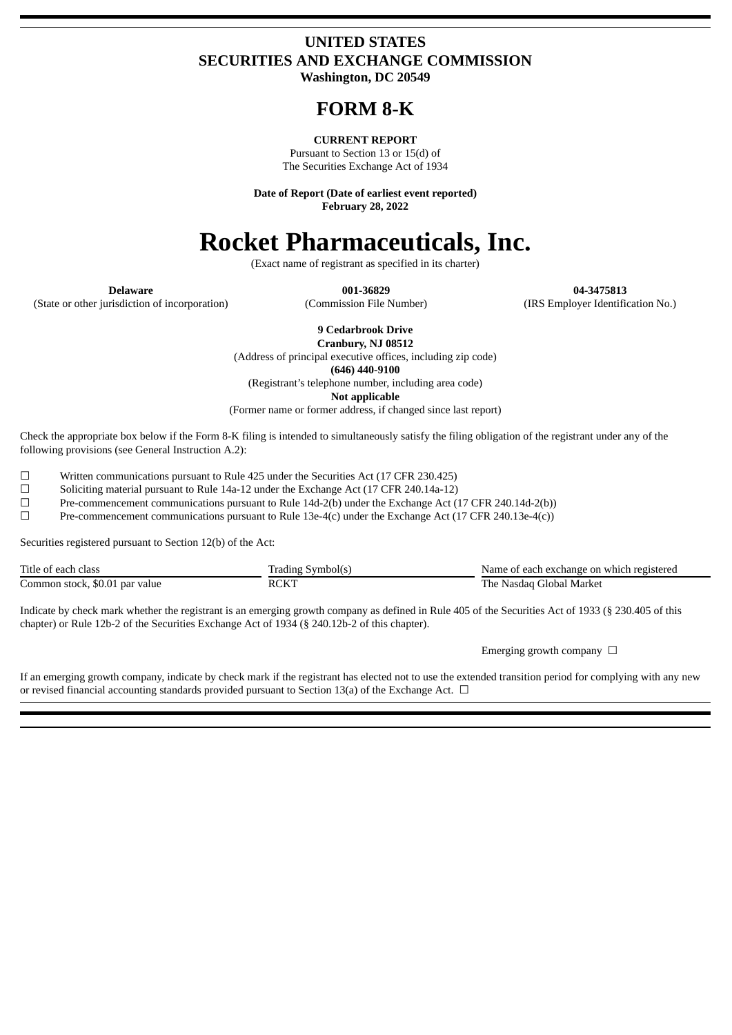# UNITED STATES
# SECURITIES AND EXCHANGE COMMISSION
**Washington, DC 20549**

# FORM 8-K

**CURRENT REPORT**

Pursuant to Section 13 or 15(d) of
The Securities Exchange Act of 1934

**Date of Report (Date of earliest event reported)**
**February 28, 2022**

# Rocket Pharmaceuticals, Inc.

(Exact name of registrant as specified in its charter)

| **Delaware** | **001-36829** | **04-3475813** |
|---|---|---|
| (State or other jurisdiction of incorporation) | (Commission File Number) | (IRS Employer Identification No.) |

**9 Cedarbrook Drive**
**Cranbury, NJ 08512**
(Address of principal executive offices, including zip code)
**(646) 440-9100**
(Registrant's telephone number, including area code)
**Not applicable**
(Former name or former address, if changed since last report)

Check the appropriate box below if the Form 8-K filing is intended to simultaneously satisfy the filing obligation of the registrant under any of the following provisions (see General Instruction A.2):

☐ Written communications pursuant to Rule 425 under the Securities Act (17 CFR 230.425)
☐ Soliciting material pursuant to Rule 14a-12 under the Exchange Act (17 CFR 240.14a-12)
☐ Pre-commencement communications pursuant to Rule 14d-2(b) under the Exchange Act (17 CFR 240.14d-2(b))
☐ Pre-commencement communications pursuant to Rule 13e-4(c) under the Exchange Act (17 CFR 240.13e-4(c))

Securities registered pursuant to Section 12(b) of the Act:

| Title of each class | Trading Symbol(s) | Name of each exchange on which registered |
|---|---|---|
| Common stock, $0.01 par value | RCKT | The Nasdaq Global Market |

Indicate by check mark whether the registrant is an emerging growth company as defined in Rule 405 of the Securities Act of 1933 (§ 230.405 of this chapter) or Rule 12b-2 of the Securities Exchange Act of 1934 (§ 240.12b-2 of this chapter).

Emerging growth company ☐

If an emerging growth company, indicate by check mark if the registrant has elected not to use the extended transition period for complying with any new or revised financial accounting standards provided pursuant to Section 13(a) of the Exchange Act. ☐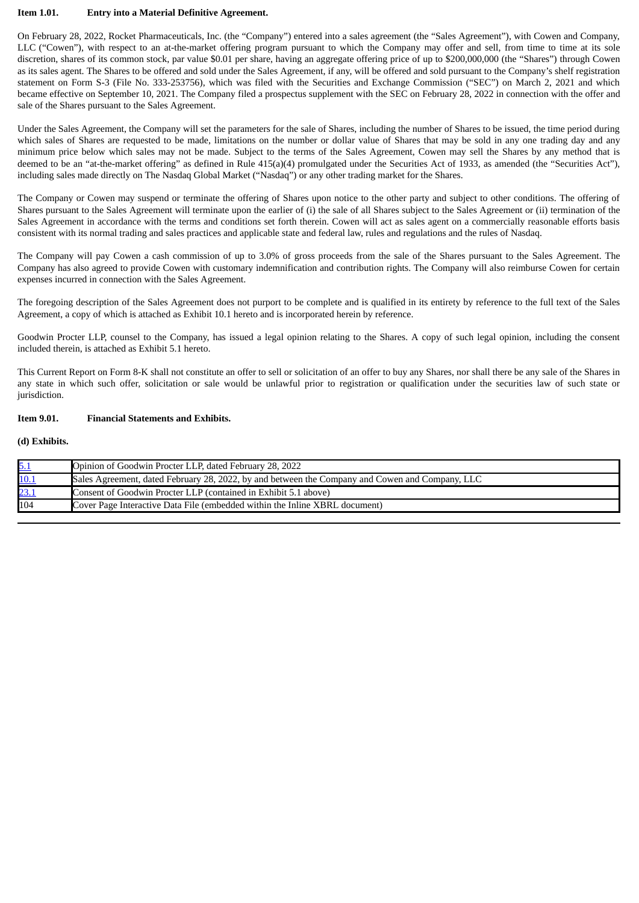**Item 1.01. Entry into a Material Definitive Agreement.**

On February 28, 2022, Rocket Pharmaceuticals, Inc. (the "Company") entered into a sales agreement (the "Sales Agreement"), with Cowen and Company, LLC ("Cowen"), with respect to an at-the-market offering program pursuant to which the Company may offer and sell, from time to time at its sole discretion, shares of its common stock, par value $0.01 per share, having an aggregate offering price of up to $200,000,000 (the "Shares") through Cowen as its sales agent. The Shares to be offered and sold under the Sales Agreement, if any, will be offered and sold pursuant to the Company's shelf registration statement on Form S-3 (File No. 333-253756), which was filed with the Securities and Exchange Commission ("SEC") on March 2, 2021 and which became effective on September 10, 2021. The Company filed a prospectus supplement with the SEC on February 28, 2022 in connection with the offer and sale of the Shares pursuant to the Sales Agreement.

Under the Sales Agreement, the Company will set the parameters for the sale of Shares, including the number of Shares to be issued, the time period during which sales of Shares are requested to be made, limitations on the number or dollar value of Shares that may be sold in any one trading day and any minimum price below which sales may not be made. Subject to the terms of the Sales Agreement, Cowen may sell the Shares by any method that is deemed to be an "at-the-market offering" as defined in Rule 415(a)(4) promulgated under the Securities Act of 1933, as amended (the "Securities Act"), including sales made directly on The Nasdaq Global Market ("Nasdaq") or any other trading market for the Shares.

The Company or Cowen may suspend or terminate the offering of Shares upon notice to the other party and subject to other conditions. The offering of Shares pursuant to the Sales Agreement will terminate upon the earlier of (i) the sale of all Shares subject to the Sales Agreement or (ii) termination of the Sales Agreement in accordance with the terms and conditions set forth therein. Cowen will act as sales agent on a commercially reasonable efforts basis consistent with its normal trading and sales practices and applicable state and federal law, rules and regulations and the rules of Nasdaq.

The Company will pay Cowen a cash commission of up to 3.0% of gross proceeds from the sale of the Shares pursuant to the Sales Agreement. The Company has also agreed to provide Cowen with customary indemnification and contribution rights. The Company will also reimburse Cowen for certain expenses incurred in connection with the Sales Agreement.

The foregoing description of the Sales Agreement does not purport to be complete and is qualified in its entirety by reference to the full text of the Sales Agreement, a copy of which is attached as Exhibit 10.1 hereto and is incorporated herein by reference.

Goodwin Procter LLP, counsel to the Company, has issued a legal opinion relating to the Shares. A copy of such legal opinion, including the consent included therein, is attached as Exhibit 5.1 hereto.

This Current Report on Form 8-K shall not constitute an offer to sell or solicitation of an offer to buy any Shares, nor shall there be any sale of the Shares in any state in which such offer, solicitation or sale would be unlawful prior to registration or qualification under the securities law of such state or jurisdiction.

**Item 9.01. Financial Statements and Exhibits.**

**(d) Exhibits.**

| | |
|---|---|
| 5.1 | Opinion of Goodwin Procter LLP, dated February 28, 2022 |
| 10.1 | Sales Agreement, dated February 28, 2022, by and between the Company and Cowen and Company, LLC |
| 23.1 | Consent of Goodwin Procter LLP (contained in Exhibit 5.1 above) |
| 104 | Cover Page Interactive Data File (embedded within the Inline XBRL document) |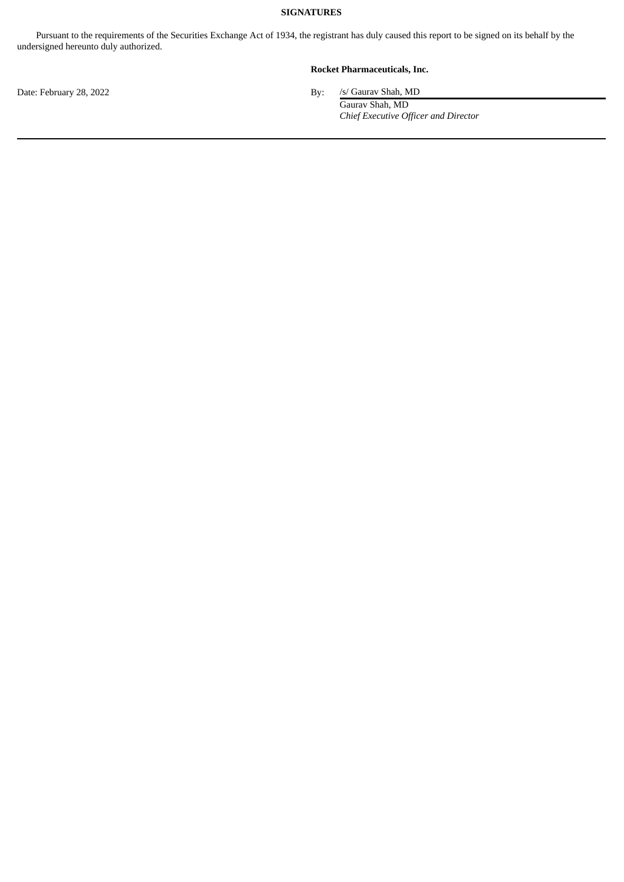**SIGNATURES**

Pursuant to the requirements of the Securities Exchange Act of 1934, the registrant has duly caused this report to be signed on its behalf by the undersigned hereunto duly authorized.

**Rocket Pharmaceuticals, Inc.**

Date: February 28, 2022

By: /s/ Gaurav Shah, MD
Gaurav Shah, MD
*Chief Executive Officer and Director*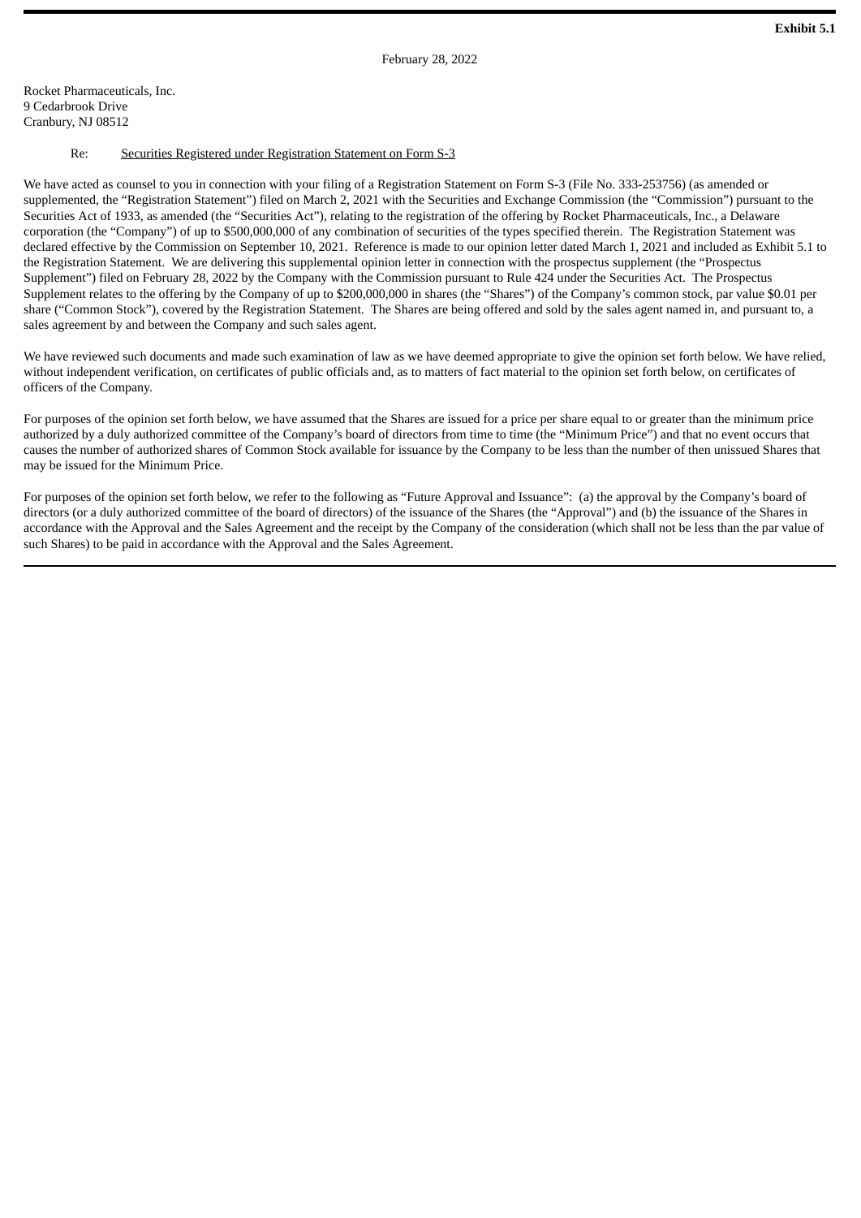**Exhibit 5.1**

February 28, 2022

Rocket Pharmaceuticals, Inc.
9 Cedarbrook Drive
Cranbury, NJ 08512

Re: Securities Registered under Registration Statement on Form S-3

We have acted as counsel to you in connection with your filing of a Registration Statement on Form S-3 (File No. 333-253756) (as amended or supplemented, the "Registration Statement") filed on March 2, 2021 with the Securities and Exchange Commission (the "Commission") pursuant to the Securities Act of 1933, as amended (the "Securities Act"), relating to the registration of the offering by Rocket Pharmaceuticals, Inc., a Delaware corporation (the "Company") of up to $500,000,000 of any combination of securities of the types specified therein. The Registration Statement was declared effective by the Commission on September 10, 2021. Reference is made to our opinion letter dated March 1, 2021 and included as Exhibit 5.1 to the Registration Statement. We are delivering this supplemental opinion letter in connection with the prospectus supplement (the "Prospectus Supplement") filed on February 28, 2022 by the Company with the Commission pursuant to Rule 424 under the Securities Act. The Prospectus Supplement relates to the offering by the Company of up to $200,000,000 in shares (the "Shares") of the Company's common stock, par value $0.01 per share ("Common Stock"), covered by the Registration Statement. The Shares are being offered and sold by the sales agent named in, and pursuant to, a sales agreement by and between the Company and such sales agent.

We have reviewed such documents and made such examination of law as we have deemed appropriate to give the opinion set forth below. We have relied, without independent verification, on certificates of public officials and, as to matters of fact material to the opinion set forth below, on certificates of officers of the Company.

For purposes of the opinion set forth below, we have assumed that the Shares are issued for a price per share equal to or greater than the minimum price authorized by a duly authorized committee of the Company's board of directors from time to time (the "Minimum Price") and that no event occurs that causes the number of authorized shares of Common Stock available for issuance by the Company to be less than the number of then unissued Shares that may be issued for the Minimum Price.

For purposes of the opinion set forth below, we refer to the following as "Future Approval and Issuance": (a) the approval by the Company's board of directors (or a duly authorized committee of the board of directors) of the issuance of the Shares (the "Approval") and (b) the issuance of the Shares in accordance with the Approval and the Sales Agreement and the receipt by the Company of the consideration (which shall not be less than the par value of such Shares) to be paid in accordance with the Approval and the Sales Agreement.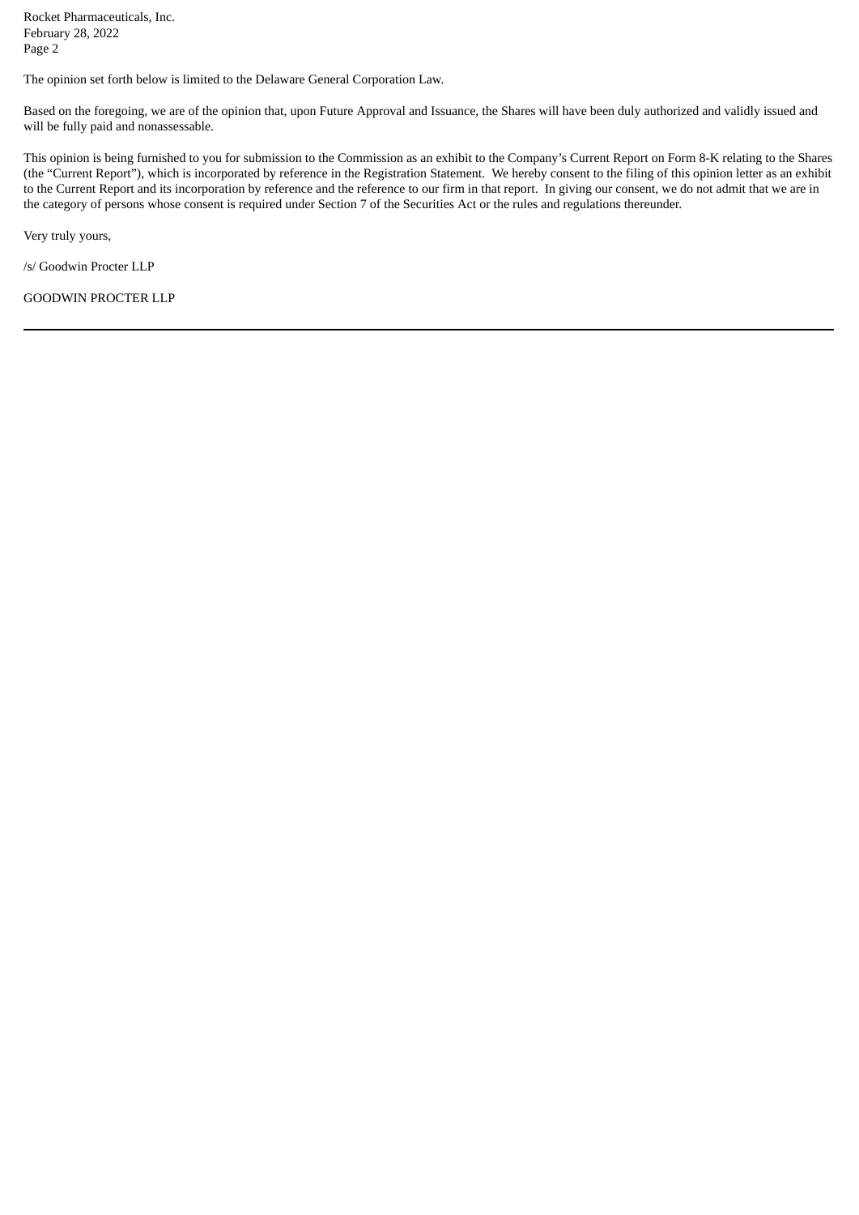The opinion set forth below is limited to the Delaware General Corporation Law.

Based on the foregoing, we are of the opinion that, upon Future Approval and Issuance, the Shares will have been duly authorized and validly issued and will be fully paid and nonassessable.

This opinion is being furnished to you for submission to the Commission as an exhibit to the Company's Current Report on Form 8-K relating to the Shares (the "Current Report"), which is incorporated by reference in the Registration Statement. We hereby consent to the filing of this opinion letter as an exhibit to the Current Report and its incorporation by reference and the reference to our firm in that report. In giving our consent, we do not admit that we are in the category of persons whose consent is required under Section 7 of the Securities Act or the rules and regulations thereunder.

Very truly yours,

/s/ Goodwin Procter LLP

GOODWIN PROCTER LLP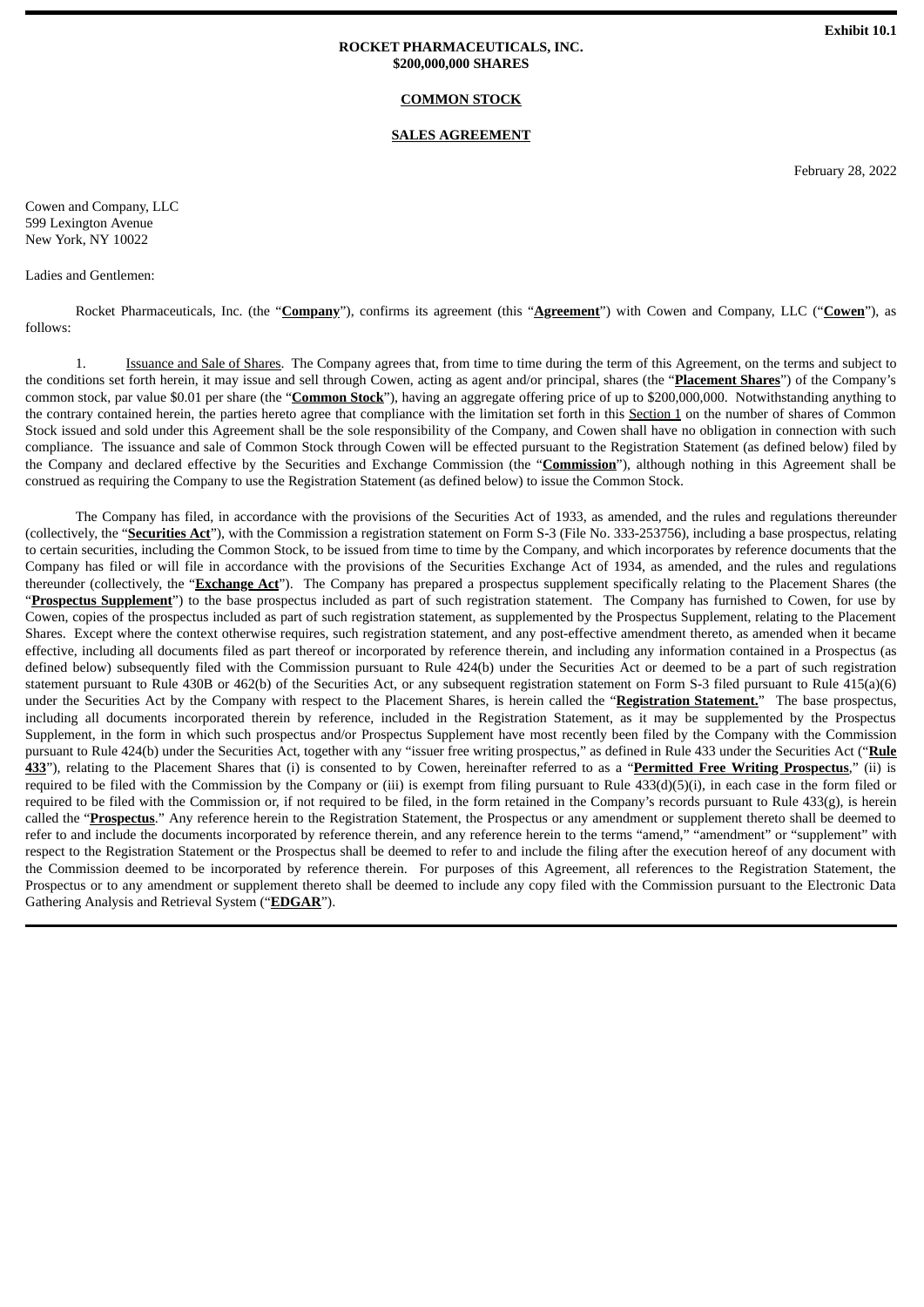**Exhibit 10.1**

**ROCKET PHARMACEUTICALS, INC.**
**$200,000,000 SHARES**

**COMMON STOCK**

**SALES AGREEMENT**

February 28, 2022

Cowen and Company, LLC
599 Lexington Avenue
New York, NY 10022

Ladies and Gentlemen:

Rocket Pharmaceuticals, Inc. (the "**Company**"), confirms its agreement (this "**Agreement**") with Cowen and Company, LLC ("**Cowen**"), as follows:

1. Issuance and Sale of Shares. The Company agrees that, from time to time during the term of this Agreement, on the terms and subject to the conditions set forth herein, it may issue and sell through Cowen, acting as agent and/or principal, shares (the "**Placement Shares**") of the Company's common stock, par value $0.01 per share (the "**Common Stock**"), having an aggregate offering price of up to $200,000,000. Notwithstanding anything to the contrary contained herein, the parties hereto agree that compliance with the limitation set forth in this Section 1 on the number of shares of Common Stock issued and sold under this Agreement shall be the sole responsibility of the Company, and Cowen shall have no obligation in connection with such compliance. The issuance and sale of Common Stock through Cowen will be effected pursuant to the Registration Statement (as defined below) filed by the Company and declared effective by the Securities and Exchange Commission (the "**Commission**"), although nothing in this Agreement shall be construed as requiring the Company to use the Registration Statement (as defined below) to issue the Common Stock.

The Company has filed, in accordance with the provisions of the Securities Act of 1933, as amended, and the rules and regulations thereunder (collectively, the "**Securities Act**"), with the Commission a registration statement on Form S-3 (File No. 333-253756), including a base prospectus, relating to certain securities, including the Common Stock, to be issued from time to time by the Company, and which incorporates by reference documents that the Company has filed or will file in accordance with the provisions of the Securities Exchange Act of 1934, as amended, and the rules and regulations thereunder (collectively, the "**Exchange Act**"). The Company has prepared a prospectus supplement specifically relating to the Placement Shares (the "**Prospectus Supplement**") to the base prospectus included as part of such registration statement. The Company has furnished to Cowen, for use by Cowen, copies of the prospectus included as part of such registration statement, as supplemented by the Prospectus Supplement, relating to the Placement Shares. Except where the context otherwise requires, such registration statement, and any post-effective amendment thereto, as amended when it became effective, including all documents filed as part thereof or incorporated by reference therein, and including any information contained in a Prospectus (as defined below) subsequently filed with the Commission pursuant to Rule 424(b) under the Securities Act or deemed to be a part of such registration statement pursuant to Rule 430B or 462(b) of the Securities Act, or any subsequent registration statement on Form S-3 filed pursuant to Rule 415(a)(6) under the Securities Act by the Company with respect to the Placement Shares, is herein called the "**Registration Statement.**" The base prospectus, including all documents incorporated therein by reference, included in the Registration Statement, as it may be supplemented by the Prospectus Supplement, in the form in which such prospectus and/or Prospectus Supplement have most recently been filed by the Company with the Commission pursuant to Rule 424(b) under the Securities Act, together with any "issuer free writing prospectus," as defined in Rule 433 under the Securities Act ("**Rule 433**"), relating to the Placement Shares that (i) is consented to by Cowen, hereinafter referred to as a "**Permitted Free Writing Prospectus**," (ii) is required to be filed with the Commission by the Company or (iii) is exempt from filing pursuant to Rule 433(d)(5)(i), in each case in the form filed or required to be filed with the Commission or, if not required to be filed, in the form retained in the Company's records pursuant to Rule 433(g), is herein called the "**Prospectus**." Any reference herein to the Registration Statement, the Prospectus or any amendment or supplement thereto shall be deemed to refer to and include the documents incorporated by reference therein, and any reference herein to the terms "amend," "amendment" or "supplement" with respect to the Registration Statement or the Prospectus shall be deemed to refer to and include the filing after the execution hereof of any document with the Commission deemed to be incorporated by reference therein. For purposes of this Agreement, all references to the Registration Statement, the Prospectus or to any amendment or supplement thereto shall be deemed to include any copy filed with the Commission pursuant to the Electronic Data Gathering Analysis and Retrieval System ("**EDGAR**").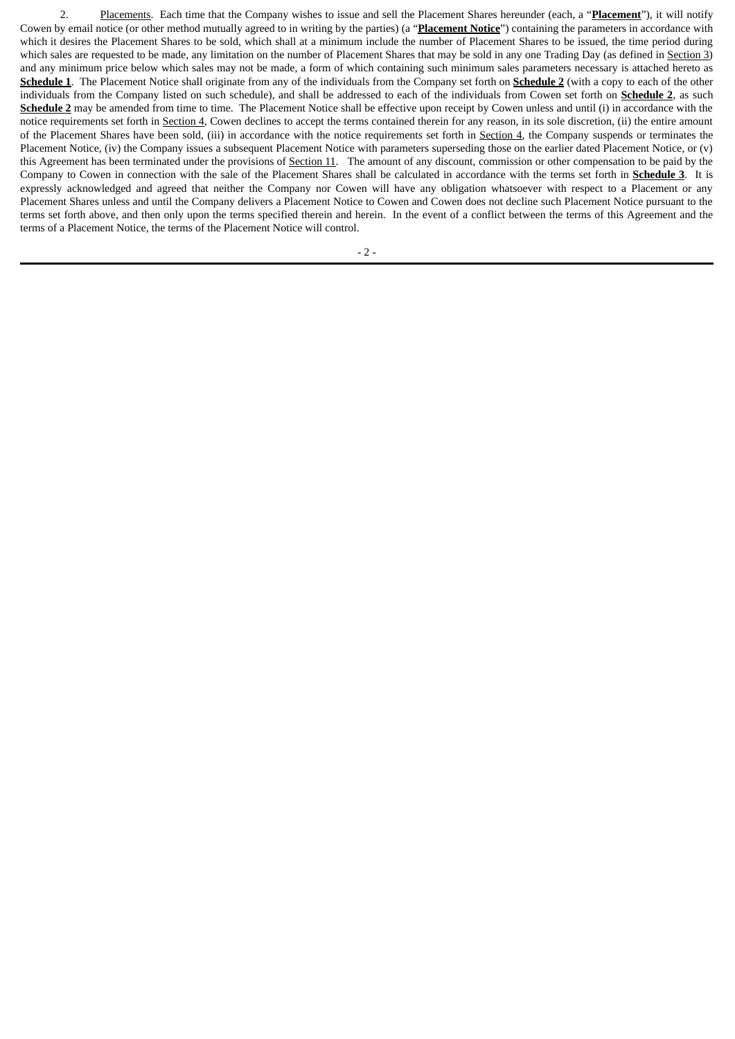2. Placements. Each time that the Company wishes to issue and sell the Placement Shares hereunder (each, a "**Placement**"), it will notify Cowen by email notice (or other method mutually agreed to in writing by the parties) (a "**Placement Notice**") containing the parameters in accordance with which it desires the Placement Shares to be sold, which shall at a minimum include the number of Placement Shares to be issued, the time period during which sales are requested to be made, any limitation on the number of Placement Shares that may be sold in any one Trading Day (as defined in Section 3) and any minimum price below which sales may not be made, a form of which containing such minimum sales parameters necessary is attached hereto as **Schedule 1**. The Placement Notice shall originate from any of the individuals from the Company set forth on **Schedule 2** (with a copy to each of the other individuals from the Company listed on such schedule), and shall be addressed to each of the individuals from Cowen set forth on **Schedule 2**, as such **Schedule 2** may be amended from time to time. The Placement Notice shall be effective upon receipt by Cowen unless and until (i) in accordance with the notice requirements set forth in Section 4, Cowen declines to accept the terms contained therein for any reason, in its sole discretion, (ii) the entire amount of the Placement Shares have been sold, (iii) in accordance with the notice requirements set forth in Section 4, the Company suspends or terminates the Placement Notice, (iv) the Company issues a subsequent Placement Notice with parameters superseding those on the earlier dated Placement Notice, or (v) this Agreement has been terminated under the provisions of Section 11. The amount of any discount, commission or other compensation to be paid by the Company to Cowen in connection with the sale of the Placement Shares shall be calculated in accordance with the terms set forth in **Schedule 3**. It is expressly acknowledged and agreed that neither the Company nor Cowen will have any obligation whatsoever with respect to a Placement or any Placement Shares unless and until the Company delivers a Placement Notice to Cowen and Cowen does not decline such Placement Notice pursuant to the terms set forth above, and then only upon the terms specified therein and herein. In the event of a conflict between the terms of this Agreement and the terms of a Placement Notice, the terms of the Placement Notice will control.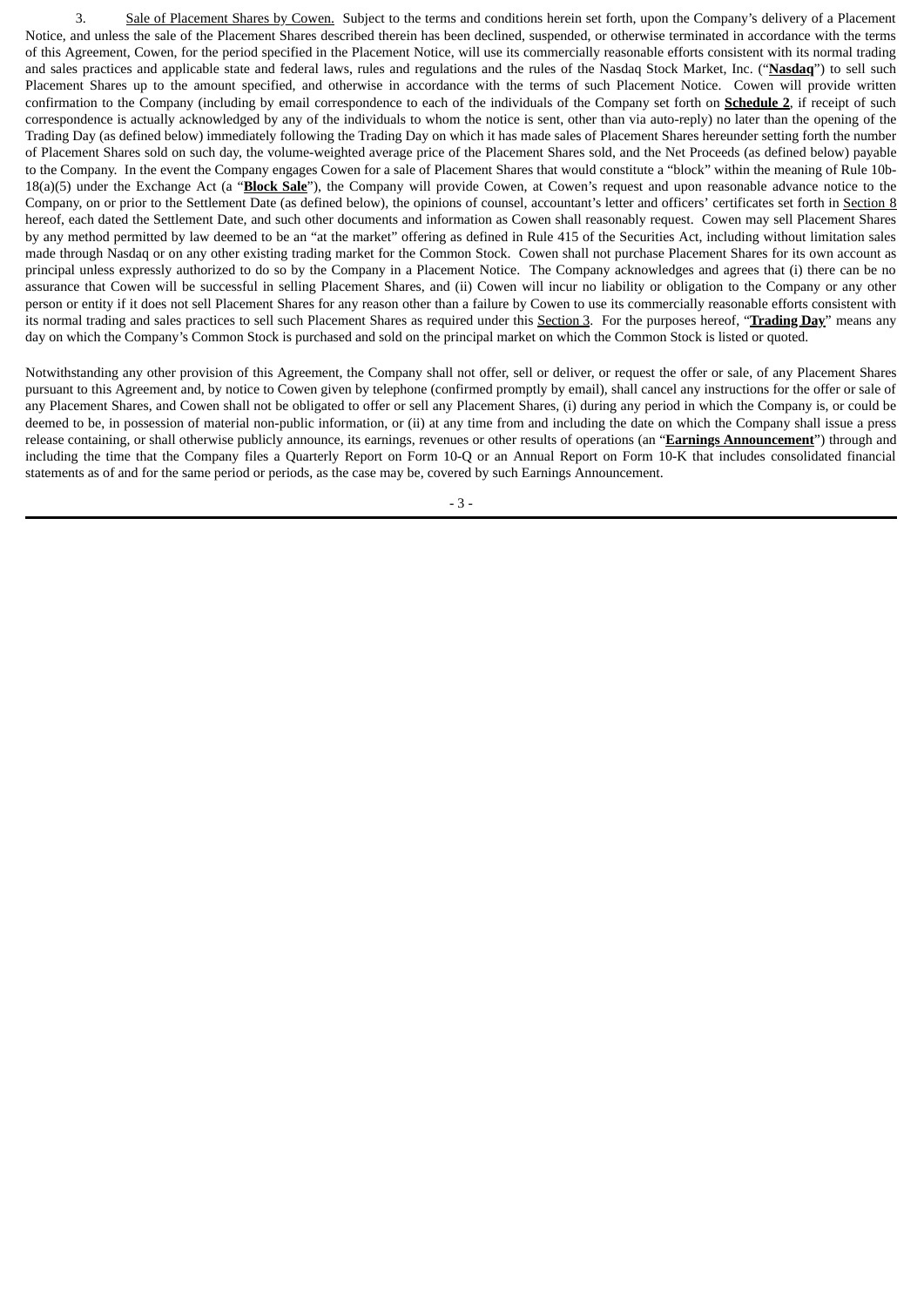3. Sale of Placement Shares by Cowen. Subject to the terms and conditions herein set forth, upon the Company's delivery of a Placement Notice, and unless the sale of the Placement Shares described therein has been declined, suspended, or otherwise terminated in accordance with the terms of this Agreement, Cowen, for the period specified in the Placement Notice, will use its commercially reasonable efforts consistent with its normal trading and sales practices and applicable state and federal laws, rules and regulations and the rules of the Nasdaq Stock Market, Inc. ("**Nasdaq**") to sell such Placement Shares up to the amount specified, and otherwise in accordance with the terms of such Placement Notice. Cowen will provide written confirmation to the Company (including by email correspondence to each of the individuals of the Company set forth on **Schedule 2**, if receipt of such correspondence is actually acknowledged by any of the individuals to whom the notice is sent, other than via auto-reply) no later than the opening of the Trading Day (as defined below) immediately following the Trading Day on which it has made sales of Placement Shares hereunder setting forth the number of Placement Shares sold on such day, the volume-weighted average price of the Placement Shares sold, and the Net Proceeds (as defined below) payable to the Company. In the event the Company engages Cowen for a sale of Placement Shares that would constitute a "block" within the meaning of Rule 10b-18(a)(5) under the Exchange Act (a "**Block Sale**"), the Company will provide Cowen, at Cowen's request and upon reasonable advance notice to the Company, on or prior to the Settlement Date (as defined below), the opinions of counsel, accountant's letter and officers' certificates set forth in Section 8 hereof, each dated the Settlement Date, and such other documents and information as Cowen shall reasonably request. Cowen may sell Placement Shares by any method permitted by law deemed to be an "at the market" offering as defined in Rule 415 of the Securities Act, including without limitation sales made through Nasdaq or on any other existing trading market for the Common Stock. Cowen shall not purchase Placement Shares for its own account as principal unless expressly authorized to do so by the Company in a Placement Notice. The Company acknowledges and agrees that (i) there can be no assurance that Cowen will be successful in selling Placement Shares, and (ii) Cowen will incur no liability or obligation to the Company or any other person or entity if it does not sell Placement Shares for any reason other than a failure by Cowen to use its commercially reasonable efforts consistent with its normal trading and sales practices to sell such Placement Shares as required under this Section 3. For the purposes hereof, "**Trading Day**" means any day on which the Company's Common Stock is purchased and sold on the principal market on which the Common Stock is listed or quoted.

Notwithstanding any other provision of this Agreement, the Company shall not offer, sell or deliver, or request the offer or sale, of any Placement Shares pursuant to this Agreement and, by notice to Cowen given by telephone (confirmed promptly by email), shall cancel any instructions for the offer or sale of any Placement Shares, and Cowen shall not be obligated to offer or sell any Placement Shares, (i) during any period in which the Company is, or could be deemed to be, in possession of material non-public information, or (ii) at any time from and including the date on which the Company shall issue a press release containing, or shall otherwise publicly announce, its earnings, revenues or other results of operations (an "**Earnings Announcement**") through and including the time that the Company files a Quarterly Report on Form 10-Q or an Annual Report on Form 10-K that includes consolidated financial statements as of and for the same period or periods, as the case may be, covered by such Earnings Announcement.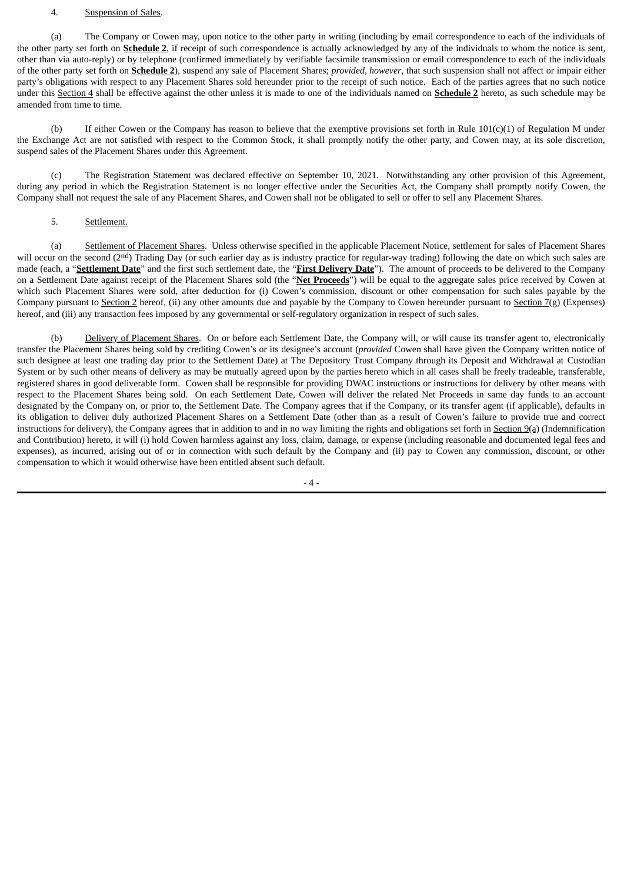4. Suspension of Sales.

(a) The Company or Cowen may, upon notice to the other party in writing (including by email correspondence to each of the individuals of the other party set forth on **Schedule 2**, if receipt of such correspondence is actually acknowledged by any of the individuals to whom the notice is sent, other than via auto-reply) or by telephone (confirmed immediately by verifiable facsimile transmission or email correspondence to each of the individuals of the other party set forth on **Schedule 2**), suspend any sale of Placement Shares; *provided, however*, that such suspension shall not affect or impair either party's obligations with respect to any Placement Shares sold hereunder prior to the receipt of such notice. Each of the parties agrees that no such notice under this Section 4 shall be effective against the other unless it is made to one of the individuals named on **Schedule 2** hereto, as such schedule may be amended from time to time.

(b) If either Cowen or the Company has reason to believe that the exemptive provisions set forth in Rule 101(c)(1) of Regulation M under the Exchange Act are not satisfied with respect to the Common Stock, it shall promptly notify the other party, and Cowen may, at its sole discretion, suspend sales of the Placement Shares under this Agreement.

(c) The Registration Statement was declared effective on September 10, 2021. Notwithstanding any other provision of this Agreement, during any period in which the Registration Statement is no longer effective under the Securities Act, the Company shall promptly notify Cowen, the Company shall not request the sale of any Placement Shares, and Cowen shall not be obligated to sell or offer to sell any Placement Shares.

5. Settlement.

(a) Settlement of Placement Shares. Unless otherwise specified in the applicable Placement Notice, settlement for sales of Placement Shares will occur on the second (2nd) Trading Day (or such earlier day as is industry practice for regular-way trading) following the date on which such sales are made (each, a "**Settlement Date**" and the first such settlement date, the "**First Delivery Date**"). The amount of proceeds to be delivered to the Company on a Settlement Date against receipt of the Placement Shares sold (the "**Net Proceeds**") will be equal to the aggregate sales price received by Cowen at which such Placement Shares were sold, after deduction for (i) Cowen's commission, discount or other compensation for such sales payable by the Company pursuant to Section 2 hereof, (ii) any other amounts due and payable by the Company to Cowen hereunder pursuant to Section 7(g) (Expenses) hereof, and (iii) any transaction fees imposed by any governmental or self-regulatory organization in respect of such sales.

(b) Delivery of Placement Shares. On or before each Settlement Date, the Company will, or will cause its transfer agent to, electronically transfer the Placement Shares being sold by crediting Cowen's or its designee's account (*provided* Cowen shall have given the Company written notice of such designee at least one trading day prior to the Settlement Date) at The Depository Trust Company through its Deposit and Withdrawal at Custodian System or by such other means of delivery as may be mutually agreed upon by the parties hereto which in all cases shall be freely tradeable, transferable, registered shares in good deliverable form. Cowen shall be responsible for providing DWAC instructions or instructions for delivery by other means with respect to the Placement Shares being sold. On each Settlement Date, Cowen will deliver the related Net Proceeds in same day funds to an account designated by the Company on, or prior to, the Settlement Date. The Company agrees that if the Company, or its transfer agent (if applicable), defaults in its obligation to deliver duly authorized Placement Shares on a Settlement Date (other than as a result of Cowen's failure to provide true and correct instructions for delivery), the Company agrees that in addition to and in no way limiting the rights and obligations set forth in Section 9(a) (Indemnification and Contribution) hereto, it will (i) hold Cowen harmless against any loss, claim, damage, or expense (including reasonable and documented legal fees and expenses), as incurred, arising out of or in connection with such default by the Company and (ii) pay to Cowen any commission, discount, or other compensation to which it would otherwise have been entitled absent such default.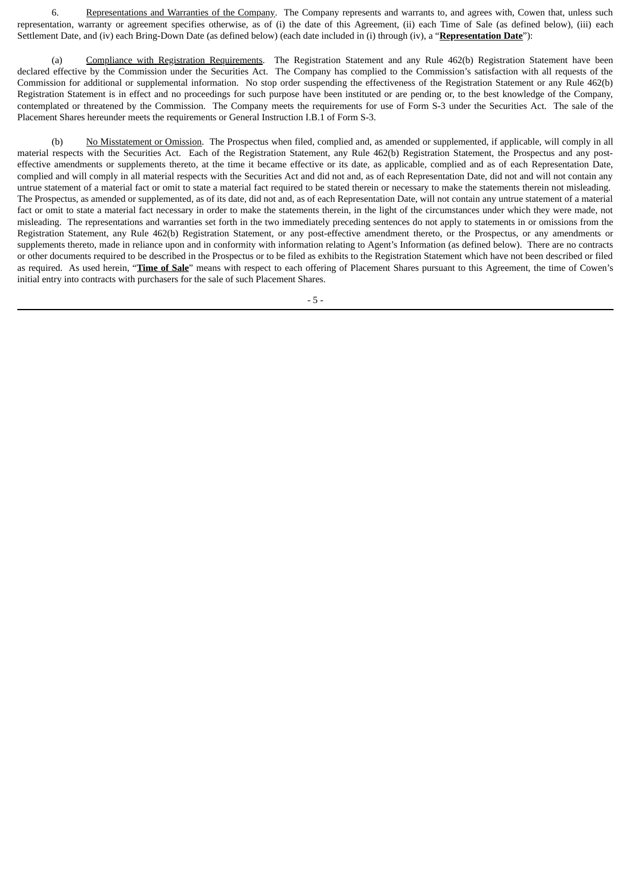6. Representations and Warranties of the Company. The Company represents and warrants to, and agrees with, Cowen that, unless such representation, warranty or agreement specifies otherwise, as of (i) the date of this Agreement, (ii) each Time of Sale (as defined below), (iii) each Settlement Date, and (iv) each Bring-Down Date (as defined below) (each date included in (i) through (iv), a "**Representation Date**"):

(a) Compliance with Registration Requirements. The Registration Statement and any Rule 462(b) Registration Statement have been declared effective by the Commission under the Securities Act. The Company has complied to the Commission's satisfaction with all requests of the Commission for additional or supplemental information. No stop order suspending the effectiveness of the Registration Statement or any Rule 462(b) Registration Statement is in effect and no proceedings for such purpose have been instituted or are pending or, to the best knowledge of the Company, contemplated or threatened by the Commission. The Company meets the requirements for use of Form S-3 under the Securities Act. The sale of the Placement Shares hereunder meets the requirements or General Instruction I.B.1 of Form S-3.

(b) No Misstatement or Omission. The Prospectus when filed, complied and, as amended or supplemented, if applicable, will comply in all material respects with the Securities Act. Each of the Registration Statement, any Rule 462(b) Registration Statement, the Prospectus and any post-effective amendments or supplements thereto, at the time it became effective or its date, as applicable, complied and as of each Representation Date, complied and will comply in all material respects with the Securities Act and did not and, as of each Representation Date, did not and will not contain any untrue statement of a material fact or omit to state a material fact required to be stated therein or necessary to make the statements therein not misleading. The Prospectus, as amended or supplemented, as of its date, did not and, as of each Representation Date, will not contain any untrue statement of a material fact or omit to state a material fact necessary in order to make the statements therein, in the light of the circumstances under which they were made, not misleading. The representations and warranties set forth in the two immediately preceding sentences do not apply to statements in or omissions from the Registration Statement, any Rule 462(b) Registration Statement, or any post-effective amendment thereto, or the Prospectus, or any amendments or supplements thereto, made in reliance upon and in conformity with information relating to Agent's Information (as defined below). There are no contracts or other documents required to be described in the Prospectus or to be filed as exhibits to the Registration Statement which have not been described or filed as required. As used herein, "**Time of Sale**" means with respect to each offering of Placement Shares pursuant to this Agreement, the time of Cowen's initial entry into contracts with purchasers for the sale of such Placement Shares.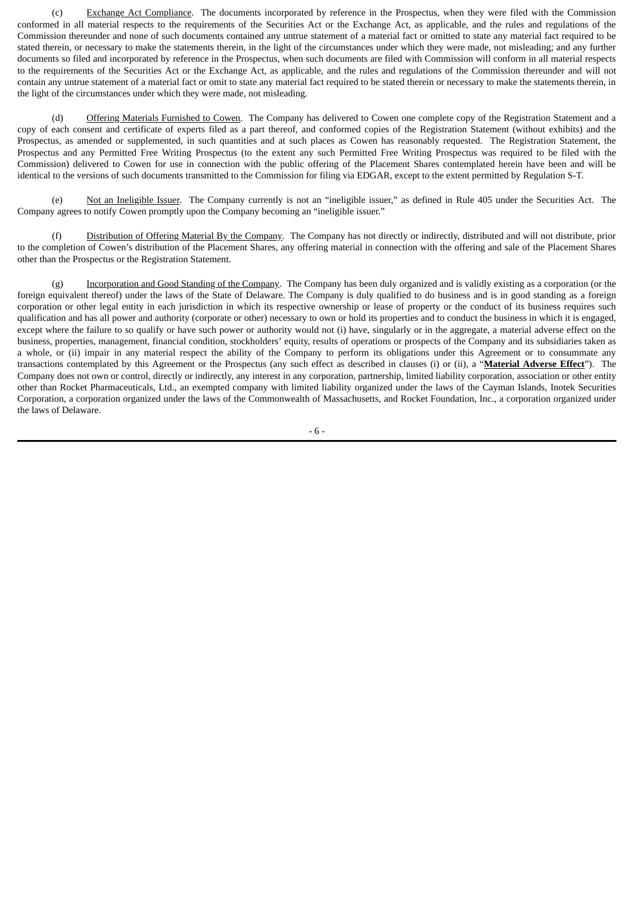(c) Exchange Act Compliance. The documents incorporated by reference in the Prospectus, when they were filed with the Commission conformed in all material respects to the requirements of the Securities Act or the Exchange Act, as applicable, and the rules and regulations of the Commission thereunder and none of such documents contained any untrue statement of a material fact or omitted to state any material fact required to be stated therein, or necessary to make the statements therein, in the light of the circumstances under which they were made, not misleading; and any further documents so filed and incorporated by reference in the Prospectus, when such documents are filed with Commission will conform in all material respects to the requirements of the Securities Act or the Exchange Act, as applicable, and the rules and regulations of the Commission thereunder and will not contain any untrue statement of a material fact or omit to state any material fact required to be stated therein or necessary to make the statements therein, in the light of the circumstances under which they were made, not misleading.

(d) Offering Materials Furnished to Cowen. The Company has delivered to Cowen one complete copy of the Registration Statement and a copy of each consent and certificate of experts filed as a part thereof, and conformed copies of the Registration Statement (without exhibits) and the Prospectus, as amended or supplemented, in such quantities and at such places as Cowen has reasonably requested. The Registration Statement, the Prospectus and any Permitted Free Writing Prospectus (to the extent any such Permitted Free Writing Prospectus was required to be filed with the Commission) delivered to Cowen for use in connection with the public offering of the Placement Shares contemplated herein have been and will be identical to the versions of such documents transmitted to the Commission for filing via EDGAR, except to the extent permitted by Regulation S-T.

(e) Not an Ineligible Issuer. The Company currently is not an "ineligible issuer," as defined in Rule 405 under the Securities Act. The Company agrees to notify Cowen promptly upon the Company becoming an "ineligible issuer."

(f) Distribution of Offering Material By the Company. The Company has not directly or indirectly, distributed and will not distribute, prior to the completion of Cowen's distribution of the Placement Shares, any offering material in connection with the offering and sale of the Placement Shares other than the Prospectus or the Registration Statement.

(g) Incorporation and Good Standing of the Company. The Company has been duly organized and is validly existing as a corporation (or the foreign equivalent thereof) under the laws of the State of Delaware. The Company is duly qualified to do business and is in good standing as a foreign corporation or other legal entity in each jurisdiction in which its respective ownership or lease of property or the conduct of its business requires such qualification and has all power and authority (corporate or other) necessary to own or hold its properties and to conduct the business in which it is engaged, except where the failure to so qualify or have such power or authority would not (i) have, singularly or in the aggregate, a material adverse effect on the business, properties, management, financial condition, stockholders' equity, results of operations or prospects of the Company and its subsidiaries taken as a whole, or (ii) impair in any material respect the ability of the Company to perform its obligations under this Agreement or to consummate any transactions contemplated by this Agreement or the Prospectus (any such effect as described in clauses (i) or (ii), a "**Material Adverse Effect**"). The Company does not own or control, directly or indirectly, any interest in any corporation, partnership, limited liability corporation, association or other entity other than Rocket Pharmaceuticals, Ltd., an exempted company with limited liability organized under the laws of the Cayman Islands, Inotek Securities Corporation, a corporation organized under the laws of the Commonwealth of Massachusetts, and Rocket Foundation, Inc., a corporation organized under the laws of Delaware.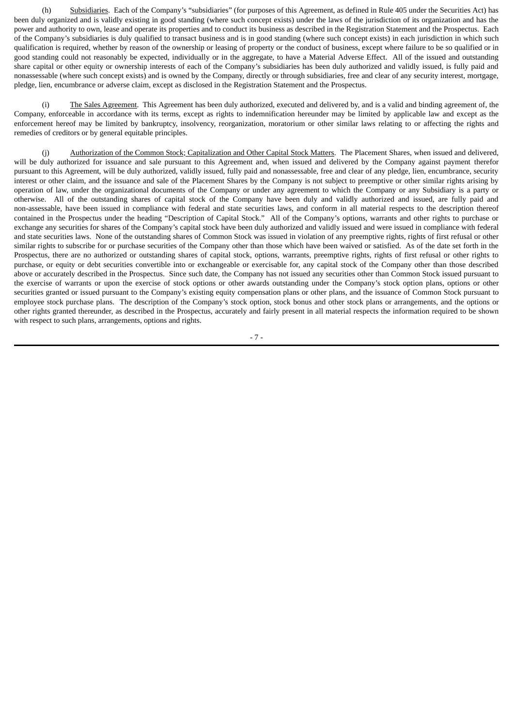(h) Subsidiaries. Each of the Company's "subsidiaries" (for purposes of this Agreement, as defined in Rule 405 under the Securities Act) has been duly organized and is validly existing in good standing (where such concept exists) under the laws of the jurisdiction of its organization and has the power and authority to own, lease and operate its properties and to conduct its business as described in the Registration Statement and the Prospectus. Each of the Company's subsidiaries is duly qualified to transact business and is in good standing (where such concept exists) in each jurisdiction in which such qualification is required, whether by reason of the ownership or leasing of property or the conduct of business, except where failure to be so qualified or in good standing could not reasonably be expected, individually or in the aggregate, to have a Material Adverse Effect. All of the issued and outstanding share capital or other equity or ownership interests of each of the Company's subsidiaries has been duly authorized and validly issued, is fully paid and nonassessable (where such concept exists) and is owned by the Company, directly or through subsidiaries, free and clear of any security interest, mortgage, pledge, lien, encumbrance or adverse claim, except as disclosed in the Registration Statement and the Prospectus.

(i) The Sales Agreement. This Agreement has been duly authorized, executed and delivered by, and is a valid and binding agreement of, the Company, enforceable in accordance with its terms, except as rights to indemnification hereunder may be limited by applicable law and except as the enforcement hereof may be limited by bankruptcy, insolvency, reorganization, moratorium or other similar laws relating to or affecting the rights and remedies of creditors or by general equitable principles.

(j) Authorization of the Common Stock; Capitalization and Other Capital Stock Matters. The Placement Shares, when issued and delivered, will be duly authorized for issuance and sale pursuant to this Agreement and, when issued and delivered by the Company against payment therefor pursuant to this Agreement, will be duly authorized, validly issued, fully paid and nonassessable, free and clear of any pledge, lien, encumbrance, security interest or other claim, and the issuance and sale of the Placement Shares by the Company is not subject to preemptive or other similar rights arising by operation of law, under the organizational documents of the Company or under any agreement to which the Company or any Subsidiary is a party or otherwise. All of the outstanding shares of capital stock of the Company have been duly and validly authorized and issued, are fully paid and non-assessable, have been issued in compliance with federal and state securities laws, and conform in all material respects to the description thereof contained in the Prospectus under the heading "Description of Capital Stock." All of the Company's options, warrants and other rights to purchase or exchange any securities for shares of the Company's capital stock have been duly authorized and validly issued and were issued in compliance with federal and state securities laws. None of the outstanding shares of Common Stock was issued in violation of any preemptive rights, rights of first refusal or other similar rights to subscribe for or purchase securities of the Company other than those which have been waived or satisfied. As of the date set forth in the Prospectus, there are no authorized or outstanding shares of capital stock, options, warrants, preemptive rights, rights of first refusal or other rights to purchase, or equity or debt securities convertible into or exchangeable or exercisable for, any capital stock of the Company other than those described above or accurately described in the Prospectus. Since such date, the Company has not issued any securities other than Common Stock issued pursuant to the exercise of warrants or upon the exercise of stock options or other awards outstanding under the Company's stock option plans, options or other securities granted or issued pursuant to the Company's existing equity compensation plans or other plans, and the issuance of Common Stock pursuant to employee stock purchase plans. The description of the Company's stock option, stock bonus and other stock plans or arrangements, and the options or other rights granted thereunder, as described in the Prospectus, accurately and fairly present in all material respects the information required to be shown with respect to such plans, arrangements, options and rights.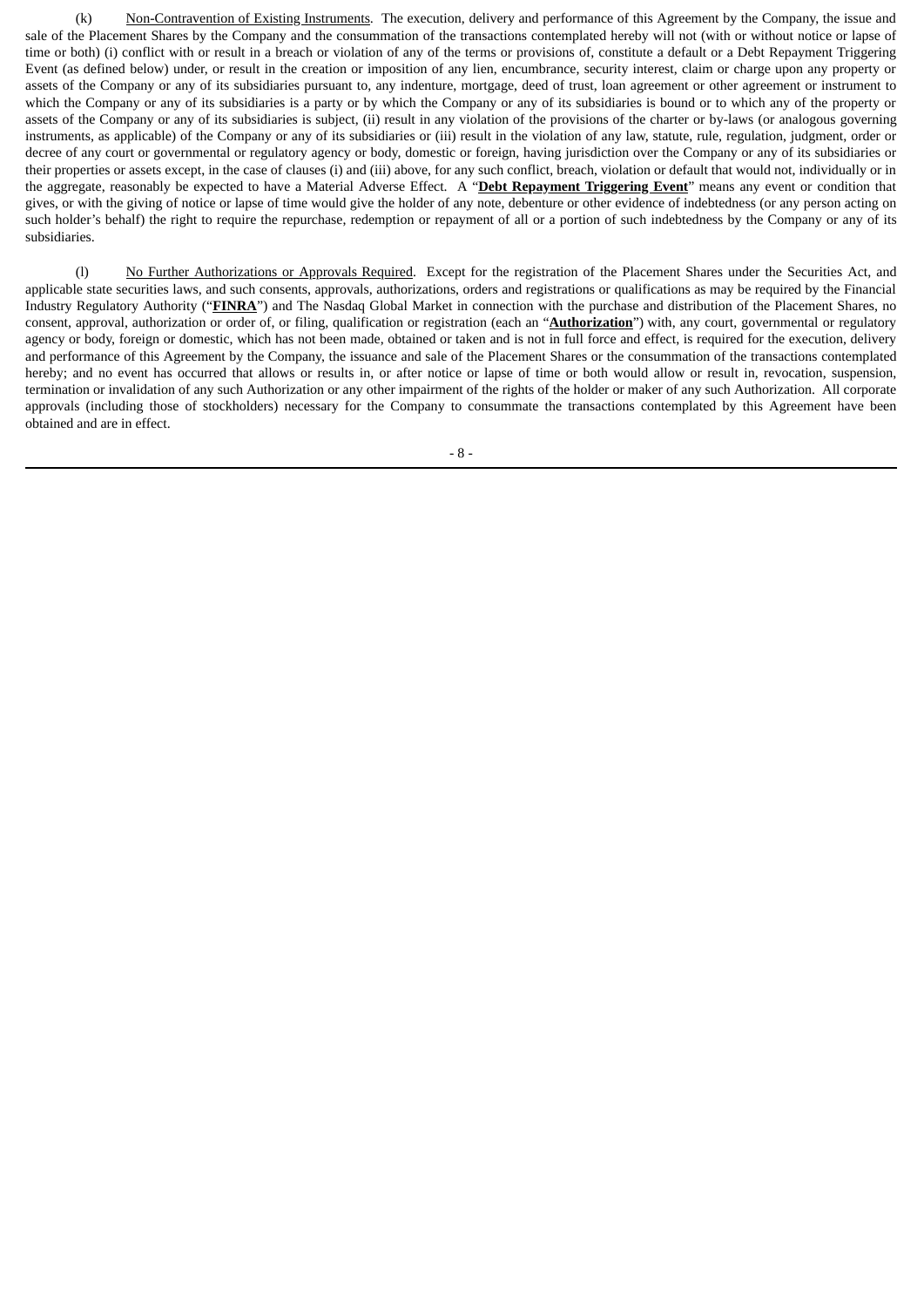(k) Non-Contravention of Existing Instruments. The execution, delivery and performance of this Agreement by the Company, the issue and sale of the Placement Shares by the Company and the consummation of the transactions contemplated hereby will not (with or without notice or lapse of time or both) (i) conflict with or result in a breach or violation of any of the terms or provisions of, constitute a default or a Debt Repayment Triggering Event (as defined below) under, or result in the creation or imposition of any lien, encumbrance, security interest, claim or charge upon any property or assets of the Company or any of its subsidiaries pursuant to, any indenture, mortgage, deed of trust, loan agreement or other agreement or instrument to which the Company or any of its subsidiaries is a party or by which the Company or any of its subsidiaries is bound or to which any of the property or assets of the Company or any of its subsidiaries is subject, (ii) result in any violation of the provisions of the charter or by-laws (or analogous governing instruments, as applicable) of the Company or any of its subsidiaries or (iii) result in the violation of any law, statute, rule, regulation, judgment, order or decree of any court or governmental or regulatory agency or body, domestic or foreign, having jurisdiction over the Company or any of its subsidiaries or their properties or assets except, in the case of clauses (i) and (iii) above, for any such conflict, breach, violation or default that would not, individually or in the aggregate, reasonably be expected to have a Material Adverse Effect. A "**Debt Repayment Triggering Event**" means any event or condition that gives, or with the giving of notice or lapse of time would give the holder of any note, debenture or other evidence of indebtedness (or any person acting on such holder's behalf) the right to require the repurchase, redemption or repayment of all or a portion of such indebtedness by the Company or any of its subsidiaries.

(l) No Further Authorizations or Approvals Required. Except for the registration of the Placement Shares under the Securities Act, and applicable state securities laws, and such consents, approvals, authorizations, orders and registrations or qualifications as may be required by the Financial Industry Regulatory Authority ("**FINRA**") and The Nasdaq Global Market in connection with the purchase and distribution of the Placement Shares, no consent, approval, authorization or order of, or filing, qualification or registration (each an "**Authorization**") with, any court, governmental or regulatory agency or body, foreign or domestic, which has not been made, obtained or taken and is not in full force and effect, is required for the execution, delivery and performance of this Agreement by the Company, the issuance and sale of the Placement Shares or the consummation of the transactions contemplated hereby; and no event has occurred that allows or results in, or after notice or lapse of time or both would allow or result in, revocation, suspension, termination or invalidation of any such Authorization or any other impairment of the rights of the holder or maker of any such Authorization. All corporate approvals (including those of stockholders) necessary for the Company to consummate the transactions contemplated by this Agreement have been obtained and are in effect.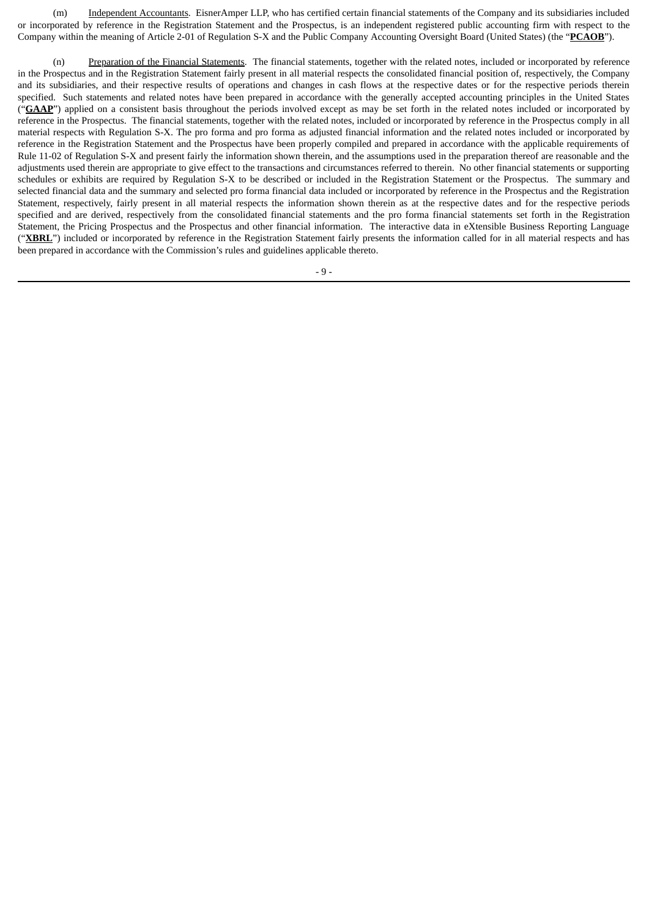(m) Independent Accountants. EisnerAmper LLP, who has certified certain financial statements of the Company and its subsidiaries included or incorporated by reference in the Registration Statement and the Prospectus, is an independent registered public accounting firm with respect to the Company within the meaning of Article 2-01 of Regulation S-X and the Public Company Accounting Oversight Board (United States) (the "**PCAOB**").

(n) Preparation of the Financial Statements. The financial statements, together with the related notes, included or incorporated by reference in the Prospectus and in the Registration Statement fairly present in all material respects the consolidated financial position of, respectively, the Company and its subsidiaries, and their respective results of operations and changes in cash flows at the respective dates or for the respective periods therein specified. Such statements and related notes have been prepared in accordance with the generally accepted accounting principles in the United States ("**GAAP**") applied on a consistent basis throughout the periods involved except as may be set forth in the related notes included or incorporated by reference in the Prospectus. The financial statements, together with the related notes, included or incorporated by reference in the Prospectus comply in all material respects with Regulation S-X. The pro forma and pro forma as adjusted financial information and the related notes included or incorporated by reference in the Registration Statement and the Prospectus have been properly compiled and prepared in accordance with the applicable requirements of Rule 11-02 of Regulation S-X and present fairly the information shown therein, and the assumptions used in the preparation thereof are reasonable and the adjustments used therein are appropriate to give effect to the transactions and circumstances referred to therein. No other financial statements or supporting schedules or exhibits are required by Regulation S-X to be described or included in the Registration Statement or the Prospectus. The summary and selected financial data and the summary and selected pro forma financial data included or incorporated by reference in the Prospectus and the Registration Statement, respectively, fairly present in all material respects the information shown therein as at the respective dates and for the respective periods specified and are derived, respectively from the consolidated financial statements and the pro forma financial statements set forth in the Registration Statement, the Pricing Prospectus and the Prospectus and other financial information. The interactive data in eXtensible Business Reporting Language ("**XBRL**") included or incorporated by reference in the Registration Statement fairly presents the information called for in all material respects and has been prepared in accordance with the Commission's rules and guidelines applicable thereto.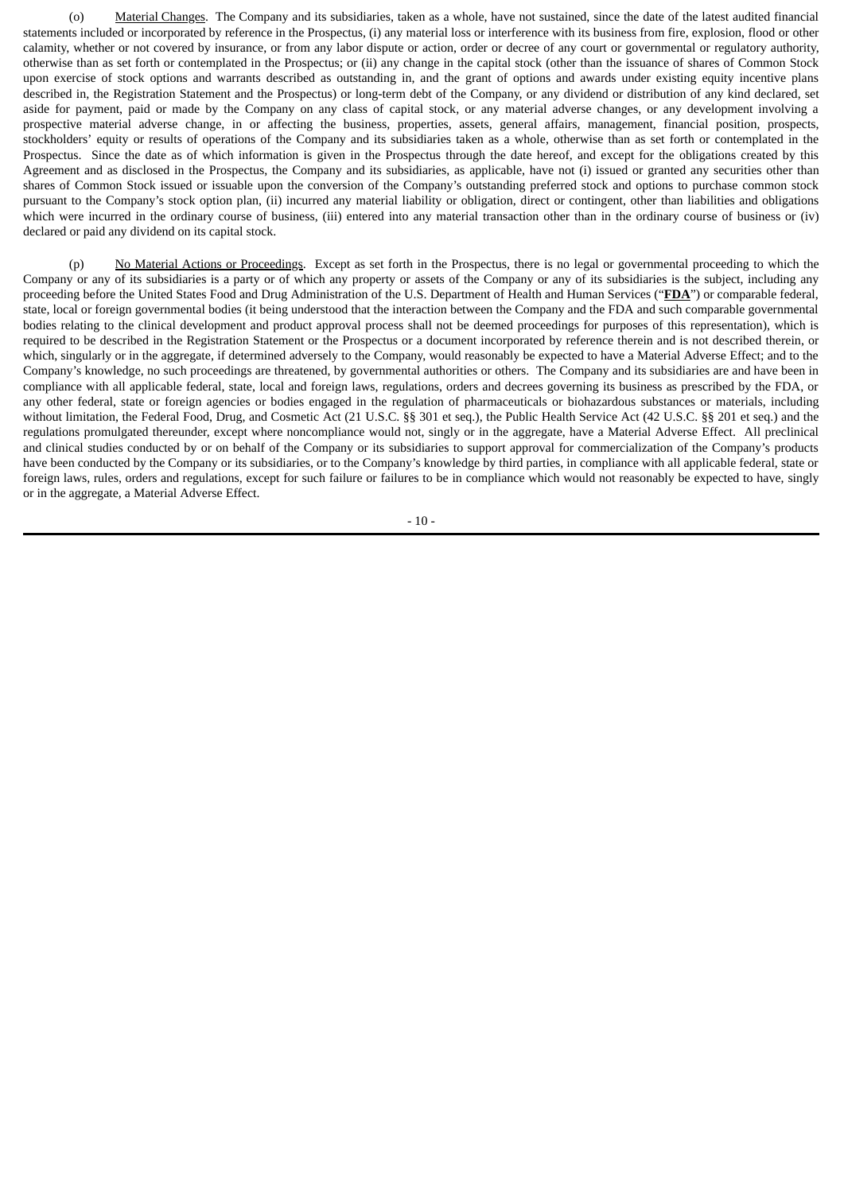(o) Material Changes. The Company and its subsidiaries, taken as a whole, have not sustained, since the date of the latest audited financial statements included or incorporated by reference in the Prospectus, (i) any material loss or interference with its business from fire, explosion, flood or other calamity, whether or not covered by insurance, or from any labor dispute or action, order or decree of any court or governmental or regulatory authority, otherwise than as set forth or contemplated in the Prospectus; or (ii) any change in the capital stock (other than the issuance of shares of Common Stock upon exercise of stock options and warrants described as outstanding in, and the grant of options and awards under existing equity incentive plans described in, the Registration Statement and the Prospectus) or long-term debt of the Company, or any dividend or distribution of any kind declared, set aside for payment, paid or made by the Company on any class of capital stock, or any material adverse changes, or any development involving a prospective material adverse change, in or affecting the business, properties, assets, general affairs, management, financial position, prospects, stockholders' equity or results of operations of the Company and its subsidiaries taken as a whole, otherwise than as set forth or contemplated in the Prospectus. Since the date as of which information is given in the Prospectus through the date hereof, and except for the obligations created by this Agreement and as disclosed in the Prospectus, the Company and its subsidiaries, as applicable, have not (i) issued or granted any securities other than shares of Common Stock issued or issuable upon the conversion of the Company's outstanding preferred stock and options to purchase common stock pursuant to the Company's stock option plan, (ii) incurred any material liability or obligation, direct or contingent, other than liabilities and obligations which were incurred in the ordinary course of business, (iii) entered into any material transaction other than in the ordinary course of business or (iv) declared or paid any dividend on its capital stock.

(p) No Material Actions or Proceedings. Except as set forth in the Prospectus, there is no legal or governmental proceeding to which the Company or any of its subsidiaries is a party or of which any property or assets of the Company or any of its subsidiaries is the subject, including any proceeding before the United States Food and Drug Administration of the U.S. Department of Health and Human Services ("**FDA**") or comparable federal, state, local or foreign governmental bodies (it being understood that the interaction between the Company and the FDA and such comparable governmental bodies relating to the clinical development and product approval process shall not be deemed proceedings for purposes of this representation), which is required to be described in the Registration Statement or the Prospectus or a document incorporated by reference therein and is not described therein, or which, singularly or in the aggregate, if determined adversely to the Company, would reasonably be expected to have a Material Adverse Effect; and to the Company's knowledge, no such proceedings are threatened, by governmental authorities or others. The Company and its subsidiaries are and have been in compliance with all applicable federal, state, local and foreign laws, regulations, orders and decrees governing its business as prescribed by the FDA, or any other federal, state or foreign agencies or bodies engaged in the regulation of pharmaceuticals or biohazardous substances or materials, including without limitation, the Federal Food, Drug, and Cosmetic Act (21 U.S.C. §§ 301 et seq.), the Public Health Service Act (42 U.S.C. §§ 201 et seq.) and the regulations promulgated thereunder, except where noncompliance would not, singly or in the aggregate, have a Material Adverse Effect. All preclinical and clinical studies conducted by or on behalf of the Company or its subsidiaries to support approval for commercialization of the Company's products have been conducted by the Company or its subsidiaries, or to the Company's knowledge by third parties, in compliance with all applicable federal, state or foreign laws, rules, orders and regulations, except for such failure or failures to be in compliance which would not reasonably be expected to have, singly or in the aggregate, a Material Adverse Effect.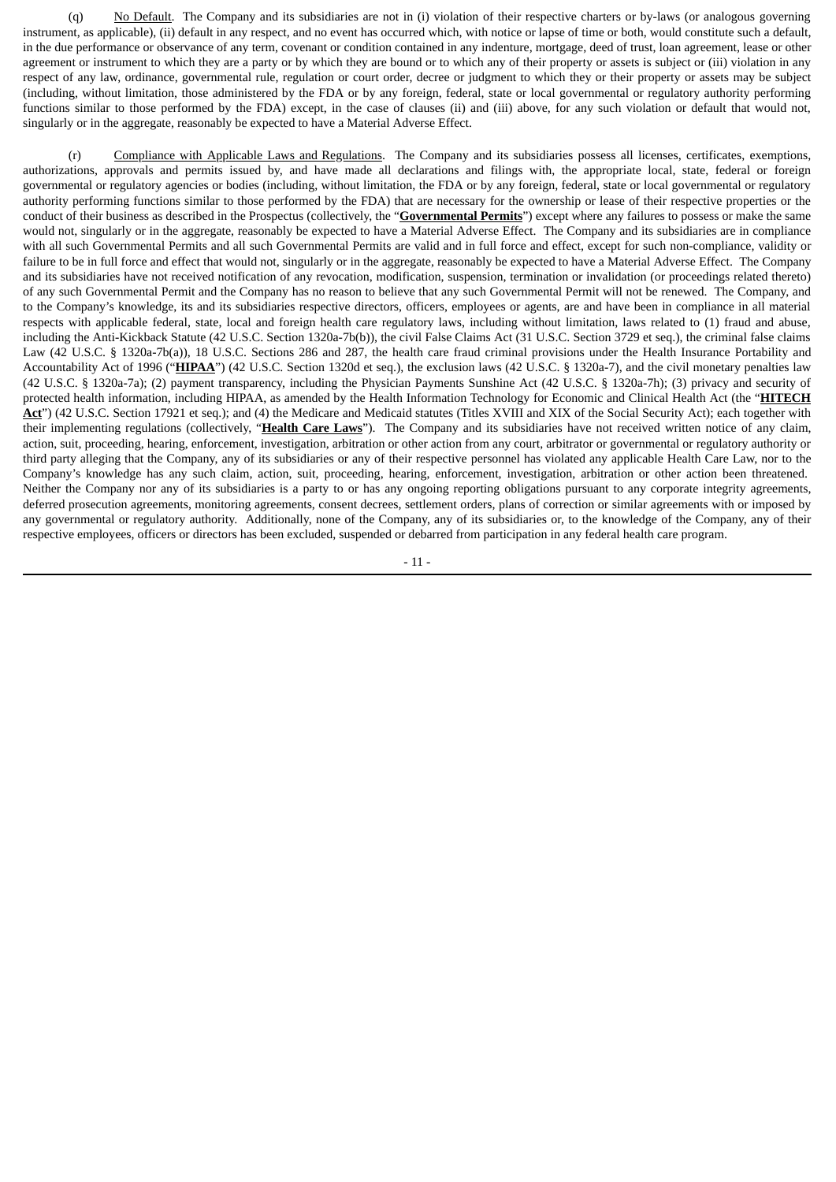(q) <u>No Default</u>. The Company and its subsidiaries are not in (i) violation of their respective charters or by-laws (or analogous governing instrument, as applicable), (ii) default in any respect, and no event has occurred which, with notice or lapse of time or both, would constitute such a default, in the due performance or observance of any term, covenant or condition contained in any indenture, mortgage, deed of trust, loan agreement, lease or other agreement or instrument to which they are a party or by which they are bound or to which any of their property or assets is subject or (iii) violation in any respect of any law, ordinance, governmental rule, regulation or court order, decree or judgment to which they or their property or assets may be subject (including, without limitation, those administered by the FDA or by any foreign, federal, state or local governmental or regulatory authority performing functions similar to those performed by the FDA) except, in the case of clauses (ii) and (iii) above, for any such violation or default that would not, singularly or in the aggregate, reasonably be expected to have a Material Adverse Effect.

(r) <u>Compliance with Applicable Laws and Regulations</u>. The Company and its subsidiaries possess all licenses, certificates, exemptions, authorizations, approvals and permits issued by, and have made all declarations and filings with, the appropriate local, state, federal or foreign governmental or regulatory agencies or bodies (including, without limitation, the FDA or by any foreign, federal, state or local governmental or regulatory authority performing functions similar to those performed by the FDA) that are necessary for the ownership or lease of their respective properties or the conduct of their business as described in the Prospectus (collectively, the "**<u>Governmental Permits</u>**") except where any failures to possess or make the same would not, singularly or in the aggregate, reasonably be expected to have a Material Adverse Effect. The Company and its subsidiaries are in compliance with all such Governmental Permits and all such Governmental Permits are valid and in full force and effect, except for such non-compliance, validity or failure to be in full force and effect that would not, singularly or in the aggregate, reasonably be expected to have a Material Adverse Effect. The Company and its subsidiaries have not received notification of any revocation, modification, suspension, termination or invalidation (or proceedings related thereto) of any such Governmental Permit and the Company has no reason to believe that any such Governmental Permit will not be renewed. The Company, and to the Company's knowledge, its and its subsidiaries respective directors, officers, employees or agents, are and have been in compliance in all material respects with applicable federal, state, local and foreign health care regulatory laws, including without limitation, laws related to (1) fraud and abuse, including the Anti-Kickback Statute (42 U.S.C. Section 1320a-7b(b)), the civil False Claims Act (31 U.S.C. Section 3729 et seq.), the criminal false claims Law (42 U.S.C. § 1320a-7b(a)), 18 U.S.C. Sections 286 and 287, the health care fraud criminal provisions under the Health Insurance Portability and Accountability Act of 1996 ("**<u>HIPAA</u>**") (42 U.S.C. Section 1320d et seq.), the exclusion laws (42 U.S.C. § 1320a-7), and the civil monetary penalties law (42 U.S.C. § 1320a-7a); (2) payment transparency, including the Physician Payments Sunshine Act (42 U.S.C. § 1320a-7h); (3) privacy and security of protected health information, including HIPAA, as amended by the Health Information Technology for Economic and Clinical Health Act (the "**<u>HITECH Act</u>**") (42 U.S.C. Section 17921 et seq.); and (4) the Medicare and Medicaid statutes (Titles XVIII and XIX of the Social Security Act); each together with their implementing regulations (collectively, "**<u>Health Care Laws</u>**"). The Company and its subsidiaries have not received written notice of any claim, action, suit, proceeding, hearing, enforcement, investigation, arbitration or other action from any court, arbitrator or governmental or regulatory authority or third party alleging that the Company, any of its subsidiaries or any of their respective personnel has violated any applicable Health Care Law, nor to the Company's knowledge has any such claim, action, suit, proceeding, hearing, enforcement, investigation, arbitration or other action been threatened. Neither the Company nor any of its subsidiaries is a party to or has any ongoing reporting obligations pursuant to any corporate integrity agreements, deferred prosecution agreements, monitoring agreements, consent decrees, settlement orders, plans of correction or similar agreements with or imposed by any governmental or regulatory authority. Additionally, none of the Company, any of its subsidiaries or, to the knowledge of the Company, any of their respective employees, officers or directors has been excluded, suspended or debarred from participation in any federal health care program.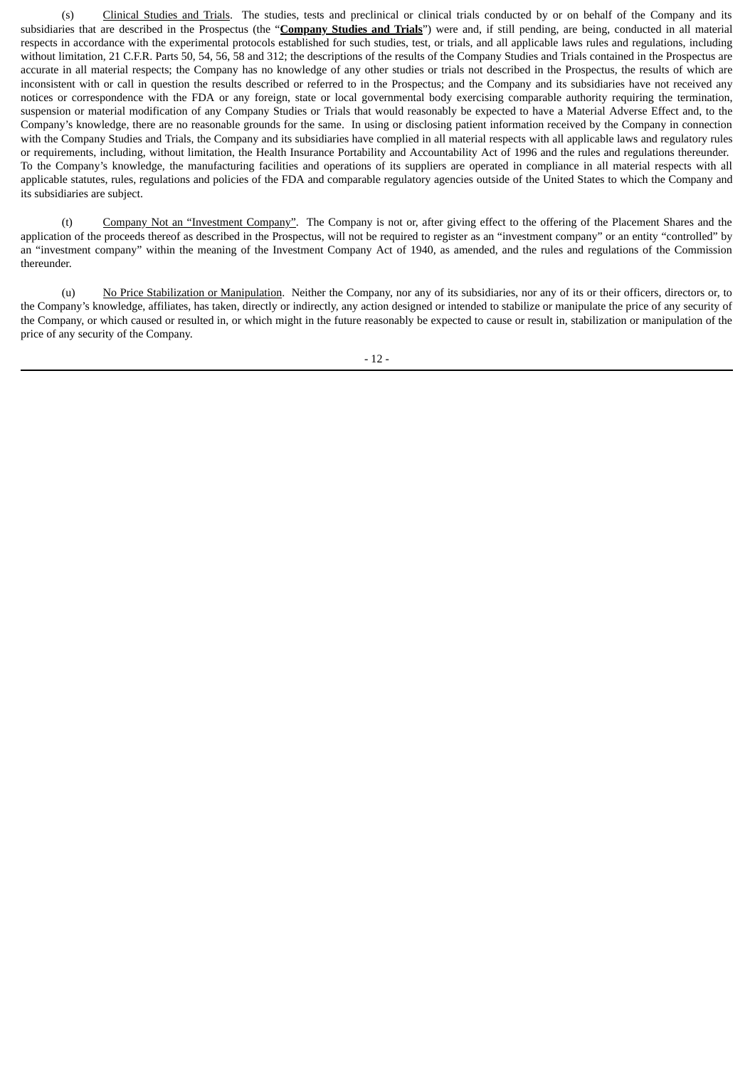(s) Clinical Studies and Trials. The studies, tests and preclinical or clinical trials conducted by or on behalf of the Company and its subsidiaries that are described in the Prospectus (the "**Company Studies and Trials**") were and, if still pending, are being, conducted in all material respects in accordance with the experimental protocols established for such studies, test, or trials, and all applicable laws rules and regulations, including without limitation, 21 C.F.R. Parts 50, 54, 56, 58 and 312; the descriptions of the results of the Company Studies and Trials contained in the Prospectus are accurate in all material respects; the Company has no knowledge of any other studies or trials not described in the Prospectus, the results of which are inconsistent with or call in question the results described or referred to in the Prospectus; and the Company and its subsidiaries have not received any notices or correspondence with the FDA or any foreign, state or local governmental body exercising comparable authority requiring the termination, suspension or material modification of any Company Studies or Trials that would reasonably be expected to have a Material Adverse Effect and, to the Company's knowledge, there are no reasonable grounds for the same. In using or disclosing patient information received by the Company in connection with the Company Studies and Trials, the Company and its subsidiaries have complied in all material respects with all applicable laws and regulatory rules or requirements, including, without limitation, the Health Insurance Portability and Accountability Act of 1996 and the rules and regulations thereunder. To the Company's knowledge, the manufacturing facilities and operations of its suppliers are operated in compliance in all material respects with all applicable statutes, rules, regulations and policies of the FDA and comparable regulatory agencies outside of the United States to which the Company and its subsidiaries are subject.

(t) Company Not an "Investment Company". The Company is not or, after giving effect to the offering of the Placement Shares and the application of the proceeds thereof as described in the Prospectus, will not be required to register as an "investment company" or an entity "controlled" by an "investment company" within the meaning of the Investment Company Act of 1940, as amended, and the rules and regulations of the Commission thereunder.

(u) No Price Stabilization or Manipulation. Neither the Company, nor any of its subsidiaries, nor any of its or their officers, directors or, to the Company's knowledge, affiliates, has taken, directly or indirectly, any action designed or intended to stabilize or manipulate the price of any security of the Company, or which caused or resulted in, or which might in the future reasonably be expected to cause or result in, stabilization or manipulation of the price of any security of the Company.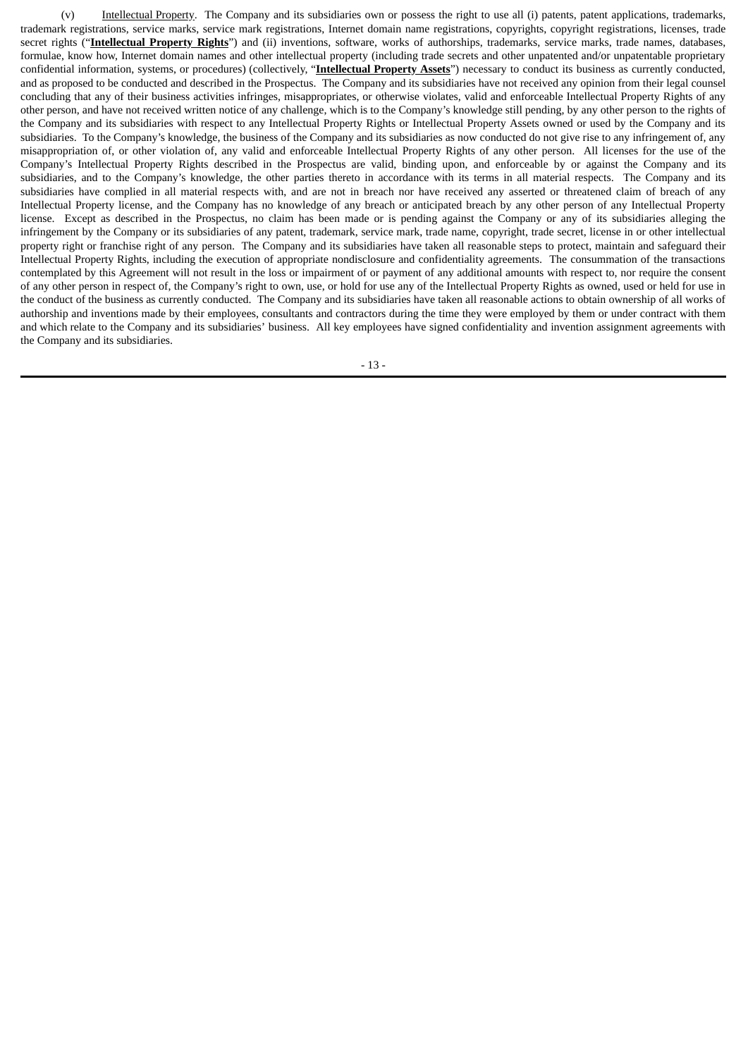(v) Intellectual Property. The Company and its subsidiaries own or possess the right to use all (i) patents, patent applications, trademarks, trademark registrations, service marks, service mark registrations, Internet domain name registrations, copyrights, copyright registrations, licenses, trade secret rights ("**Intellectual Property Rights**") and (ii) inventions, software, works of authorships, trademarks, service marks, trade names, databases, formulae, know how, Internet domain names and other intellectual property (including trade secrets and other unpatented and/or unpatentable proprietary confidential information, systems, or procedures) (collectively, "**Intellectual Property Assets**") necessary to conduct its business as currently conducted, and as proposed to be conducted and described in the Prospectus. The Company and its subsidiaries have not received any opinion from their legal counsel concluding that any of their business activities infringes, misappropriates, or otherwise violates, valid and enforceable Intellectual Property Rights of any other person, and have not received written notice of any challenge, which is to the Company's knowledge still pending, by any other person to the rights of the Company and its subsidiaries with respect to any Intellectual Property Rights or Intellectual Property Assets owned or used by the Company and its subsidiaries. To the Company's knowledge, the business of the Company and its subsidiaries as now conducted do not give rise to any infringement of, any misappropriation of, or other violation of, any valid and enforceable Intellectual Property Rights of any other person. All licenses for the use of the Company's Intellectual Property Rights described in the Prospectus are valid, binding upon, and enforceable by or against the Company and its subsidiaries, and to the Company's knowledge, the other parties thereto in accordance with its terms in all material respects. The Company and its subsidiaries have complied in all material respects with, and are not in breach nor have received any asserted or threatened claim of breach of any Intellectual Property license, and the Company has no knowledge of any breach or anticipated breach by any other person of any Intellectual Property license. Except as described in the Prospectus, no claim has been made or is pending against the Company or any of its subsidiaries alleging the infringement by the Company or its subsidiaries of any patent, trademark, service mark, trade name, copyright, trade secret, license in or other intellectual property right or franchise right of any person. The Company and its subsidiaries have taken all reasonable steps to protect, maintain and safeguard their Intellectual Property Rights, including the execution of appropriate nondisclosure and confidentiality agreements. The consummation of the transactions contemplated by this Agreement will not result in the loss or impairment of or payment of any additional amounts with respect to, nor require the consent of any other person in respect of, the Company's right to own, use, or hold for use any of the Intellectual Property Rights as owned, used or held for use in the conduct of the business as currently conducted. The Company and its subsidiaries have taken all reasonable actions to obtain ownership of all works of authorship and inventions made by their employees, consultants and contractors during the time they were employed by them or under contract with them and which relate to the Company and its subsidiaries' business. All key employees have signed confidentiality and invention assignment agreements with the Company and its subsidiaries.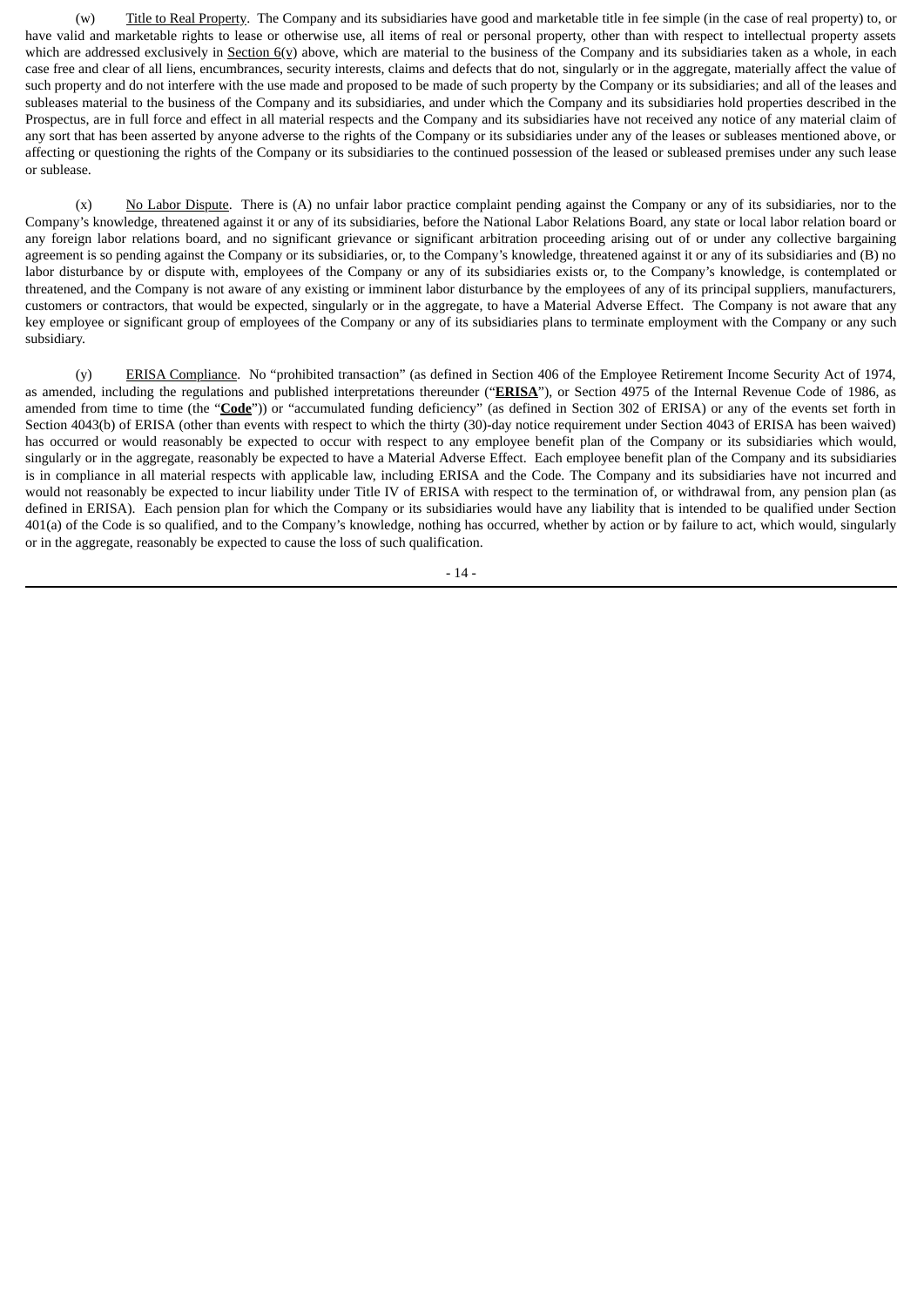(w) Title to Real Property. The Company and its subsidiaries have good and marketable title in fee simple (in the case of real property) to, or have valid and marketable rights to lease or otherwise use, all items of real or personal property, other than with respect to intellectual property assets which are addressed exclusively in Section 6(v) above, which are material to the business of the Company and its subsidiaries taken as a whole, in each case free and clear of all liens, encumbrances, security interests, claims and defects that do not, singularly or in the aggregate, materially affect the value of such property and do not interfere with the use made and proposed to be made of such property by the Company or its subsidiaries; and all of the leases and subleases material to the business of the Company and its subsidiaries, and under which the Company and its subsidiaries hold properties described in the Prospectus, are in full force and effect in all material respects and the Company and its subsidiaries have not received any notice of any material claim of any sort that has been asserted by anyone adverse to the rights of the Company or its subsidiaries under any of the leases or subleases mentioned above, or affecting or questioning the rights of the Company or its subsidiaries to the continued possession of the leased or subleased premises under any such lease or sublease.

(x) No Labor Dispute. There is (A) no unfair labor practice complaint pending against the Company or any of its subsidiaries, nor to the Company's knowledge, threatened against it or any of its subsidiaries, before the National Labor Relations Board, any state or local labor relation board or any foreign labor relations board, and no significant grievance or significant arbitration proceeding arising out of or under any collective bargaining agreement is so pending against the Company or its subsidiaries, or, to the Company's knowledge, threatened against it or any of its subsidiaries and (B) no labor disturbance by or dispute with, employees of the Company or any of its subsidiaries exists or, to the Company's knowledge, is contemplated or threatened, and the Company is not aware of any existing or imminent labor disturbance by the employees of any of its principal suppliers, manufacturers, customers or contractors, that would be expected, singularly or in the aggregate, to have a Material Adverse Effect. The Company is not aware that any key employee or significant group of employees of the Company or any of its subsidiaries plans to terminate employment with the Company or any such subsidiary.

(y) ERISA Compliance. No "prohibited transaction" (as defined in Section 406 of the Employee Retirement Income Security Act of 1974, as amended, including the regulations and published interpretations thereunder ("**ERISA**"), or Section 4975 of the Internal Revenue Code of 1986, as amended from time to time (the "**Code**")) or "accumulated funding deficiency" (as defined in Section 302 of ERISA) or any of the events set forth in Section 4043(b) of ERISA (other than events with respect to which the thirty (30)-day notice requirement under Section 4043 of ERISA has been waived) has occurred or would reasonably be expected to occur with respect to any employee benefit plan of the Company or its subsidiaries which would, singularly or in the aggregate, reasonably be expected to have a Material Adverse Effect. Each employee benefit plan of the Company and its subsidiaries is in compliance in all material respects with applicable law, including ERISA and the Code. The Company and its subsidiaries have not incurred and would not reasonably be expected to incur liability under Title IV of ERISA with respect to the termination of, or withdrawal from, any pension plan (as defined in ERISA). Each pension plan for which the Company or its subsidiaries would have any liability that is intended to be qualified under Section 401(a) of the Code is so qualified, and to the Company's knowledge, nothing has occurred, whether by action or by failure to act, which would, singularly or in the aggregate, reasonably be expected to cause the loss of such qualification.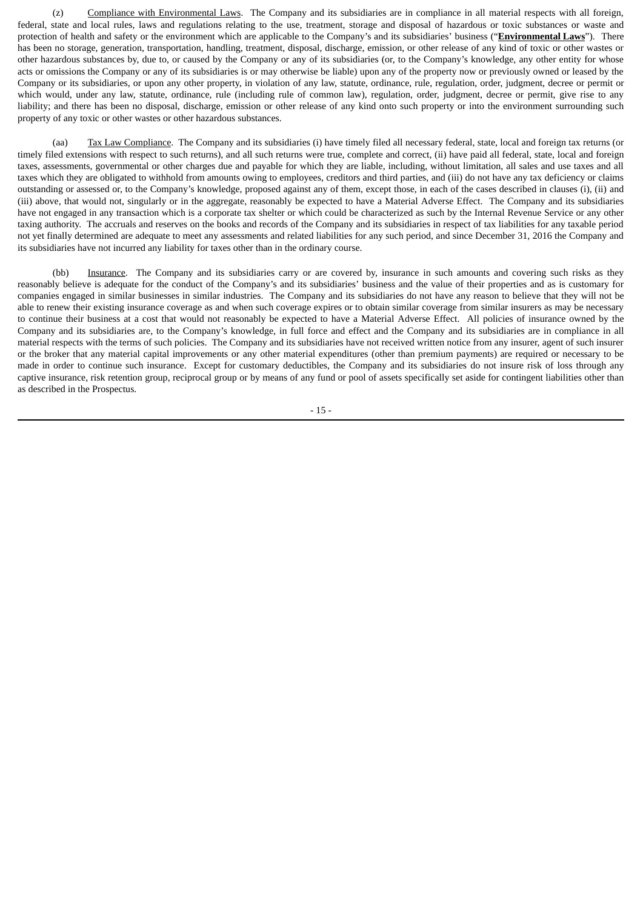(z) Compliance with Environmental Laws. The Company and its subsidiaries are in compliance in all material respects with all foreign, federal, state and local rules, laws and regulations relating to the use, treatment, storage and disposal of hazardous or toxic substances or waste and protection of health and safety or the environment which are applicable to the Company's and its subsidiaries' business ("**Environmental Laws**"). There has been no storage, generation, transportation, handling, treatment, disposal, discharge, emission, or other release of any kind of toxic or other wastes or other hazardous substances by, due to, or caused by the Company or any of its subsidiaries (or, to the Company's knowledge, any other entity for whose acts or omissions the Company or any of its subsidiaries is or may otherwise be liable) upon any of the property now or previously owned or leased by the Company or its subsidiaries, or upon any other property, in violation of any law, statute, ordinance, rule, regulation, order, judgment, decree or permit or which would, under any law, statute, ordinance, rule (including rule of common law), regulation, order, judgment, decree or permit, give rise to any liability; and there has been no disposal, discharge, emission or other release of any kind onto such property or into the environment surrounding such property of any toxic or other wastes or other hazardous substances.

(aa) Tax Law Compliance. The Company and its subsidiaries (i) have timely filed all necessary federal, state, local and foreign tax returns (or timely filed extensions with respect to such returns), and all such returns were true, complete and correct, (ii) have paid all federal, state, local and foreign taxes, assessments, governmental or other charges due and payable for which they are liable, including, without limitation, all sales and use taxes and all taxes which they are obligated to withhold from amounts owing to employees, creditors and third parties, and (iii) do not have any tax deficiency or claims outstanding or assessed or, to the Company's knowledge, proposed against any of them, except those, in each of the cases described in clauses (i), (ii) and (iii) above, that would not, singularly or in the aggregate, reasonably be expected to have a Material Adverse Effect. The Company and its subsidiaries have not engaged in any transaction which is a corporate tax shelter or which could be characterized as such by the Internal Revenue Service or any other taxing authority. The accruals and reserves on the books and records of the Company and its subsidiaries in respect of tax liabilities for any taxable period not yet finally determined are adequate to meet any assessments and related liabilities for any such period, and since December 31, 2016 the Company and its subsidiaries have not incurred any liability for taxes other than in the ordinary course.

(bb) Insurance. The Company and its subsidiaries carry or are covered by, insurance in such amounts and covering such risks as they reasonably believe is adequate for the conduct of the Company's and its subsidiaries' business and the value of their properties and as is customary for companies engaged in similar businesses in similar industries. The Company and its subsidiaries do not have any reason to believe that they will not be able to renew their existing insurance coverage as and when such coverage expires or to obtain similar coverage from similar insurers as may be necessary to continue their business at a cost that would not reasonably be expected to have a Material Adverse Effect. All policies of insurance owned by the Company and its subsidiaries are, to the Company's knowledge, in full force and effect and the Company and its subsidiaries are in compliance in all material respects with the terms of such policies. The Company and its subsidiaries have not received written notice from any insurer, agent of such insurer or the broker that any material capital improvements or any other material expenditures (other than premium payments) are required or necessary to be made in order to continue such insurance. Except for customary deductibles, the Company and its subsidiaries do not insure risk of loss through any captive insurance, risk retention group, reciprocal group or by means of any fund or pool of assets specifically set aside for contingent liabilities other than as described in the Prospectus.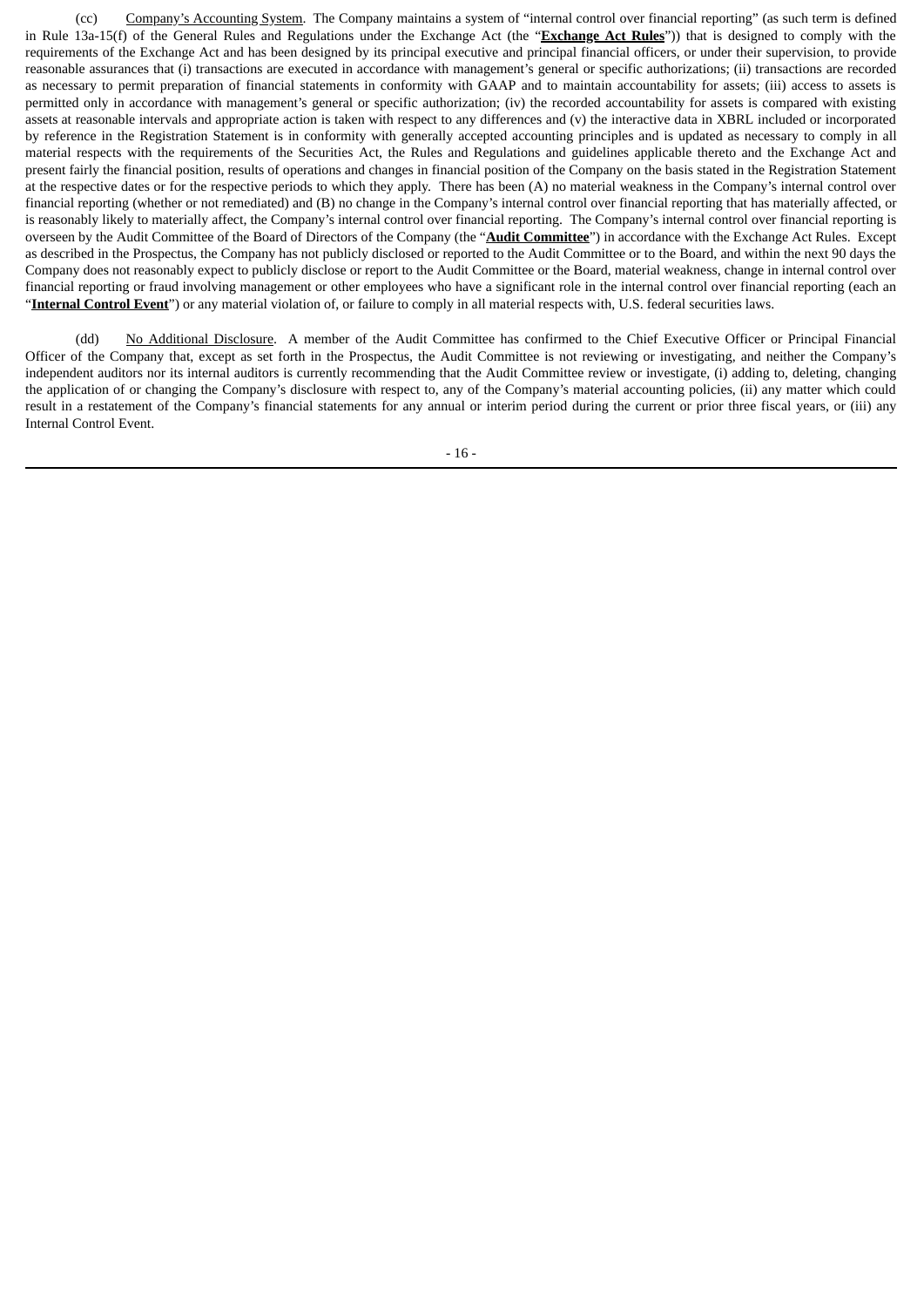(cc) Company's Accounting System. The Company maintains a system of "internal control over financial reporting" (as such term is defined in Rule 13a-15(f) of the General Rules and Regulations under the Exchange Act (the "**Exchange Act Rules**")) that is designed to comply with the requirements of the Exchange Act and has been designed by its principal executive and principal financial officers, or under their supervision, to provide reasonable assurances that (i) transactions are executed in accordance with management's general or specific authorizations; (ii) transactions are recorded as necessary to permit preparation of financial statements in conformity with GAAP and to maintain accountability for assets; (iii) access to assets is permitted only in accordance with management's general or specific authorization; (iv) the recorded accountability for assets is compared with existing assets at reasonable intervals and appropriate action is taken with respect to any differences and (v) the interactive data in XBRL included or incorporated by reference in the Registration Statement is in conformity with generally accepted accounting principles and is updated as necessary to comply in all material respects with the requirements of the Securities Act, the Rules and Regulations and guidelines applicable thereto and the Exchange Act and present fairly the financial position, results of operations and changes in financial position of the Company on the basis stated in the Registration Statement at the respective dates or for the respective periods to which they apply. There has been (A) no material weakness in the Company's internal control over financial reporting (whether or not remediated) and (B) no change in the Company's internal control over financial reporting that has materially affected, or is reasonably likely to materially affect, the Company's internal control over financial reporting. The Company's internal control over financial reporting is overseen by the Audit Committee of the Board of Directors of the Company (the "**Audit Committee**") in accordance with the Exchange Act Rules. Except as described in the Prospectus, the Company has not publicly disclosed or reported to the Audit Committee or to the Board, and within the next 90 days the Company does not reasonably expect to publicly disclose or report to the Audit Committee or the Board, material weakness, change in internal control over financial reporting or fraud involving management or other employees who have a significant role in the internal control over financial reporting (each an "**Internal Control Event**") or any material violation of, or failure to comply in all material respects with, U.S. federal securities laws.

(dd) No Additional Disclosure. A member of the Audit Committee has confirmed to the Chief Executive Officer or Principal Financial Officer of the Company that, except as set forth in the Prospectus, the Audit Committee is not reviewing or investigating, and neither the Company's independent auditors nor its internal auditors is currently recommending that the Audit Committee review or investigate, (i) adding to, deleting, changing the application of or changing the Company's disclosure with respect to, any of the Company's material accounting policies, (ii) any matter which could result in a restatement of the Company's financial statements for any annual or interim period during the current or prior three fiscal years, or (iii) any Internal Control Event.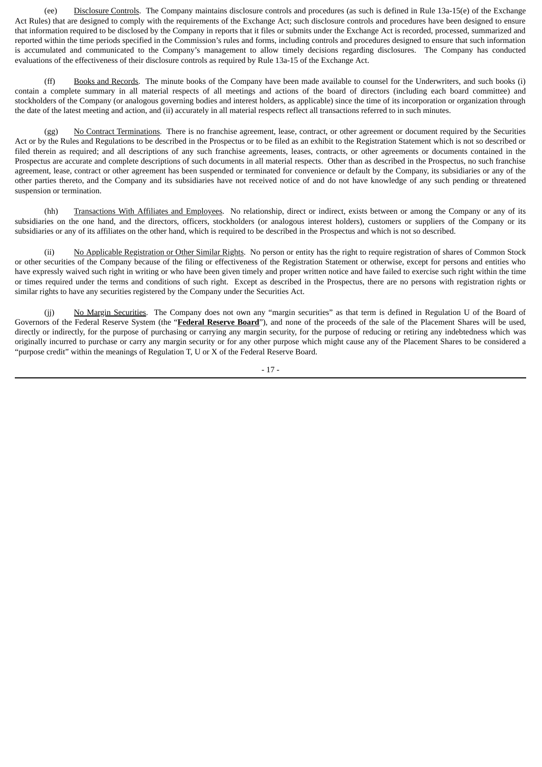(ee) Disclosure Controls. The Company maintains disclosure controls and procedures (as such is defined in Rule 13a-15(e) of the Exchange Act Rules) that are designed to comply with the requirements of the Exchange Act; such disclosure controls and procedures have been designed to ensure that information required to be disclosed by the Company in reports that it files or submits under the Exchange Act is recorded, processed, summarized and reported within the time periods specified in the Commission's rules and forms, including controls and procedures designed to ensure that such information is accumulated and communicated to the Company's management to allow timely decisions regarding disclosures. The Company has conducted evaluations of the effectiveness of their disclosure controls as required by Rule 13a-15 of the Exchange Act.

(ff) Books and Records. The minute books of the Company have been made available to counsel for the Underwriters, and such books (i) contain a complete summary in all material respects of all meetings and actions of the board of directors (including each board committee) and stockholders of the Company (or analogous governing bodies and interest holders, as applicable) since the time of its incorporation or organization through the date of the latest meeting and action, and (ii) accurately in all material respects reflect all transactions referred to in such minutes.

(gg) No Contract Terminations. There is no franchise agreement, lease, contract, or other agreement or document required by the Securities Act or by the Rules and Regulations to be described in the Prospectus or to be filed as an exhibit to the Registration Statement which is not so described or filed therein as required; and all descriptions of any such franchise agreements, leases, contracts, or other agreements or documents contained in the Prospectus are accurate and complete descriptions of such documents in all material respects. Other than as described in the Prospectus, no such franchise agreement, lease, contract or other agreement has been suspended or terminated for convenience or default by the Company, its subsidiaries or any of the other parties thereto, and the Company and its subsidiaries have not received notice of and do not have knowledge of any such pending or threatened suspension or termination.

(hh) Transactions With Affiliates and Employees. No relationship, direct or indirect, exists between or among the Company or any of its subsidiaries on the one hand, and the directors, officers, stockholders (or analogous interest holders), customers or suppliers of the Company or its subsidiaries or any of its affiliates on the other hand, which is required to be described in the Prospectus and which is not so described.

(ii) No Applicable Registration or Other Similar Rights. No person or entity has the right to require registration of shares of Common Stock or other securities of the Company because of the filing or effectiveness of the Registration Statement or otherwise, except for persons and entities who have expressly waived such right in writing or who have been given timely and proper written notice and have failed to exercise such right within the time or times required under the terms and conditions of such right. Except as described in the Prospectus, there are no persons with registration rights or similar rights to have any securities registered by the Company under the Securities Act.

(jj) No Margin Securities. The Company does not own any "margin securities" as that term is defined in Regulation U of the Board of Governors of the Federal Reserve System (the "**Federal Reserve Board**"), and none of the proceeds of the sale of the Placement Shares will be used, directly or indirectly, for the purpose of purchasing or carrying any margin security, for the purpose of reducing or retiring any indebtedness which was originally incurred to purchase or carry any margin security or for any other purpose which might cause any of the Placement Shares to be considered a "purpose credit" within the meanings of Regulation T, U or X of the Federal Reserve Board.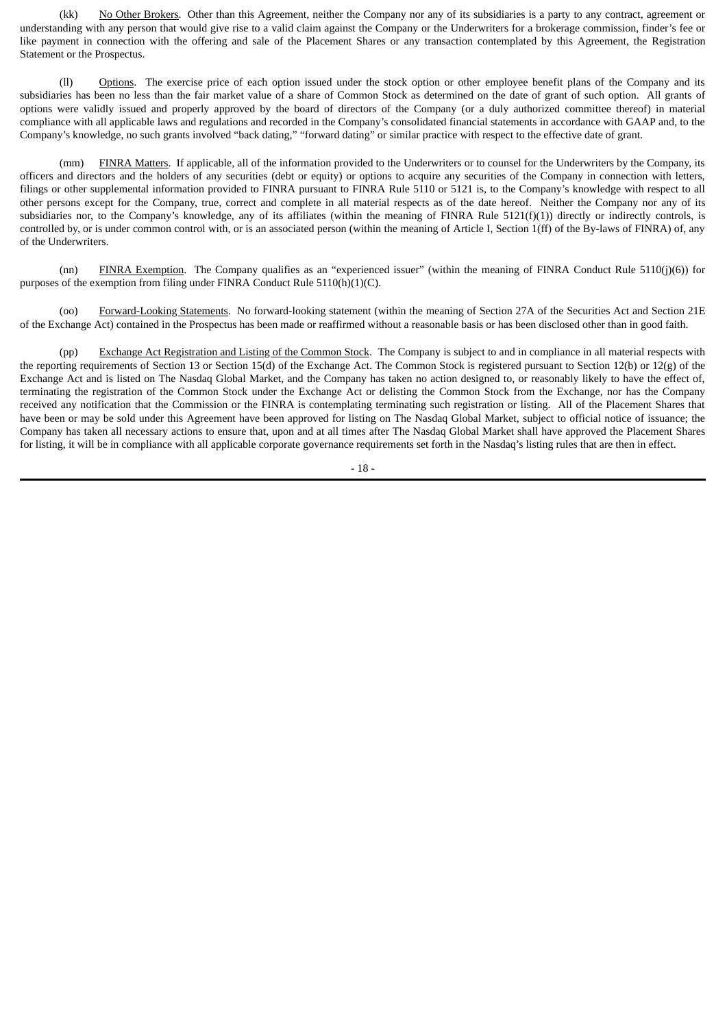(kk) No Other Brokers. Other than this Agreement, neither the Company nor any of its subsidiaries is a party to any contract, agreement or understanding with any person that would give rise to a valid claim against the Company or the Underwriters for a brokerage commission, finder's fee or like payment in connection with the offering and sale of the Placement Shares or any transaction contemplated by this Agreement, the Registration Statement or the Prospectus.

(ll) Options. The exercise price of each option issued under the stock option or other employee benefit plans of the Company and its subsidiaries has been no less than the fair market value of a share of Common Stock as determined on the date of grant of such option. All grants of options were validly issued and properly approved by the board of directors of the Company (or a duly authorized committee thereof) in material compliance with all applicable laws and regulations and recorded in the Company's consolidated financial statements in accordance with GAAP and, to the Company's knowledge, no such grants involved "back dating," "forward dating" or similar practice with respect to the effective date of grant.

(mm) FINRA Matters. If applicable, all of the information provided to the Underwriters or to counsel for the Underwriters by the Company, its officers and directors and the holders of any securities (debt or equity) or options to acquire any securities of the Company in connection with letters, filings or other supplemental information provided to FINRA pursuant to FINRA Rule 5110 or 5121 is, to the Company's knowledge with respect to all other persons except for the Company, true, correct and complete in all material respects as of the date hereof. Neither the Company nor any of its subsidiaries nor, to the Company's knowledge, any of its affiliates (within the meaning of FINRA Rule 5121(f)(1)) directly or indirectly controls, is controlled by, or is under common control with, or is an associated person (within the meaning of Article I, Section 1(ff) of the By-laws of FINRA) of, any of the Underwriters.

(nn) FINRA Exemption. The Company qualifies as an "experienced issuer" (within the meaning of FINRA Conduct Rule 5110(j)(6)) for purposes of the exemption from filing under FINRA Conduct Rule 5110(h)(1)(C).

(oo) Forward-Looking Statements. No forward-looking statement (within the meaning of Section 27A of the Securities Act and Section 21E of the Exchange Act) contained in the Prospectus has been made or reaffirmed without a reasonable basis or has been disclosed other than in good faith.

(pp) Exchange Act Registration and Listing of the Common Stock. The Company is subject to and in compliance in all material respects with the reporting requirements of Section 13 or Section 15(d) of the Exchange Act. The Common Stock is registered pursuant to Section 12(b) or 12(g) of the Exchange Act and is listed on The Nasdaq Global Market, and the Company has taken no action designed to, or reasonably likely to have the effect of, terminating the registration of the Common Stock under the Exchange Act or delisting the Common Stock from the Exchange, nor has the Company received any notification that the Commission or the FINRA is contemplating terminating such registration or listing. All of the Placement Shares that have been or may be sold under this Agreement have been approved for listing on The Nasdaq Global Market, subject to official notice of issuance; the Company has taken all necessary actions to ensure that, upon and at all times after The Nasdaq Global Market shall have approved the Placement Shares for listing, it will be in compliance with all applicable corporate governance requirements set forth in the Nasdaq's listing rules that are then in effect.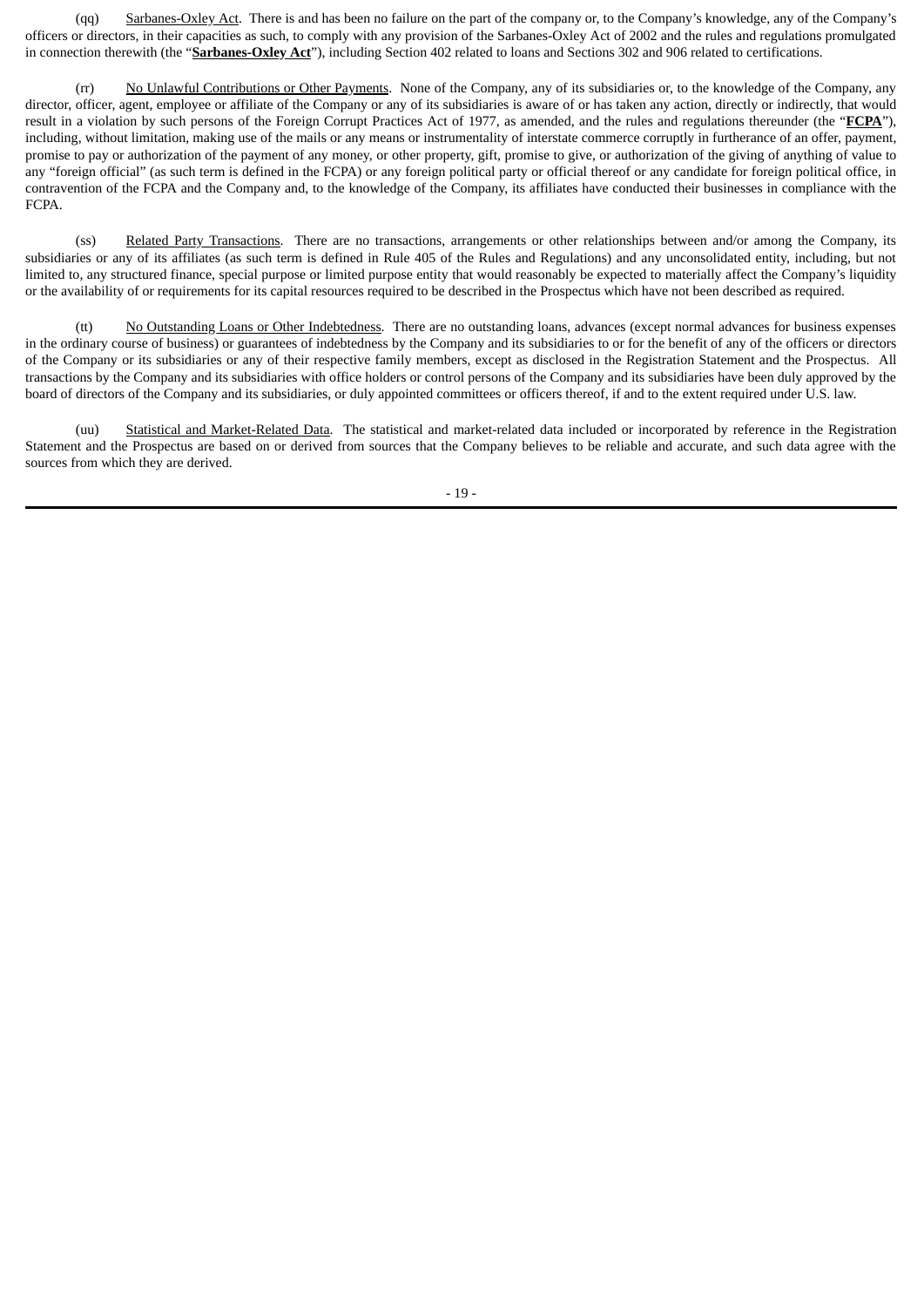(qq) Sarbanes-Oxley Act. There is and has been no failure on the part of the company or, to the Company's knowledge, any of the Company's officers or directors, in their capacities as such, to comply with any provision of the Sarbanes-Oxley Act of 2002 and the rules and regulations promulgated in connection therewith (the "**Sarbanes-Oxley Act**"), including Section 402 related to loans and Sections 302 and 906 related to certifications.

(rr) No Unlawful Contributions or Other Payments. None of the Company, any of its subsidiaries or, to the knowledge of the Company, any director, officer, agent, employee or affiliate of the Company or any of its subsidiaries is aware of or has taken any action, directly or indirectly, that would result in a violation by such persons of the Foreign Corrupt Practices Act of 1977, as amended, and the rules and regulations thereunder (the "**FCPA**"), including, without limitation, making use of the mails or any means or instrumentality of interstate commerce corruptly in furtherance of an offer, payment, promise to pay or authorization of the payment of any money, or other property, gift, promise to give, or authorization of the giving of anything of value to any "foreign official" (as such term is defined in the FCPA) or any foreign political party or official thereof or any candidate for foreign political office, in contravention of the FCPA and the Company and, to the knowledge of the Company, its affiliates have conducted their businesses in compliance with the FCPA.

(ss) Related Party Transactions. There are no transactions, arrangements or other relationships between and/or among the Company, its subsidiaries or any of its affiliates (as such term is defined in Rule 405 of the Rules and Regulations) and any unconsolidated entity, including, but not limited to, any structured finance, special purpose or limited purpose entity that would reasonably be expected to materially affect the Company's liquidity or the availability of or requirements for its capital resources required to be described in the Prospectus which have not been described as required.

(tt) No Outstanding Loans or Other Indebtedness. There are no outstanding loans, advances (except normal advances for business expenses in the ordinary course of business) or guarantees of indebtedness by the Company and its subsidiaries to or for the benefit of any of the officers or directors of the Company or its subsidiaries or any of their respective family members, except as disclosed in the Registration Statement and the Prospectus. All transactions by the Company and its subsidiaries with office holders or control persons of the Company and its subsidiaries have been duly approved by the board of directors of the Company and its subsidiaries, or duly appointed committees or officers thereof, if and to the extent required under U.S. law.

(uu) Statistical and Market-Related Data. The statistical and market-related data included or incorporated by reference in the Registration Statement and the Prospectus are based on or derived from sources that the Company believes to be reliable and accurate, and such data agree with the sources from which they are derived.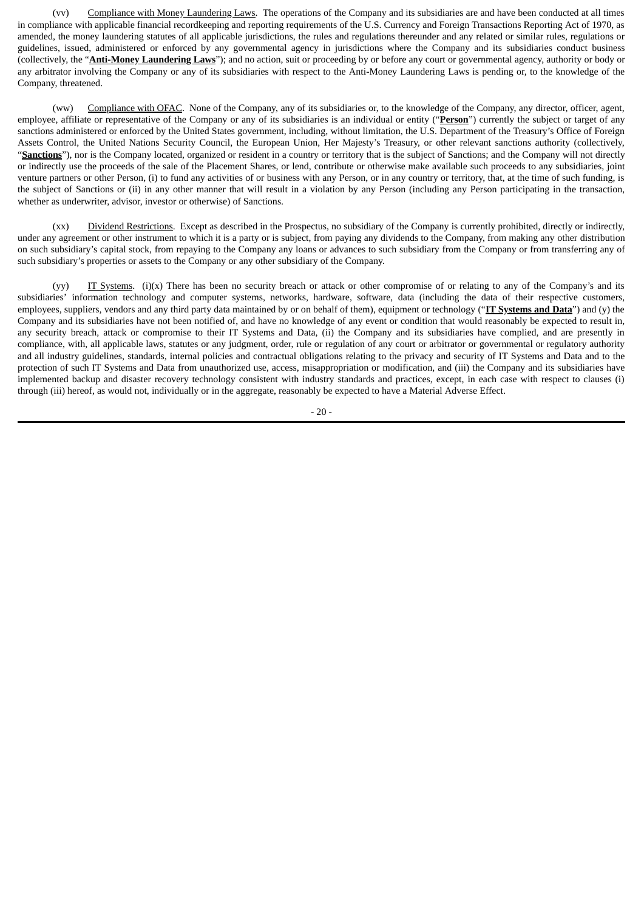(vv) Compliance with Money Laundering Laws. The operations of the Company and its subsidiaries are and have been conducted at all times in compliance with applicable financial recordkeeping and reporting requirements of the U.S. Currency and Foreign Transactions Reporting Act of 1970, as amended, the money laundering statutes of all applicable jurisdictions, the rules and regulations thereunder and any related or similar rules, regulations or guidelines, issued, administered or enforced by any governmental agency in jurisdictions where the Company and its subsidiaries conduct business (collectively, the "**Anti-Money Laundering Laws**"); and no action, suit or proceeding by or before any court or governmental agency, authority or body or any arbitrator involving the Company or any of its subsidiaries with respect to the Anti-Money Laundering Laws is pending or, to the knowledge of the Company, threatened.

(ww) Compliance with OFAC. None of the Company, any of its subsidiaries or, to the knowledge of the Company, any director, officer, agent, employee, affiliate or representative of the Company or any of its subsidiaries is an individual or entity ("**Person**") currently the subject or target of any sanctions administered or enforced by the United States government, including, without limitation, the U.S. Department of the Treasury's Office of Foreign Assets Control, the United Nations Security Council, the European Union, Her Majesty's Treasury, or other relevant sanctions authority (collectively, "**Sanctions**"), nor is the Company located, organized or resident in a country or territory that is the subject of Sanctions; and the Company will not directly or indirectly use the proceeds of the sale of the Placement Shares, or lend, contribute or otherwise make available such proceeds to any subsidiaries, joint venture partners or other Person, (i) to fund any activities of or business with any Person, or in any country or territory, that, at the time of such funding, is the subject of Sanctions or (ii) in any other manner that will result in a violation by any Person (including any Person participating in the transaction, whether as underwriter, advisor, investor or otherwise) of Sanctions.

(xx) Dividend Restrictions. Except as described in the Prospectus, no subsidiary of the Company is currently prohibited, directly or indirectly, under any agreement or other instrument to which it is a party or is subject, from paying any dividends to the Company, from making any other distribution on such subsidiary's capital stock, from repaying to the Company any loans or advances to such subsidiary from the Company or from transferring any of such subsidiary's properties or assets to the Company or any other subsidiary of the Company.

(yy) IT Systems. (i)(x) There has been no security breach or attack or other compromise of or relating to any of the Company's and its subsidiaries' information technology and computer systems, networks, hardware, software, data (including the data of their respective customers, employees, suppliers, vendors and any third party data maintained by or on behalf of them), equipment or technology ("**IT Systems and Data**") and (y) the Company and its subsidiaries have not been notified of, and have no knowledge of any event or condition that would reasonably be expected to result in, any security breach, attack or compromise to their IT Systems and Data, (ii) the Company and its subsidiaries have complied, and are presently in compliance, with, all applicable laws, statutes or any judgment, order, rule or regulation of any court or arbitrator or governmental or regulatory authority and all industry guidelines, standards, internal policies and contractual obligations relating to the privacy and security of IT Systems and Data and to the protection of such IT Systems and Data from unauthorized use, access, misappropriation or modification, and (iii) the Company and its subsidiaries have implemented backup and disaster recovery technology consistent with industry standards and practices, except, in each case with respect to clauses (i) through (iii) hereof, as would not, individually or in the aggregate, reasonably be expected to have a Material Adverse Effect.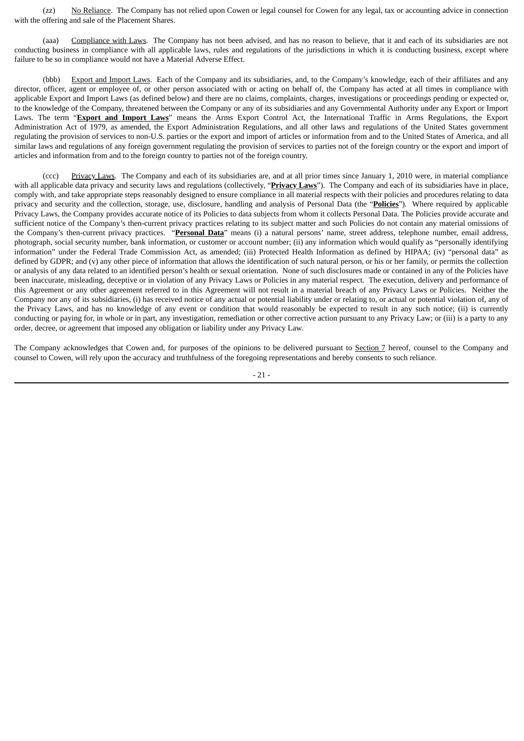(zz) <u>No Reliance</u>. The Company has not relied upon Cowen or legal counsel for Cowen for any legal, tax or accounting advice in connection with the offering and sale of the Placement Shares.

(aaa) <u>Compliance with Laws</u>. The Company has not been advised, and has no reason to believe, that it and each of its subsidiaries are not conducting business in compliance with all applicable laws, rules and regulations of the jurisdictions in which it is conducting business, except where failure to be so in compliance would not have a Material Adverse Effect.

(bbb) <u>Export and Import Laws</u>. Each of the Company and its subsidiaries, and, to the Company's knowledge, each of their affiliates and any director, officer, agent or employee of, or other person associated with or acting on behalf of, the Company has acted at all times in compliance with applicable Export and Import Laws (as defined below) and there are no claims, complaints, charges, investigations or proceedings pending or expected or, to the knowledge of the Company, threatened between the Company or any of its subsidiaries and any Governmental Authority under any Export or Import Laws. The term "**<u>Export and Import Laws</u>**" means the Arms Export Control Act, the International Traffic in Arms Regulations, the Export Administration Act of 1979, as amended, the Export Administration Regulations, and all other laws and regulations of the United States government regulating the provision of services to non-U.S. parties or the export and import of articles or information from and to the United States of America, and all similar laws and regulations of any foreign government regulating the provision of services to parties not of the foreign country or the export and import of articles and information from and to the foreign country to parties not of the foreign country.

(ccc) <u>Privacy Laws</u>. The Company and each of its subsidiaries are, and at all prior times since January 1, 2010 were, in material compliance with all applicable data privacy and security laws and regulations (collectively, "**<u>Privacy Laws</u>**"). The Company and each of its subsidiaries have in place, comply with, and take appropriate steps reasonably designed to ensure compliance in all material respects with their policies and procedures relating to data privacy and security and the collection, storage, use, disclosure, handling and analysis of Personal Data (the "**<u>Policies</u>**"). Where required by applicable Privacy Laws, the Company provides accurate notice of its Policies to data subjects from whom it collects Personal Data. The Policies provide accurate and sufficient notice of the Company's then-current privacy practices relating to its subject matter and such Policies do not contain any material omissions of the Company's then-current privacy practices. "**<u>Personal Data</u>**" means (i) a natural persons' name, street address, telephone number, email address, photograph, social security number, bank information, or customer or account number; (ii) any information which would qualify as "personally identifying information" under the Federal Trade Commission Act, as amended; (iii) Protected Health Information as defined by HIPAA; (iv) "personal data" as defined by GDPR; and (v) any other piece of information that allows the identification of such natural person, or his or her family, or permits the collection or analysis of any data related to an identified person's health or sexual orientation. None of such disclosures made or contained in any of the Policies have been inaccurate, misleading, deceptive or in violation of any Privacy Laws or Policies in any material respect. The execution, delivery and performance of this Agreement or any other agreement referred to in this Agreement will not result in a material breach of any Privacy Laws or Policies. Neither the Company nor any of its subsidiaries, (i) has received notice of any actual or potential liability under or relating to, or actual or potential violation of, any of the Privacy Laws, and has no knowledge of any event or condition that would reasonably be expected to result in any such notice; (ii) is currently conducting or paying for, in whole or in part, any investigation, remediation or other corrective action pursuant to any Privacy Law; or (iii) is a party to any order, decree, or agreement that imposed any obligation or liability under any Privacy Law.

The Company acknowledges that Cowen and, for purposes of the opinions to be delivered pursuant to <u>Section 7</u> hereof, counsel to the Company and counsel to Cowen, will rely upon the accuracy and truthfulness of the foregoing representations and hereby consents to such reliance.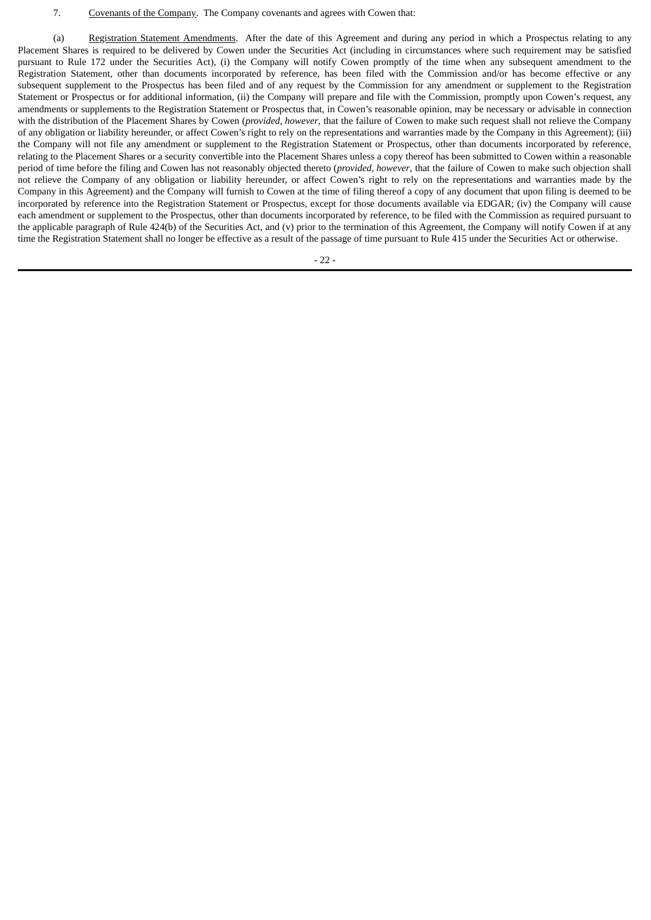7. Covenants of the Company. The Company covenants and agrees with Cowen that:

(a) Registration Statement Amendments. After the date of this Agreement and during any period in which a Prospectus relating to any Placement Shares is required to be delivered by Cowen under the Securities Act (including in circumstances where such requirement may be satisfied pursuant to Rule 172 under the Securities Act), (i) the Company will notify Cowen promptly of the time when any subsequent amendment to the Registration Statement, other than documents incorporated by reference, has been filed with the Commission and/or has become effective or any subsequent supplement to the Prospectus has been filed and of any request by the Commission for any amendment or supplement to the Registration Statement or Prospectus or for additional information, (ii) the Company will prepare and file with the Commission, promptly upon Cowen's request, any amendments or supplements to the Registration Statement or Prospectus that, in Cowen's reasonable opinion, may be necessary or advisable in connection with the distribution of the Placement Shares by Cowen (*provided, however*, that the failure of Cowen to make such request shall not relieve the Company of any obligation or liability hereunder, or affect Cowen's right to rely on the representations and warranties made by the Company in this Agreement); (iii) the Company will not file any amendment or supplement to the Registration Statement or Prospectus, other than documents incorporated by reference, relating to the Placement Shares or a security convertible into the Placement Shares unless a copy thereof has been submitted to Cowen within a reasonable period of time before the filing and Cowen has not reasonably objected thereto (*provided, however*, that the failure of Cowen to make such objection shall not relieve the Company of any obligation or liability hereunder, or affect Cowen's right to rely on the representations and warranties made by the Company in this Agreement) and the Company will furnish to Cowen at the time of filing thereof a copy of any document that upon filing is deemed to be incorporated by reference into the Registration Statement or Prospectus, except for those documents available via EDGAR; (iv) the Company will cause each amendment or supplement to the Prospectus, other than documents incorporated by reference, to be filed with the Commission as required pursuant to the applicable paragraph of Rule 424(b) of the Securities Act, and (v) prior to the termination of this Agreement, the Company will notify Cowen if at any time the Registration Statement shall no longer be effective as a result of the passage of time pursuant to Rule 415 under the Securities Act or otherwise.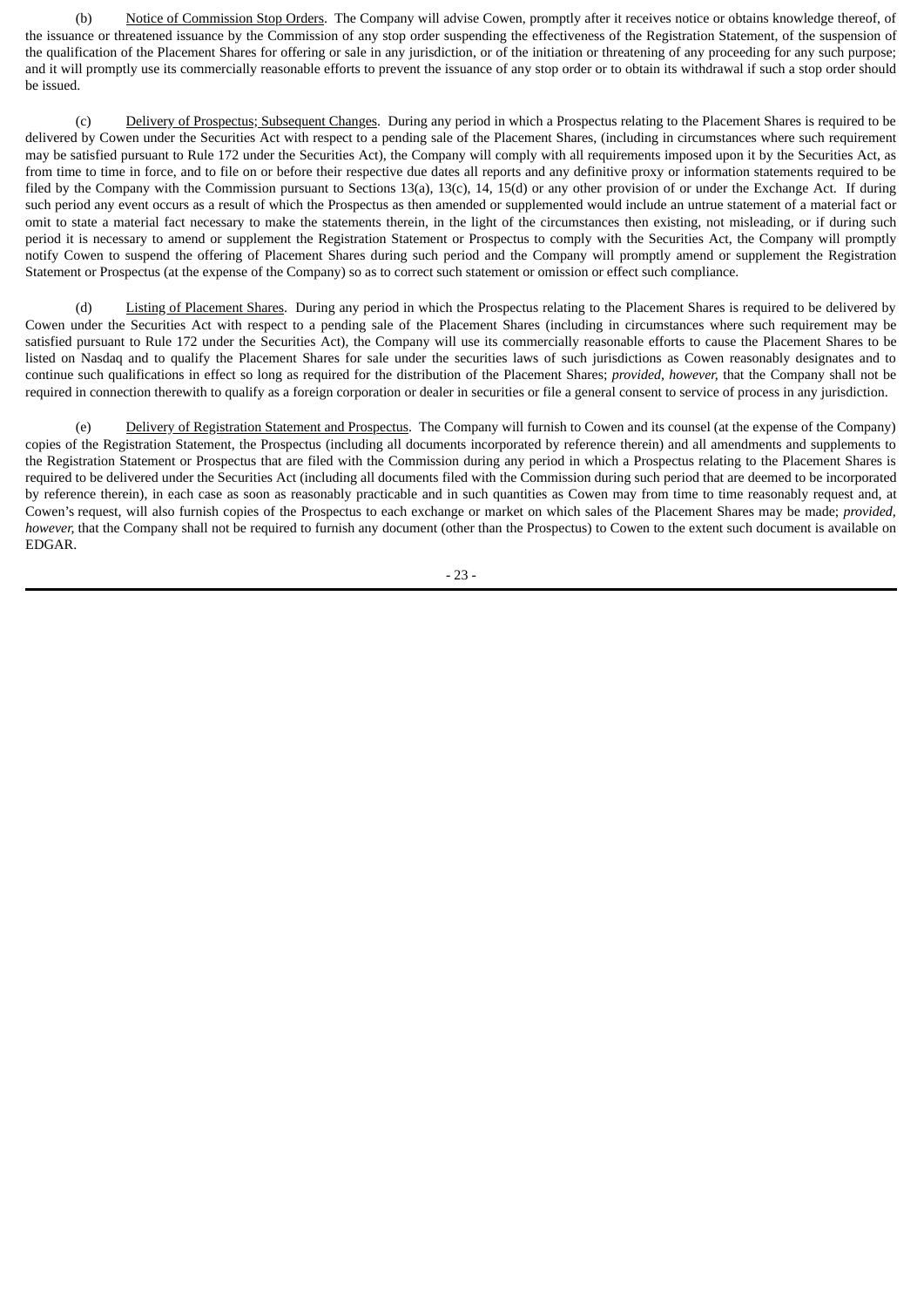(b) Notice of Commission Stop Orders. The Company will advise Cowen, promptly after it receives notice or obtains knowledge thereof, of the issuance or threatened issuance by the Commission of any stop order suspending the effectiveness of the Registration Statement, of the suspension of the qualification of the Placement Shares for offering or sale in any jurisdiction, or of the initiation or threatening of any proceeding for any such purpose; and it will promptly use its commercially reasonable efforts to prevent the issuance of any stop order or to obtain its withdrawal if such a stop order should be issued.

(c) Delivery of Prospectus; Subsequent Changes. During any period in which a Prospectus relating to the Placement Shares is required to be delivered by Cowen under the Securities Act with respect to a pending sale of the Placement Shares, (including in circumstances where such requirement may be satisfied pursuant to Rule 172 under the Securities Act), the Company will comply with all requirements imposed upon it by the Securities Act, as from time to time in force, and to file on or before their respective due dates all reports and any definitive proxy or information statements required to be filed by the Company with the Commission pursuant to Sections 13(a), 13(c), 14, 15(d) or any other provision of or under the Exchange Act. If during such period any event occurs as a result of which the Prospectus as then amended or supplemented would include an untrue statement of a material fact or omit to state a material fact necessary to make the statements therein, in the light of the circumstances then existing, not misleading, or if during such period it is necessary to amend or supplement the Registration Statement or Prospectus to comply with the Securities Act, the Company will promptly notify Cowen to suspend the offering of Placement Shares during such period and the Company will promptly amend or supplement the Registration Statement or Prospectus (at the expense of the Company) so as to correct such statement or omission or effect such compliance.

(d) Listing of Placement Shares. During any period in which the Prospectus relating to the Placement Shares is required to be delivered by Cowen under the Securities Act with respect to a pending sale of the Placement Shares (including in circumstances where such requirement may be satisfied pursuant to Rule 172 under the Securities Act), the Company will use its commercially reasonable efforts to cause the Placement Shares to be listed on Nasdaq and to qualify the Placement Shares for sale under the securities laws of such jurisdictions as Cowen reasonably designates and to continue such qualifications in effect so long as required for the distribution of the Placement Shares; *provided*, *however*, that the Company shall not be required in connection therewith to qualify as a foreign corporation or dealer in securities or file a general consent to service of process in any jurisdiction.

(e) Delivery of Registration Statement and Prospectus. The Company will furnish to Cowen and its counsel (at the expense of the Company) copies of the Registration Statement, the Prospectus (including all documents incorporated by reference therein) and all amendments and supplements to the Registration Statement or Prospectus that are filed with the Commission during any period in which a Prospectus relating to the Placement Shares is required to be delivered under the Securities Act (including all documents filed with the Commission during such period that are deemed to be incorporated by reference therein), in each case as soon as reasonably practicable and in such quantities as Cowen may from time to time reasonably request and, at Cowen's request, will also furnish copies of the Prospectus to each exchange or market on which sales of the Placement Shares may be made; *provided*, *however*, that the Company shall not be required to furnish any document (other than the Prospectus) to Cowen to the extent such document is available on EDGAR.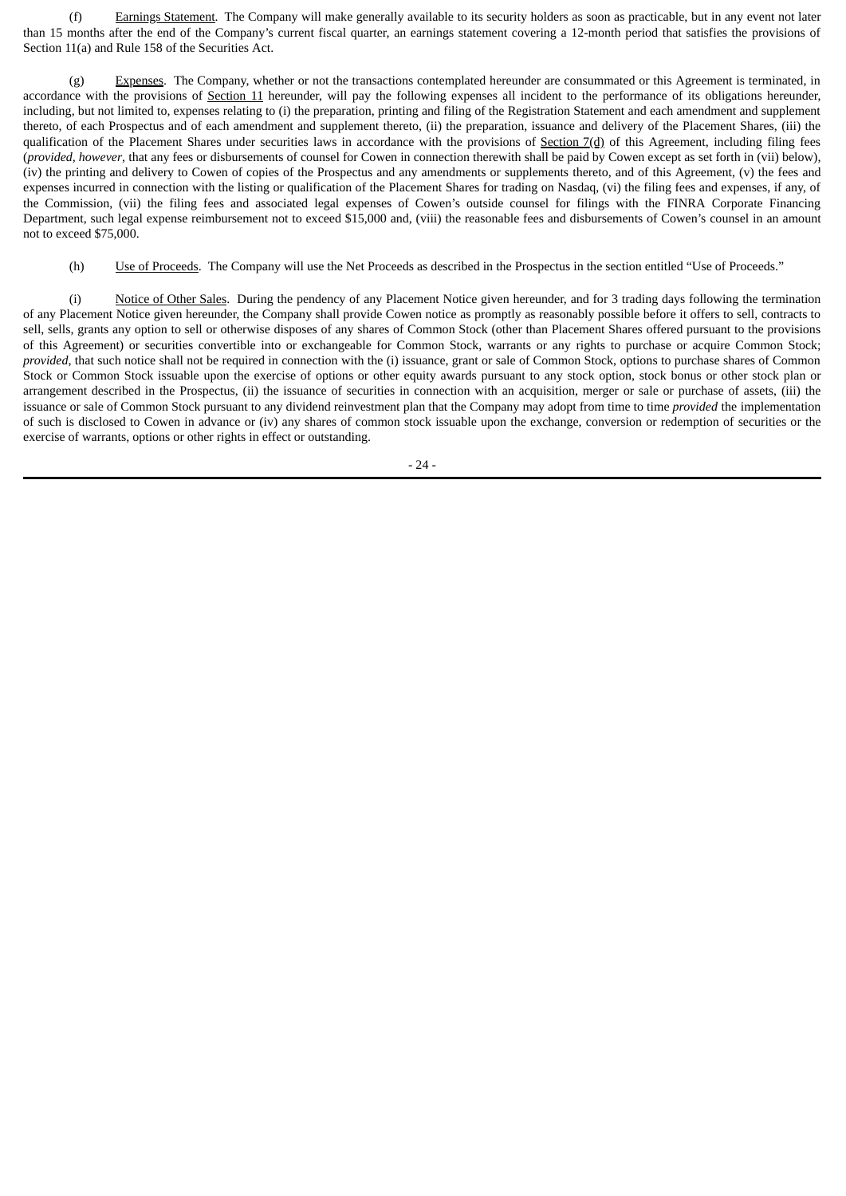(f) Earnings Statement. The Company will make generally available to its security holders as soon as practicable, but in any event not later than 15 months after the end of the Company's current fiscal quarter, an earnings statement covering a 12-month period that satisfies the provisions of Section 11(a) and Rule 158 of the Securities Act.

(g) Expenses. The Company, whether or not the transactions contemplated hereunder are consummated or this Agreement is terminated, in accordance with the provisions of Section 11 hereunder, will pay the following expenses all incident to the performance of its obligations hereunder, including, but not limited to, expenses relating to (i) the preparation, printing and filing of the Registration Statement and each amendment and supplement thereto, of each Prospectus and of each amendment and supplement thereto, (ii) the preparation, issuance and delivery of the Placement Shares, (iii) the qualification of the Placement Shares under securities laws in accordance with the provisions of Section 7(d) of this Agreement, including filing fees (*provided, however*, that any fees or disbursements of counsel for Cowen in connection therewith shall be paid by Cowen except as set forth in (vii) below), (iv) the printing and delivery to Cowen of copies of the Prospectus and any amendments or supplements thereto, and of this Agreement, (v) the fees and expenses incurred in connection with the listing or qualification of the Placement Shares for trading on Nasdaq, (vi) the filing fees and expenses, if any, of the Commission, (vii) the filing fees and associated legal expenses of Cowen's outside counsel for filings with the FINRA Corporate Financing Department, such legal expense reimbursement not to exceed $15,000 and, (viii) the reasonable fees and disbursements of Cowen's counsel in an amount not to exceed $75,000.

(h) Use of Proceeds. The Company will use the Net Proceeds as described in the Prospectus in the section entitled "Use of Proceeds."

(i) Notice of Other Sales. During the pendency of any Placement Notice given hereunder, and for 3 trading days following the termination of any Placement Notice given hereunder, the Company shall provide Cowen notice as promptly as reasonably possible before it offers to sell, contracts to sell, sells, grants any option to sell or otherwise disposes of any shares of Common Stock (other than Placement Shares offered pursuant to the provisions of this Agreement) or securities convertible into or exchangeable for Common Stock, warrants or any rights to purchase or acquire Common Stock; *provided*, that such notice shall not be required in connection with the (i) issuance, grant or sale of Common Stock, options to purchase shares of Common Stock or Common Stock issuable upon the exercise of options or other equity awards pursuant to any stock option, stock bonus or other stock plan or arrangement described in the Prospectus, (ii) the issuance of securities in connection with an acquisition, merger or sale or purchase of assets, (iii) the issuance or sale of Common Stock pursuant to any dividend reinvestment plan that the Company may adopt from time to time *provided* the implementation of such is disclosed to Cowen in advance or (iv) any shares of common stock issuable upon the exchange, conversion or redemption of securities or the exercise of warrants, options or other rights in effect or outstanding.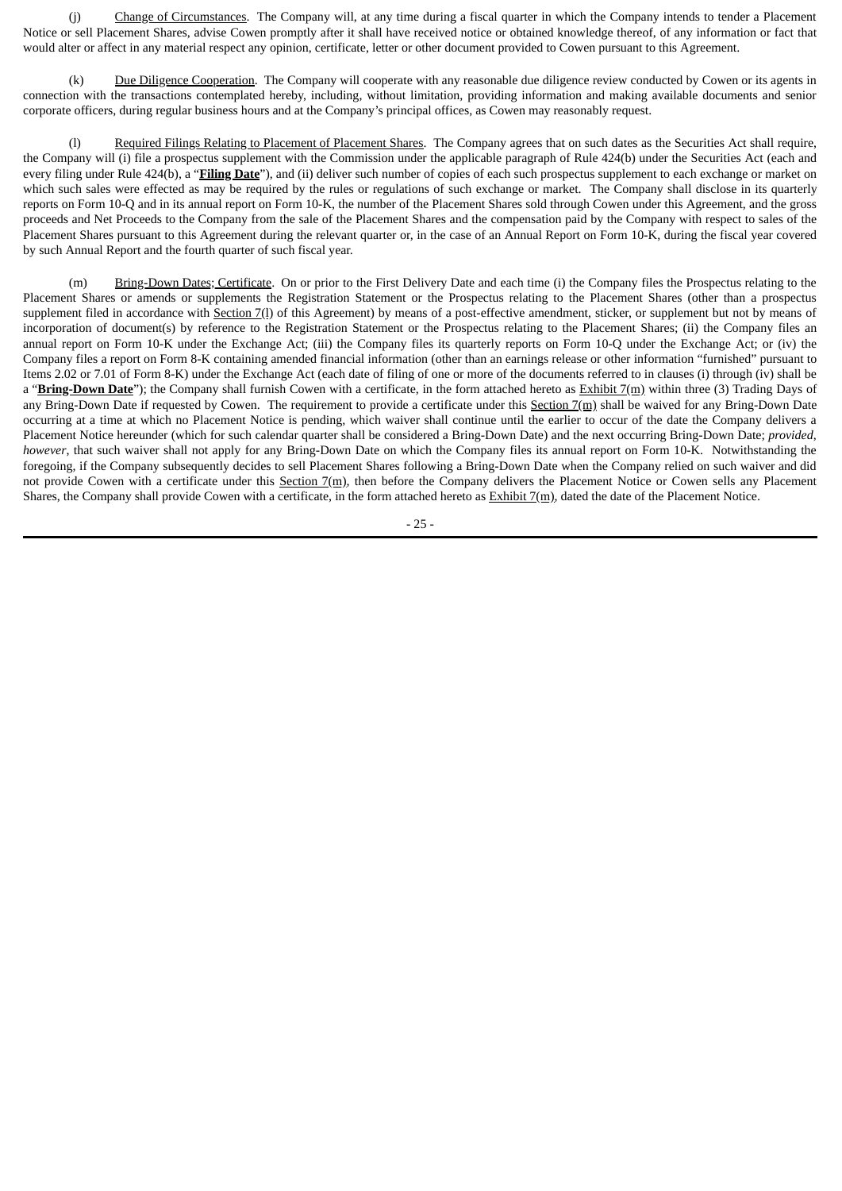(j) Change of Circumstances. The Company will, at any time during a fiscal quarter in which the Company intends to tender a Placement Notice or sell Placement Shares, advise Cowen promptly after it shall have received notice or obtained knowledge thereof, of any information or fact that would alter or affect in any material respect any opinion, certificate, letter or other document provided to Cowen pursuant to this Agreement.

(k) Due Diligence Cooperation. The Company will cooperate with any reasonable due diligence review conducted by Cowen or its agents in connection with the transactions contemplated hereby, including, without limitation, providing information and making available documents and senior corporate officers, during regular business hours and at the Company's principal offices, as Cowen may reasonably request.

(l) Required Filings Relating to Placement of Placement Shares. The Company agrees that on such dates as the Securities Act shall require, the Company will (i) file a prospectus supplement with the Commission under the applicable paragraph of Rule 424(b) under the Securities Act (each and every filing under Rule 424(b), a "**Filing Date**"), and (ii) deliver such number of copies of each such prospectus supplement to each exchange or market on which such sales were effected as may be required by the rules or regulations of such exchange or market. The Company shall disclose in its quarterly reports on Form 10-Q and in its annual report on Form 10-K, the number of the Placement Shares sold through Cowen under this Agreement, and the gross proceeds and Net Proceeds to the Company from the sale of the Placement Shares and the compensation paid by the Company with respect to sales of the Placement Shares pursuant to this Agreement during the relevant quarter or, in the case of an Annual Report on Form 10-K, during the fiscal year covered by such Annual Report and the fourth quarter of such fiscal year.

(m) Bring-Down Dates; Certificate. On or prior to the First Delivery Date and each time (i) the Company files the Prospectus relating to the Placement Shares or amends or supplements the Registration Statement or the Prospectus relating to the Placement Shares (other than a prospectus supplement filed in accordance with Section 7(l) of this Agreement) by means of a post-effective amendment, sticker, or supplement but not by means of incorporation of document(s) by reference to the Registration Statement or the Prospectus relating to the Placement Shares; (ii) the Company files an annual report on Form 10-K under the Exchange Act; (iii) the Company files its quarterly reports on Form 10-Q under the Exchange Act; or (iv) the Company files a report on Form 8-K containing amended financial information (other than an earnings release or other information "furnished" pursuant to Items 2.02 or 7.01 of Form 8-K) under the Exchange Act (each date of filing of one or more of the documents referred to in clauses (i) through (iv) shall be a "**Bring-Down Date**"); the Company shall furnish Cowen with a certificate, in the form attached hereto as Exhibit 7(m) within three (3) Trading Days of any Bring-Down Date if requested by Cowen. The requirement to provide a certificate under this Section 7(m) shall be waived for any Bring-Down Date occurring at a time at which no Placement Notice is pending, which waiver shall continue until the earlier to occur of the date the Company delivers a Placement Notice hereunder (which for such calendar quarter shall be considered a Bring-Down Date) and the next occurring Bring-Down Date; *provided, however*, that such waiver shall not apply for any Bring-Down Date on which the Company files its annual report on Form 10-K. Notwithstanding the foregoing, if the Company subsequently decides to sell Placement Shares following a Bring-Down Date when the Company relied on such waiver and did not provide Cowen with a certificate under this Section 7(m), then before the Company delivers the Placement Notice or Cowen sells any Placement Shares, the Company shall provide Cowen with a certificate, in the form attached hereto as Exhibit 7(m), dated the date of the Placement Notice.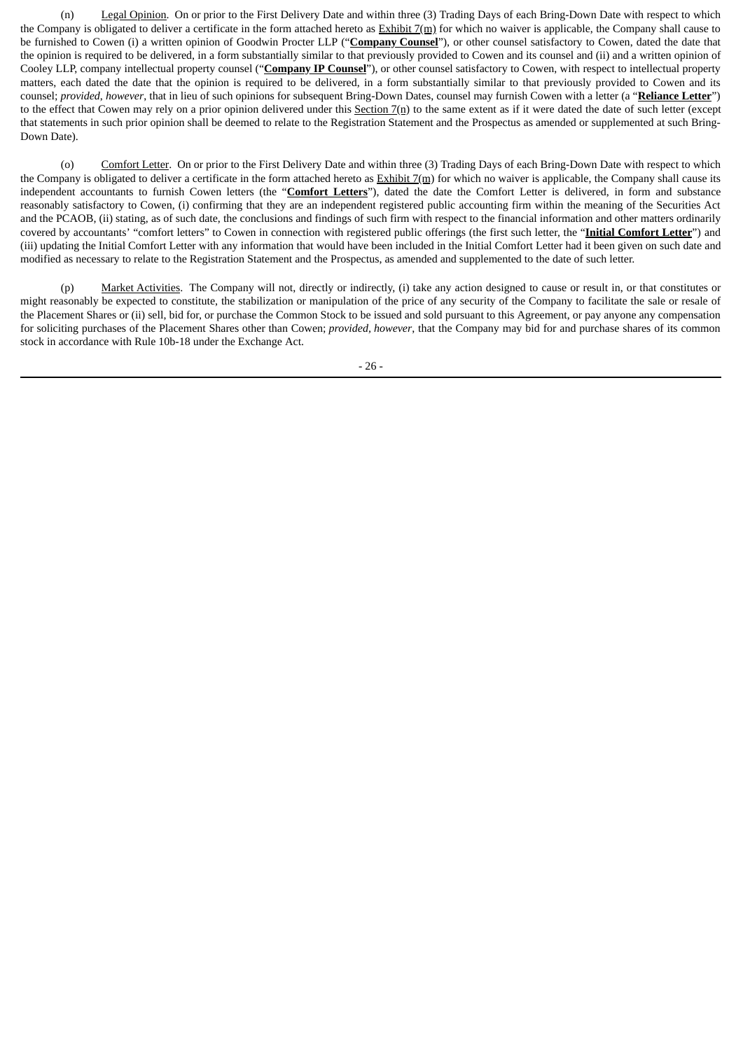(n) Legal Opinion. On or prior to the First Delivery Date and within three (3) Trading Days of each Bring-Down Date with respect to which the Company is obligated to deliver a certificate in the form attached hereto as Exhibit 7(m) for which no waiver is applicable, the Company shall cause to be furnished to Cowen (i) a written opinion of Goodwin Procter LLP ("**Company Counsel**"), or other counsel satisfactory to Cowen, dated the date that the opinion is required to be delivered, in a form substantially similar to that previously provided to Cowen and its counsel and (ii) and a written opinion of Cooley LLP, company intellectual property counsel ("**Company IP Counsel**"), or other counsel satisfactory to Cowen, with respect to intellectual property matters, each dated the date that the opinion is required to be delivered, in a form substantially similar to that previously provided to Cowen and its counsel; *provided*, *however*, that in lieu of such opinions for subsequent Bring-Down Dates, counsel may furnish Cowen with a letter (a "**Reliance Letter**") to the effect that Cowen may rely on a prior opinion delivered under this Section 7(n) to the same extent as if it were dated the date of such letter (except that statements in such prior opinion shall be deemed to relate to the Registration Statement and the Prospectus as amended or supplemented at such Bring-Down Date).

(o) Comfort Letter. On or prior to the First Delivery Date and within three (3) Trading Days of each Bring-Down Date with respect to which the Company is obligated to deliver a certificate in the form attached hereto as Exhibit 7(m) for which no waiver is applicable, the Company shall cause its independent accountants to furnish Cowen letters (the "**Comfort Letters**"), dated the date the Comfort Letter is delivered, in form and substance reasonably satisfactory to Cowen, (i) confirming that they are an independent registered public accounting firm within the meaning of the Securities Act and the PCAOB, (ii) stating, as of such date, the conclusions and findings of such firm with respect to the financial information and other matters ordinarily covered by accountants' "comfort letters" to Cowen in connection with registered public offerings (the first such letter, the "**Initial Comfort Letter**") and (iii) updating the Initial Comfort Letter with any information that would have been included in the Initial Comfort Letter had it been given on such date and modified as necessary to relate to the Registration Statement and the Prospectus, as amended and supplemented to the date of such letter.

(p) Market Activities. The Company will not, directly or indirectly, (i) take any action designed to cause or result in, or that constitutes or might reasonably be expected to constitute, the stabilization or manipulation of the price of any security of the Company to facilitate the sale or resale of the Placement Shares or (ii) sell, bid for, or purchase the Common Stock to be issued and sold pursuant to this Agreement, or pay anyone any compensation for soliciting purchases of the Placement Shares other than Cowen; *provided*, *however*, that the Company may bid for and purchase shares of its common stock in accordance with Rule 10b-18 under the Exchange Act.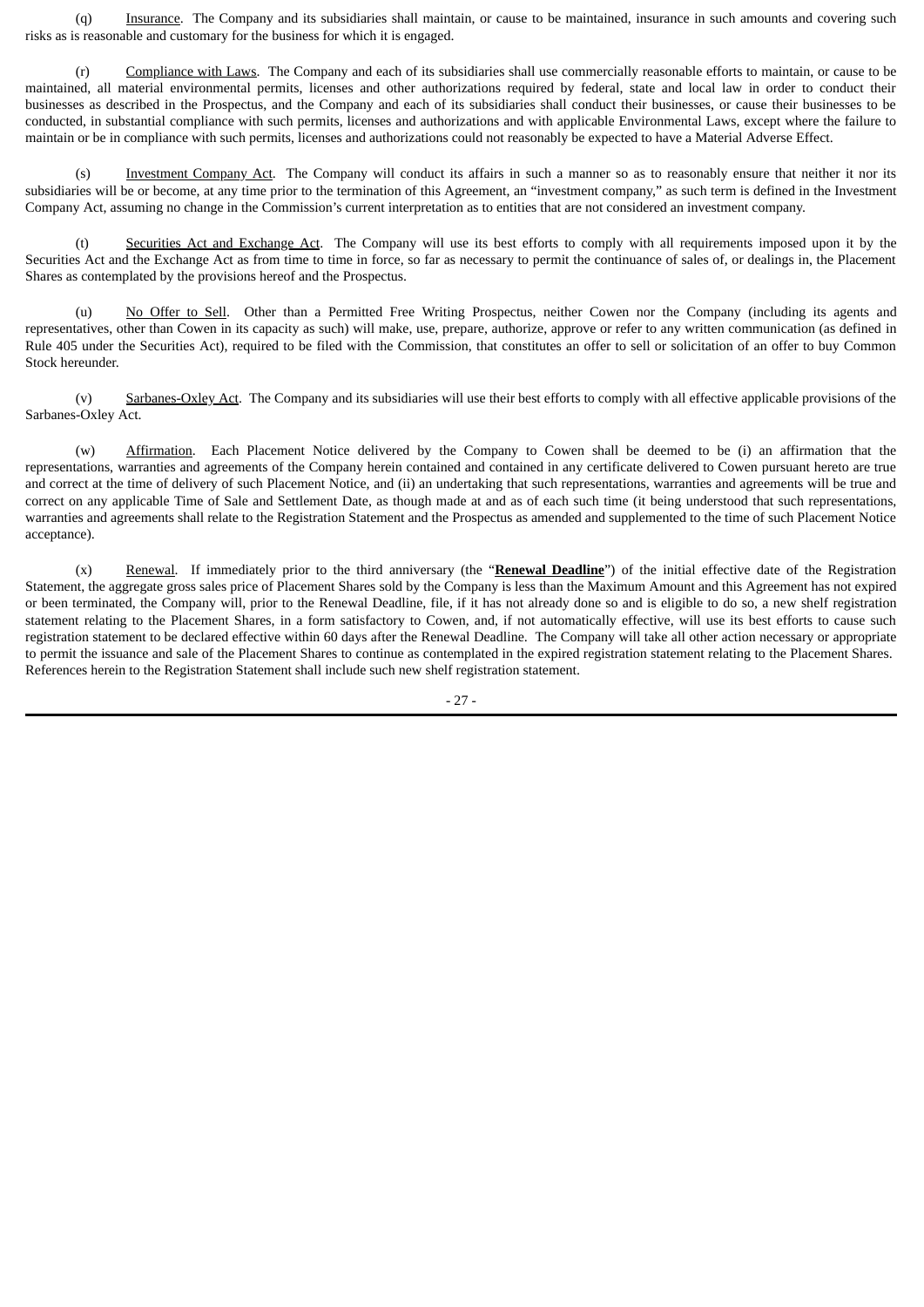(q) Insurance. The Company and its subsidiaries shall maintain, or cause to be maintained, insurance in such amounts and covering such risks as is reasonable and customary for the business for which it is engaged.

(r) Compliance with Laws. The Company and each of its subsidiaries shall use commercially reasonable efforts to maintain, or cause to be maintained, all material environmental permits, licenses and other authorizations required by federal, state and local law in order to conduct their businesses as described in the Prospectus, and the Company and each of its subsidiaries shall conduct their businesses, or cause their businesses to be conducted, in substantial compliance with such permits, licenses and authorizations and with applicable Environmental Laws, except where the failure to maintain or be in compliance with such permits, licenses and authorizations could not reasonably be expected to have a Material Adverse Effect.

(s) Investment Company Act. The Company will conduct its affairs in such a manner so as to reasonably ensure that neither it nor its subsidiaries will be or become, at any time prior to the termination of this Agreement, an "investment company," as such term is defined in the Investment Company Act, assuming no change in the Commission's current interpretation as to entities that are not considered an investment company.

(t) Securities Act and Exchange Act. The Company will use its best efforts to comply with all requirements imposed upon it by the Securities Act and the Exchange Act as from time to time in force, so far as necessary to permit the continuance of sales of, or dealings in, the Placement Shares as contemplated by the provisions hereof and the Prospectus.

(u) No Offer to Sell. Other than a Permitted Free Writing Prospectus, neither Cowen nor the Company (including its agents and representatives, other than Cowen in its capacity as such) will make, use, prepare, authorize, approve or refer to any written communication (as defined in Rule 405 under the Securities Act), required to be filed with the Commission, that constitutes an offer to sell or solicitation of an offer to buy Common Stock hereunder.

(v) Sarbanes-Oxley Act. The Company and its subsidiaries will use their best efforts to comply with all effective applicable provisions of the Sarbanes-Oxley Act.

(w) Affirmation. Each Placement Notice delivered by the Company to Cowen shall be deemed to be (i) an affirmation that the representations, warranties and agreements of the Company herein contained and contained in any certificate delivered to Cowen pursuant hereto are true and correct at the time of delivery of such Placement Notice, and (ii) an undertaking that such representations, warranties and agreements will be true and correct on any applicable Time of Sale and Settlement Date, as though made at and as of each such time (it being understood that such representations, warranties and agreements shall relate to the Registration Statement and the Prospectus as amended and supplemented to the time of such Placement Notice acceptance).

(x) Renewal. If immediately prior to the third anniversary (the "**Renewal Deadline**") of the initial effective date of the Registration Statement, the aggregate gross sales price of Placement Shares sold by the Company is less than the Maximum Amount and this Agreement has not expired or been terminated, the Company will, prior to the Renewal Deadline, file, if it has not already done so and is eligible to do so, a new shelf registration statement relating to the Placement Shares, in a form satisfactory to Cowen, and, if not automatically effective, will use its best efforts to cause such registration statement to be declared effective within 60 days after the Renewal Deadline. The Company will take all other action necessary or appropriate to permit the issuance and sale of the Placement Shares to continue as contemplated in the expired registration statement relating to the Placement Shares. References herein to the Registration Statement shall include such new shelf registration statement.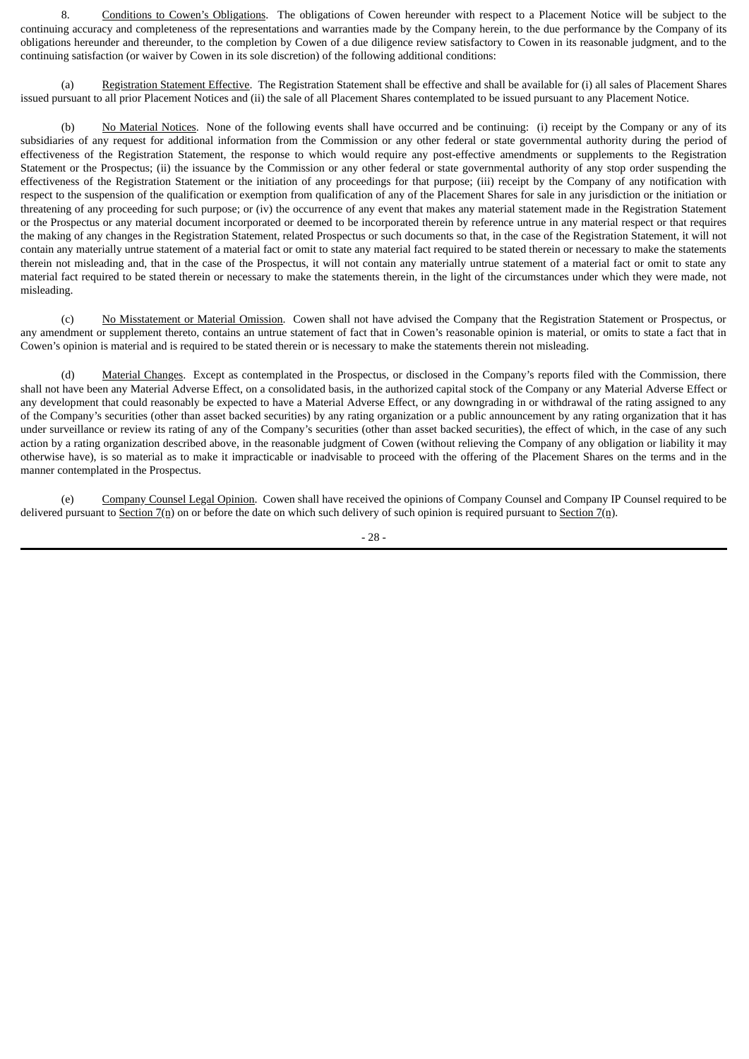8. Conditions to Cowen's Obligations. The obligations of Cowen hereunder with respect to a Placement Notice will be subject to the continuing accuracy and completeness of the representations and warranties made by the Company herein, to the due performance by the Company of its obligations hereunder and thereunder, to the completion by Cowen of a due diligence review satisfactory to Cowen in its reasonable judgment, and to the continuing satisfaction (or waiver by Cowen in its sole discretion) of the following additional conditions:

(a) Registration Statement Effective. The Registration Statement shall be effective and shall be available for (i) all sales of Placement Shares issued pursuant to all prior Placement Notices and (ii) the sale of all Placement Shares contemplated to be issued pursuant to any Placement Notice.

(b) No Material Notices. None of the following events shall have occurred and be continuing: (i) receipt by the Company or any of its subsidiaries of any request for additional information from the Commission or any other federal or state governmental authority during the period of effectiveness of the Registration Statement, the response to which would require any post-effective amendments or supplements to the Registration Statement or the Prospectus; (ii) the issuance by the Commission or any other federal or state governmental authority of any stop order suspending the effectiveness of the Registration Statement or the initiation of any proceedings for that purpose; (iii) receipt by the Company of any notification with respect to the suspension of the qualification or exemption from qualification of any of the Placement Shares for sale in any jurisdiction or the initiation or threatening of any proceeding for such purpose; or (iv) the occurrence of any event that makes any material statement made in the Registration Statement or the Prospectus or any material document incorporated or deemed to be incorporated therein by reference untrue in any material respect or that requires the making of any changes in the Registration Statement, related Prospectus or such documents so that, in the case of the Registration Statement, it will not contain any materially untrue statement of a material fact or omit to state any material fact required to be stated therein or necessary to make the statements therein not misleading and, that in the case of the Prospectus, it will not contain any materially untrue statement of a material fact or omit to state any material fact required to be stated therein or necessary to make the statements therein, in the light of the circumstances under which they were made, not misleading.

(c) No Misstatement or Material Omission. Cowen shall not have advised the Company that the Registration Statement or Prospectus, or any amendment or supplement thereto, contains an untrue statement of fact that in Cowen's reasonable opinion is material, or omits to state a fact that in Cowen's opinion is material and is required to be stated therein or is necessary to make the statements therein not misleading.

(d) Material Changes. Except as contemplated in the Prospectus, or disclosed in the Company's reports filed with the Commission, there shall not have been any Material Adverse Effect, on a consolidated basis, in the authorized capital stock of the Company or any Material Adverse Effect or any development that could reasonably be expected to have a Material Adverse Effect, or any downgrading in or withdrawal of the rating assigned to any of the Company's securities (other than asset backed securities) by any rating organization or a public announcement by any rating organization that it has under surveillance or review its rating of any of the Company's securities (other than asset backed securities), the effect of which, in the case of any such action by a rating organization described above, in the reasonable judgment of Cowen (without relieving the Company of any obligation or liability it may otherwise have), is so material as to make it impracticable or inadvisable to proceed with the offering of the Placement Shares on the terms and in the manner contemplated in the Prospectus.

(e) Company Counsel Legal Opinion. Cowen shall have received the opinions of Company Counsel and Company IP Counsel required to be delivered pursuant to Section 7(n) on or before the date on which such delivery of such opinion is required pursuant to Section 7(n).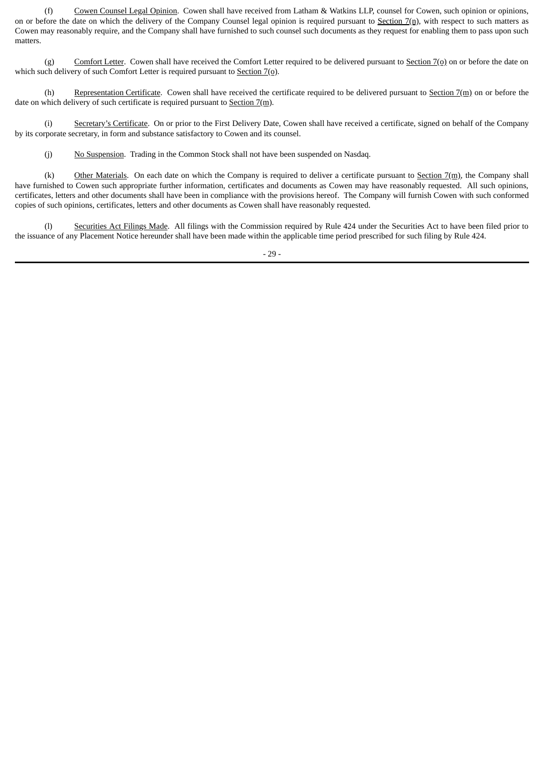(f) Cowen Counsel Legal Opinion. Cowen shall have received from Latham & Watkins LLP, counsel for Cowen, such opinion or opinions, on or before the date on which the delivery of the Company Counsel legal opinion is required pursuant to Section 7(n), with respect to such matters as Cowen may reasonably require, and the Company shall have furnished to such counsel such documents as they request for enabling them to pass upon such matters.

(g) Comfort Letter. Cowen shall have received the Comfort Letter required to be delivered pursuant to Section 7(o) on or before the date on which such delivery of such Comfort Letter is required pursuant to Section 7(o).

(h) Representation Certificate. Cowen shall have received the certificate required to be delivered pursuant to Section 7(m) on or before the date on which delivery of such certificate is required pursuant to Section 7(m).

(i) Secretary's Certificate. On or prior to the First Delivery Date, Cowen shall have received a certificate, signed on behalf of the Company by its corporate secretary, in form and substance satisfactory to Cowen and its counsel.

(j) No Suspension. Trading in the Common Stock shall not have been suspended on Nasdaq.

(k) Other Materials. On each date on which the Company is required to deliver a certificate pursuant to Section 7(m), the Company shall have furnished to Cowen such appropriate further information, certificates and documents as Cowen may have reasonably requested. All such opinions, certificates, letters and other documents shall have been in compliance with the provisions hereof. The Company will furnish Cowen with such conformed copies of such opinions, certificates, letters and other documents as Cowen shall have reasonably requested.

(l) Securities Act Filings Made. All filings with the Commission required by Rule 424 under the Securities Act to have been filed prior to the issuance of any Placement Notice hereunder shall have been made within the applicable time period prescribed for such filing by Rule 424.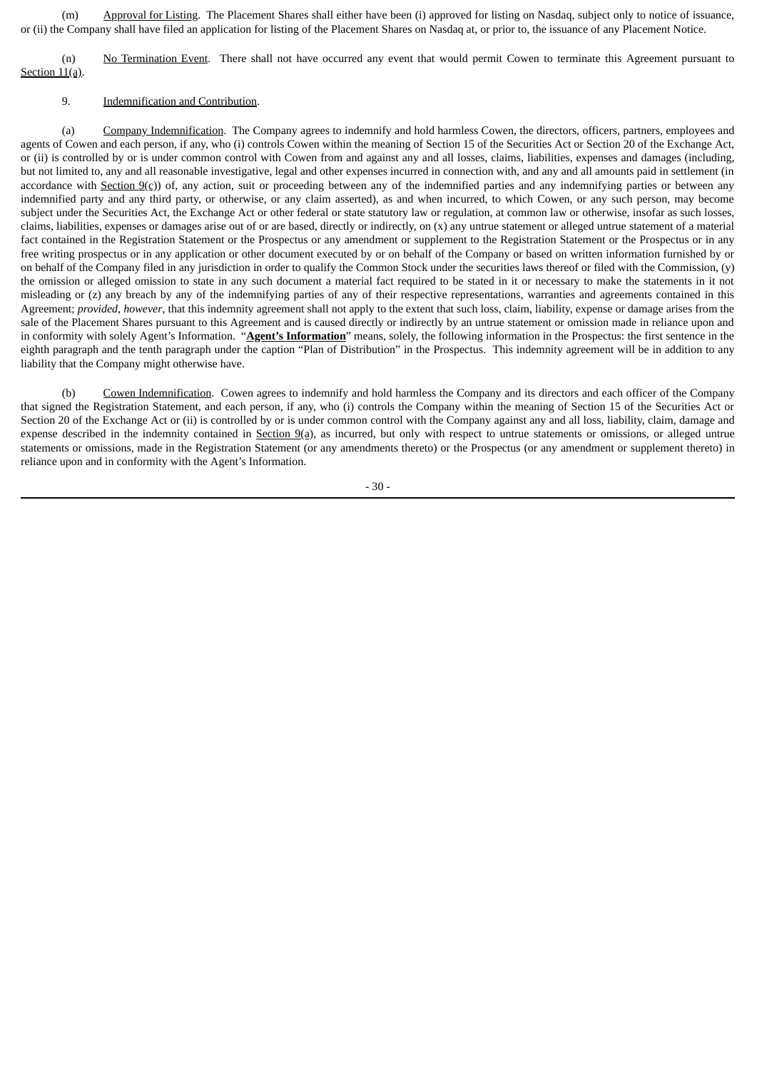(m) Approval for Listing. The Placement Shares shall either have been (i) approved for listing on Nasdaq, subject only to notice of issuance, or (ii) the Company shall have filed an application for listing of the Placement Shares on Nasdaq at, or prior to, the issuance of any Placement Notice.

(n) No Termination Event. There shall not have occurred any event that would permit Cowen to terminate this Agreement pursuant to Section 11(a).

9. Indemnification and Contribution.

(a) Company Indemnification. The Company agrees to indemnify and hold harmless Cowen, the directors, officers, partners, employees and agents of Cowen and each person, if any, who (i) controls Cowen within the meaning of Section 15 of the Securities Act or Section 20 of the Exchange Act, or (ii) is controlled by or is under common control with Cowen from and against any and all losses, claims, liabilities, expenses and damages (including, but not limited to, any and all reasonable investigative, legal and other expenses incurred in connection with, and any and all amounts paid in settlement (in accordance with Section 9(c)) of, any action, suit or proceeding between any of the indemnified parties and any indemnifying parties or between any indemnified party and any third party, or otherwise, or any claim asserted), as and when incurred, to which Cowen, or any such person, may become subject under the Securities Act, the Exchange Act or other federal or state statutory law or regulation, at common law or otherwise, insofar as such losses, claims, liabilities, expenses or damages arise out of or are based, directly or indirectly, on (x) any untrue statement or alleged untrue statement of a material fact contained in the Registration Statement or the Prospectus or any amendment or supplement to the Registration Statement or the Prospectus or in any free writing prospectus or in any application or other document executed by or on behalf of the Company or based on written information furnished by or on behalf of the Company filed in any jurisdiction in order to qualify the Common Stock under the securities laws thereof or filed with the Commission, (y) the omission or alleged omission to state in any such document a material fact required to be stated in it or necessary to make the statements in it not misleading or (z) any breach by any of the indemnifying parties of any of their respective representations, warranties and agreements contained in this Agreement; *provided*, *however*, that this indemnity agreement shall not apply to the extent that such loss, claim, liability, expense or damage arises from the sale of the Placement Shares pursuant to this Agreement and is caused directly or indirectly by an untrue statement or omission made in reliance upon and in conformity with solely Agent's Information. "**Agent's Information**" means, solely, the following information in the Prospectus: the first sentence in the eighth paragraph and the tenth paragraph under the caption "Plan of Distribution" in the Prospectus. This indemnity agreement will be in addition to any liability that the Company might otherwise have.

(b) Cowen Indemnification. Cowen agrees to indemnify and hold harmless the Company and its directors and each officer of the Company that signed the Registration Statement, and each person, if any, who (i) controls the Company within the meaning of Section 15 of the Securities Act or Section 20 of the Exchange Act or (ii) is controlled by or is under common control with the Company against any and all loss, liability, claim, damage and expense described in the indemnity contained in Section 9(a), as incurred, but only with respect to untrue statements or omissions, or alleged untrue statements or omissions, made in the Registration Statement (or any amendments thereto) or the Prospectus (or any amendment or supplement thereto) in reliance upon and in conformity with the Agent's Information.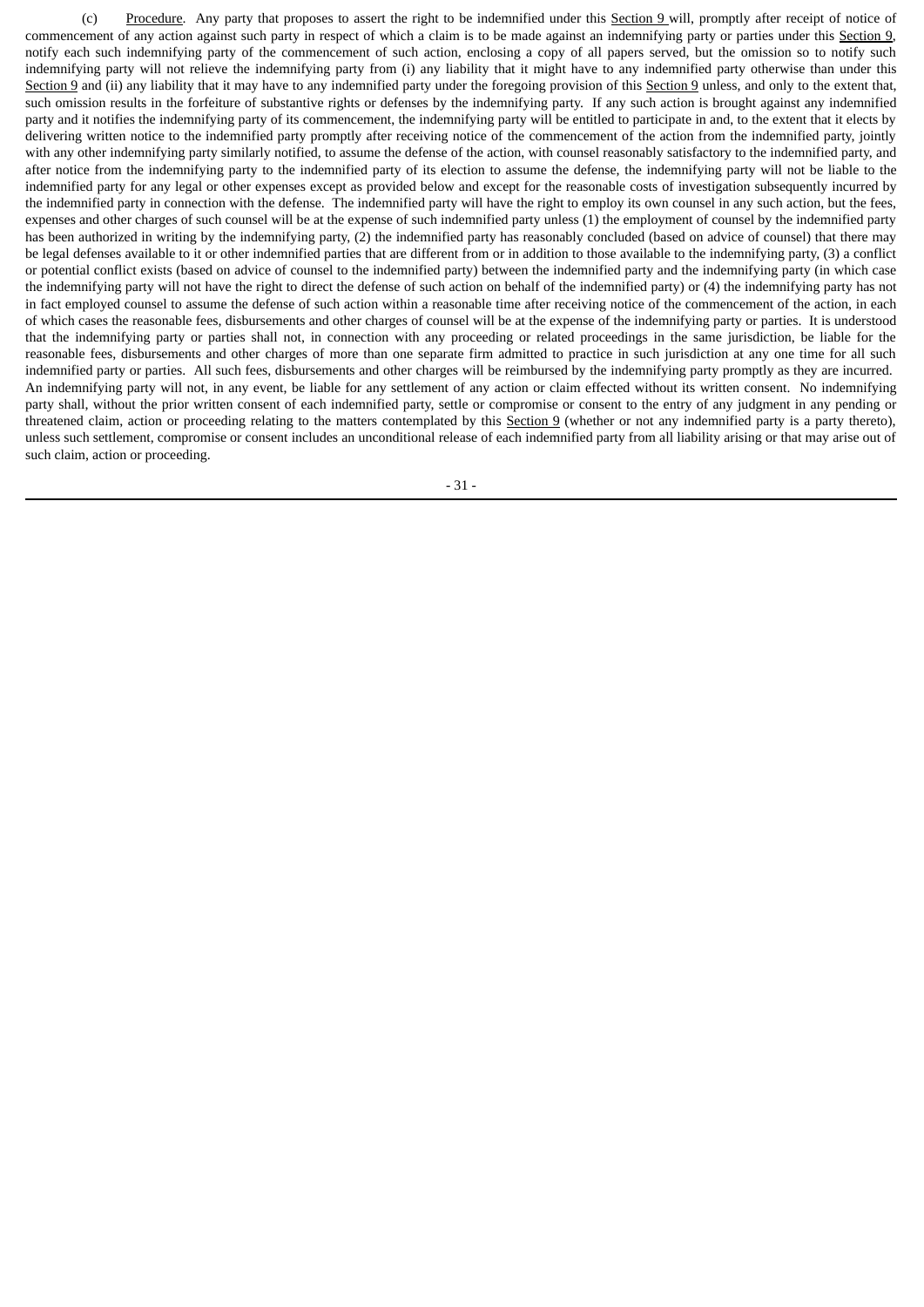(c) Procedure. Any party that proposes to assert the right to be indemnified under this Section 9 will, promptly after receipt of notice of commencement of any action against such party in respect of which a claim is to be made against an indemnifying party or parties under this Section 9, notify each such indemnifying party of the commencement of such action, enclosing a copy of all papers served, but the omission so to notify such indemnifying party will not relieve the indemnifying party from (i) any liability that it might have to any indemnified party otherwise than under this Section 9 and (ii) any liability that it may have to any indemnified party under the foregoing provision of this Section 9 unless, and only to the extent that, such omission results in the forfeiture of substantive rights or defenses by the indemnifying party. If any such action is brought against any indemnified party and it notifies the indemnifying party of its commencement, the indemnifying party will be entitled to participate in and, to the extent that it elects by delivering written notice to the indemnified party promptly after receiving notice of the commencement of the action from the indemnified party, jointly with any other indemnifying party similarly notified, to assume the defense of the action, with counsel reasonably satisfactory to the indemnified party, and after notice from the indemnifying party to the indemnified party of its election to assume the defense, the indemnifying party will not be liable to the indemnified party for any legal or other expenses except as provided below and except for the reasonable costs of investigation subsequently incurred by the indemnified party in connection with the defense. The indemnified party will have the right to employ its own counsel in any such action, but the fees, expenses and other charges of such counsel will be at the expense of such indemnified party unless (1) the employment of counsel by the indemnified party has been authorized in writing by the indemnifying party, (2) the indemnified party has reasonably concluded (based on advice of counsel) that there may be legal defenses available to it or other indemnified parties that are different from or in addition to those available to the indemnifying party, (3) a conflict or potential conflict exists (based on advice of counsel to the indemnified party) between the indemnified party and the indemnifying party (in which case the indemnifying party will not have the right to direct the defense of such action on behalf of the indemnified party) or (4) the indemnifying party has not in fact employed counsel to assume the defense of such action within a reasonable time after receiving notice of the commencement of the action, in each of which cases the reasonable fees, disbursements and other charges of counsel will be at the expense of the indemnifying party or parties. It is understood that the indemnifying party or parties shall not, in connection with any proceeding or related proceedings in the same jurisdiction, be liable for the reasonable fees, disbursements and other charges of more than one separate firm admitted to practice in such jurisdiction at any one time for all such indemnified party or parties. All such fees, disbursements and other charges will be reimbursed by the indemnifying party promptly as they are incurred. An indemnifying party will not, in any event, be liable for any settlement of any action or claim effected without its written consent. No indemnifying party shall, without the prior written consent of each indemnified party, settle or compromise or consent to the entry of any judgment in any pending or threatened claim, action or proceeding relating to the matters contemplated by this Section 9 (whether or not any indemnified party is a party thereto), unless such settlement, compromise or consent includes an unconditional release of each indemnified party from all liability arising or that may arise out of such claim, action or proceeding.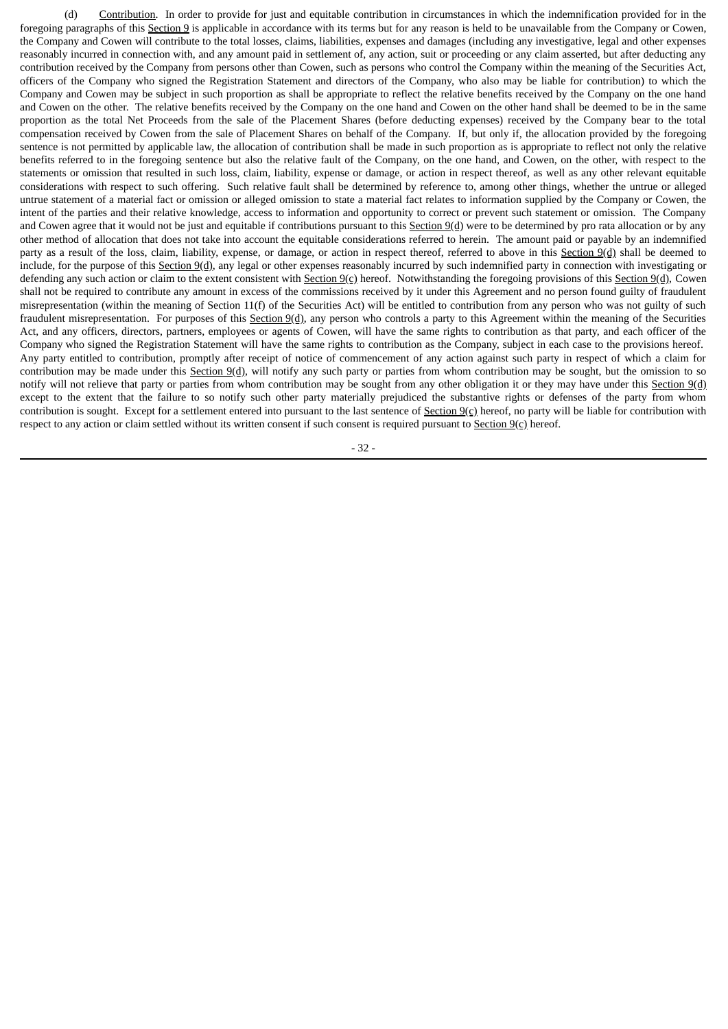(d) Contribution. In order to provide for just and equitable contribution in circumstances in which the indemnification provided for in the foregoing paragraphs of this Section 9 is applicable in accordance with its terms but for any reason is held to be unavailable from the Company or Cowen, the Company and Cowen will contribute to the total losses, claims, liabilities, expenses and damages (including any investigative, legal and other expenses reasonably incurred in connection with, and any amount paid in settlement of, any action, suit or proceeding or any claim asserted, but after deducting any contribution received by the Company from persons other than Cowen, such as persons who control the Company within the meaning of the Securities Act, officers of the Company who signed the Registration Statement and directors of the Company, who also may be liable for contribution) to which the Company and Cowen may be subject in such proportion as shall be appropriate to reflect the relative benefits received by the Company on the one hand and Cowen on the other. The relative benefits received by the Company on the one hand and Cowen on the other hand shall be deemed to be in the same proportion as the total Net Proceeds from the sale of the Placement Shares (before deducting expenses) received by the Company bear to the total compensation received by Cowen from the sale of Placement Shares on behalf of the Company. If, but only if, the allocation provided by the foregoing sentence is not permitted by applicable law, the allocation of contribution shall be made in such proportion as is appropriate to reflect not only the relative benefits referred to in the foregoing sentence but also the relative fault of the Company, on the one hand, and Cowen, on the other, with respect to the statements or omission that resulted in such loss, claim, liability, expense or damage, or action in respect thereof, as well as any other relevant equitable considerations with respect to such offering. Such relative fault shall be determined by reference to, among other things, whether the untrue or alleged untrue statement of a material fact or omission or alleged omission to state a material fact relates to information supplied by the Company or Cowen, the intent of the parties and their relative knowledge, access to information and opportunity to correct or prevent such statement or omission. The Company and Cowen agree that it would not be just and equitable if contributions pursuant to this Section 9(d) were to be determined by pro rata allocation or by any other method of allocation that does not take into account the equitable considerations referred to herein. The amount paid or payable by an indemnified party as a result of the loss, claim, liability, expense, or damage, or action in respect thereof, referred to above in this Section 9(d) shall be deemed to include, for the purpose of this Section 9(d), any legal or other expenses reasonably incurred by such indemnified party in connection with investigating or defending any such action or claim to the extent consistent with Section 9(c) hereof. Notwithstanding the foregoing provisions of this Section 9(d), Cowen shall not be required to contribute any amount in excess of the commissions received by it under this Agreement and no person found guilty of fraudulent misrepresentation (within the meaning of Section 11(f) of the Securities Act) will be entitled to contribution from any person who was not guilty of such fraudulent misrepresentation. For purposes of this Section 9(d), any person who controls a party to this Agreement within the meaning of the Securities Act, and any officers, directors, partners, employees or agents of Cowen, will have the same rights to contribution as that party, and each officer of the Company who signed the Registration Statement will have the same rights to contribution as the Company, subject in each case to the provisions hereof. Any party entitled to contribution, promptly after receipt of notice of commencement of any action against such party in respect of which a claim for contribution may be made under this Section 9(d), will notify any such party or parties from whom contribution may be sought, but the omission to so notify will not relieve that party or parties from whom contribution may be sought from any other obligation it or they may have under this Section 9(d) except to the extent that the failure to so notify such other party materially prejudiced the substantive rights or defenses of the party from whom contribution is sought. Except for a settlement entered into pursuant to the last sentence of Section 9(c) hereof, no party will be liable for contribution with respect to any action or claim settled without its written consent if such consent is required pursuant to Section 9(c) hereof.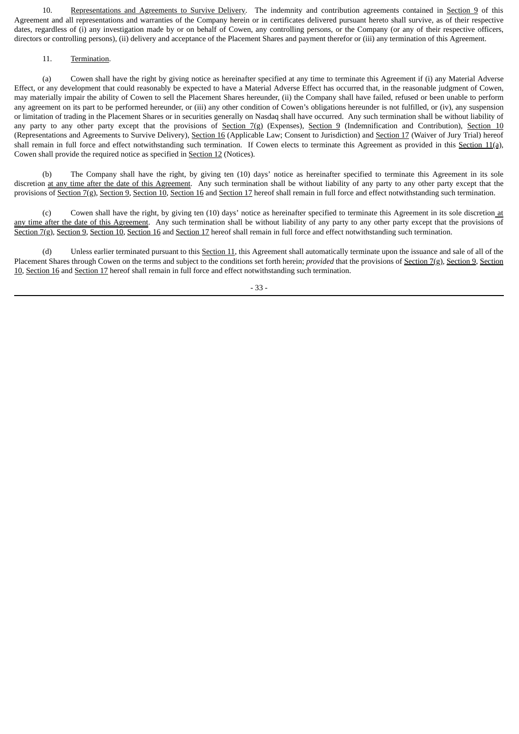10. Representations and Agreements to Survive Delivery. The indemnity and contribution agreements contained in Section 9 of this Agreement and all representations and warranties of the Company herein or in certificates delivered pursuant hereto shall survive, as of their respective dates, regardless of (i) any investigation made by or on behalf of Cowen, any controlling persons, or the Company (or any of their respective officers, directors or controlling persons), (ii) delivery and acceptance of the Placement Shares and payment therefor or (iii) any termination of this Agreement.

11. Termination.

(a) Cowen shall have the right by giving notice as hereinafter specified at any time to terminate this Agreement if (i) any Material Adverse Effect, or any development that could reasonably be expected to have a Material Adverse Effect has occurred that, in the reasonable judgment of Cowen, may materially impair the ability of Cowen to sell the Placement Shares hereunder, (ii) the Company shall have failed, refused or been unable to perform any agreement on its part to be performed hereunder, or (iii) any other condition of Cowen's obligations hereunder is not fulfilled, or (iv), any suspension or limitation of trading in the Placement Shares or in securities generally on Nasdaq shall have occurred. Any such termination shall be without liability of any party to any other party except that the provisions of Section 7(g) (Expenses), Section 9 (Indemnification and Contribution), Section 10 (Representations and Agreements to Survive Delivery), Section 16 (Applicable Law; Consent to Jurisdiction) and Section 17 (Waiver of Jury Trial) hereof shall remain in full force and effect notwithstanding such termination. If Cowen elects to terminate this Agreement as provided in this Section 11(a), Cowen shall provide the required notice as specified in Section 12 (Notices).

(b) The Company shall have the right, by giving ten (10) days' notice as hereinafter specified to terminate this Agreement in its sole discretion at any time after the date of this Agreement. Any such termination shall be without liability of any party to any other party except that the provisions of Section 7(g), Section 9, Section 10, Section 16 and Section 17 hereof shall remain in full force and effect notwithstanding such termination.

(c) Cowen shall have the right, by giving ten (10) days' notice as hereinafter specified to terminate this Agreement in its sole discretion at any time after the date of this Agreement. Any such termination shall be without liability of any party to any other party except that the provisions of Section 7(g), Section 9, Section 10, Section 16 and Section 17 hereof shall remain in full force and effect notwithstanding such termination.

(d) Unless earlier terminated pursuant to this Section 11, this Agreement shall automatically terminate upon the issuance and sale of all of the Placement Shares through Cowen on the terms and subject to the conditions set forth herein; *provided* that the provisions of Section 7(g), Section 9, Section 10, Section 16 and Section 17 hereof shall remain in full force and effect notwithstanding such termination.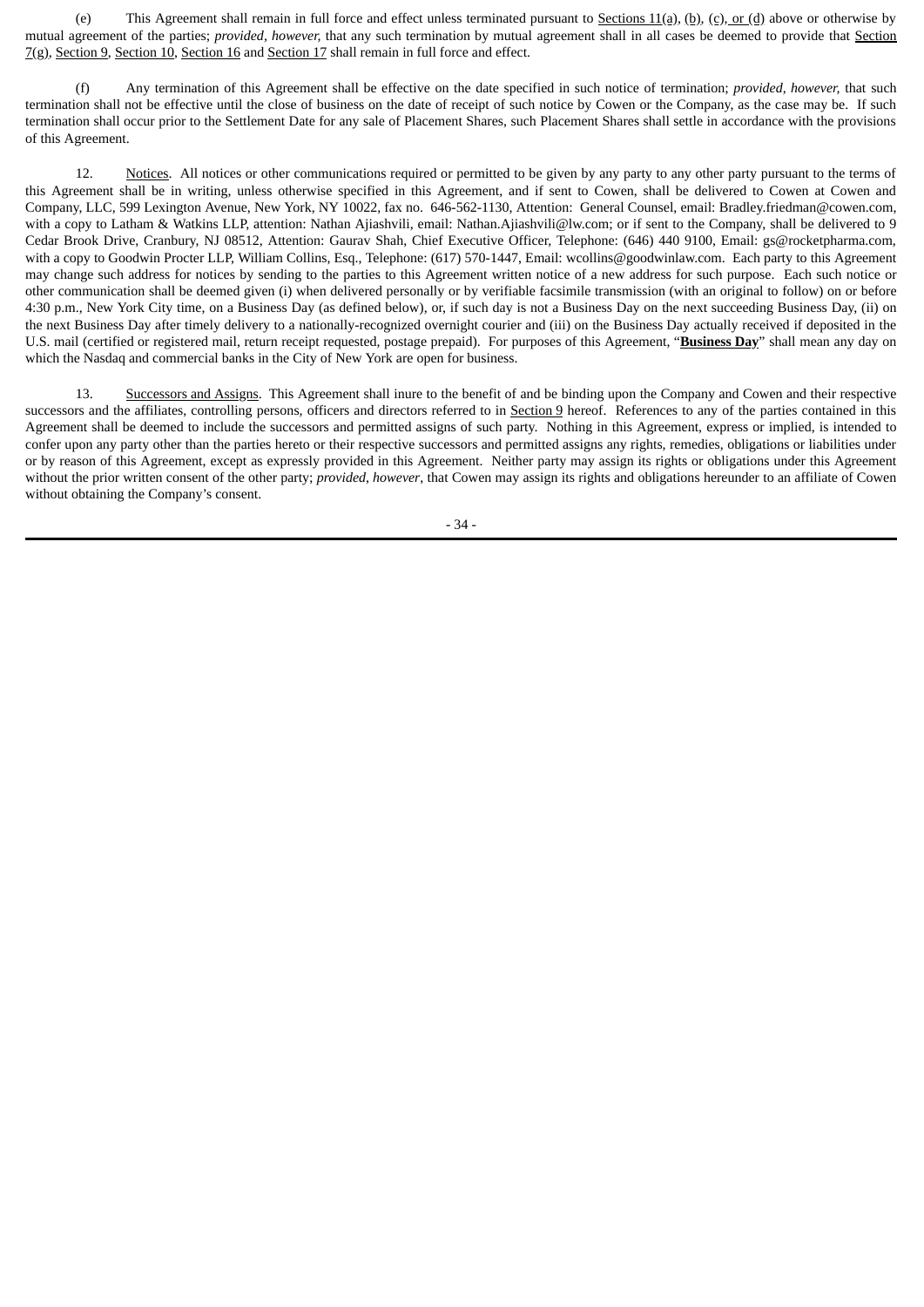(e) This Agreement shall remain in full force and effect unless terminated pursuant to Sections 11(a), (b), (c), or (d) above or otherwise by mutual agreement of the parties; *provided, however,* that any such termination by mutual agreement shall in all cases be deemed to provide that Section 7(g), Section 9, Section 10, Section 16 and Section 17 shall remain in full force and effect.

(f) Any termination of this Agreement shall be effective on the date specified in such notice of termination; *provided, however,* that such termination shall not be effective until the close of business on the date of receipt of such notice by Cowen or the Company, as the case may be. If such termination shall occur prior to the Settlement Date for any sale of Placement Shares, such Placement Shares shall settle in accordance with the provisions of this Agreement.

12. Notices. All notices or other communications required or permitted to be given by any party to any other party pursuant to the terms of this Agreement shall be in writing, unless otherwise specified in this Agreement, and if sent to Cowen, shall be delivered to Cowen at Cowen and Company, LLC, 599 Lexington Avenue, New York, NY 10022, fax no. 646-562-1130, Attention: General Counsel, email: Bradley.friedman@cowen.com, with a copy to Latham & Watkins LLP, attention: Nathan Ajiashvili, email: Nathan.Ajiashvili@lw.com; or if sent to the Company, shall be delivered to 9 Cedar Brook Drive, Cranbury, NJ 08512, Attention: Gaurav Shah, Chief Executive Officer, Telephone: (646) 440 9100, Email: gs@rocketpharma.com, with a copy to Goodwin Procter LLP, William Collins, Esq., Telephone: (617) 570-1447, Email: wcollins@goodwinlaw.com. Each party to this Agreement may change such address for notices by sending to the parties to this Agreement written notice of a new address for such purpose. Each such notice or other communication shall be deemed given (i) when delivered personally or by verifiable facsimile transmission (with an original to follow) on or before 4:30 p.m., New York City time, on a Business Day (as defined below), or, if such day is not a Business Day on the next succeeding Business Day, (ii) on the next Business Day after timely delivery to a nationally-recognized overnight courier and (iii) on the Business Day actually received if deposited in the U.S. mail (certified or registered mail, return receipt requested, postage prepaid). For purposes of this Agreement, "**Business Day**" shall mean any day on which the Nasdaq and commercial banks in the City of New York are open for business.

13. Successors and Assigns. This Agreement shall inure to the benefit of and be binding upon the Company and Cowen and their respective successors and the affiliates, controlling persons, officers and directors referred to in Section 9 hereof. References to any of the parties contained in this Agreement shall be deemed to include the successors and permitted assigns of such party. Nothing in this Agreement, express or implied, is intended to confer upon any party other than the parties hereto or their respective successors and permitted assigns any rights, remedies, obligations or liabilities under or by reason of this Agreement, except as expressly provided in this Agreement. Neither party may assign its rights or obligations under this Agreement without the prior written consent of the other party; *provided, however*, that Cowen may assign its rights and obligations hereunder to an affiliate of Cowen without obtaining the Company's consent.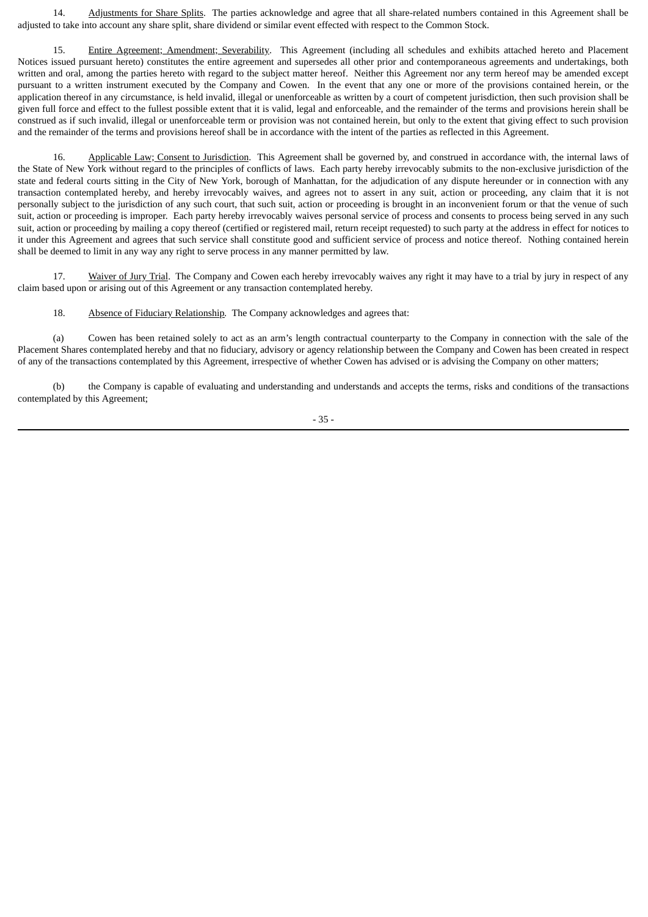14. Adjustments for Share Splits. The parties acknowledge and agree that all share-related numbers contained in this Agreement shall be adjusted to take into account any share split, share dividend or similar event effected with respect to the Common Stock.

15. Entire Agreement; Amendment; Severability. This Agreement (including all schedules and exhibits attached hereto and Placement Notices issued pursuant hereto) constitutes the entire agreement and supersedes all other prior and contemporaneous agreements and undertakings, both written and oral, among the parties hereto with regard to the subject matter hereof. Neither this Agreement nor any term hereof may be amended except pursuant to a written instrument executed by the Company and Cowen. In the event that any one or more of the provisions contained herein, or the application thereof in any circumstance, is held invalid, illegal or unenforceable as written by a court of competent jurisdiction, then such provision shall be given full force and effect to the fullest possible extent that it is valid, legal and enforceable, and the remainder of the terms and provisions herein shall be construed as if such invalid, illegal or unenforceable term or provision was not contained herein, but only to the extent that giving effect to such provision and the remainder of the terms and provisions hereof shall be in accordance with the intent of the parties as reflected in this Agreement.

16. Applicable Law; Consent to Jurisdiction. This Agreement shall be governed by, and construed in accordance with, the internal laws of the State of New York without regard to the principles of conflicts of laws. Each party hereby irrevocably submits to the non-exclusive jurisdiction of the state and federal courts sitting in the City of New York, borough of Manhattan, for the adjudication of any dispute hereunder or in connection with any transaction contemplated hereby, and hereby irrevocably waives, and agrees not to assert in any suit, action or proceeding, any claim that it is not personally subject to the jurisdiction of any such court, that such suit, action or proceeding is brought in an inconvenient forum or that the venue of such suit, action or proceeding is improper. Each party hereby irrevocably waives personal service of process and consents to process being served in any such suit, action or proceeding by mailing a copy thereof (certified or registered mail, return receipt requested) to such party at the address in effect for notices to it under this Agreement and agrees that such service shall constitute good and sufficient service of process and notice thereof. Nothing contained herein shall be deemed to limit in any way any right to serve process in any manner permitted by law.

17. Waiver of Jury Trial. The Company and Cowen each hereby irrevocably waives any right it may have to a trial by jury in respect of any claim based upon or arising out of this Agreement or any transaction contemplated hereby.

18. Absence of Fiduciary Relationship. The Company acknowledges and agrees that:

(a) Cowen has been retained solely to act as an arm's length contractual counterparty to the Company in connection with the sale of the Placement Shares contemplated hereby and that no fiduciary, advisory or agency relationship between the Company and Cowen has been created in respect of any of the transactions contemplated by this Agreement, irrespective of whether Cowen has advised or is advising the Company on other matters;

(b) the Company is capable of evaluating and understanding and understands and accepts the terms, risks and conditions of the transactions contemplated by this Agreement;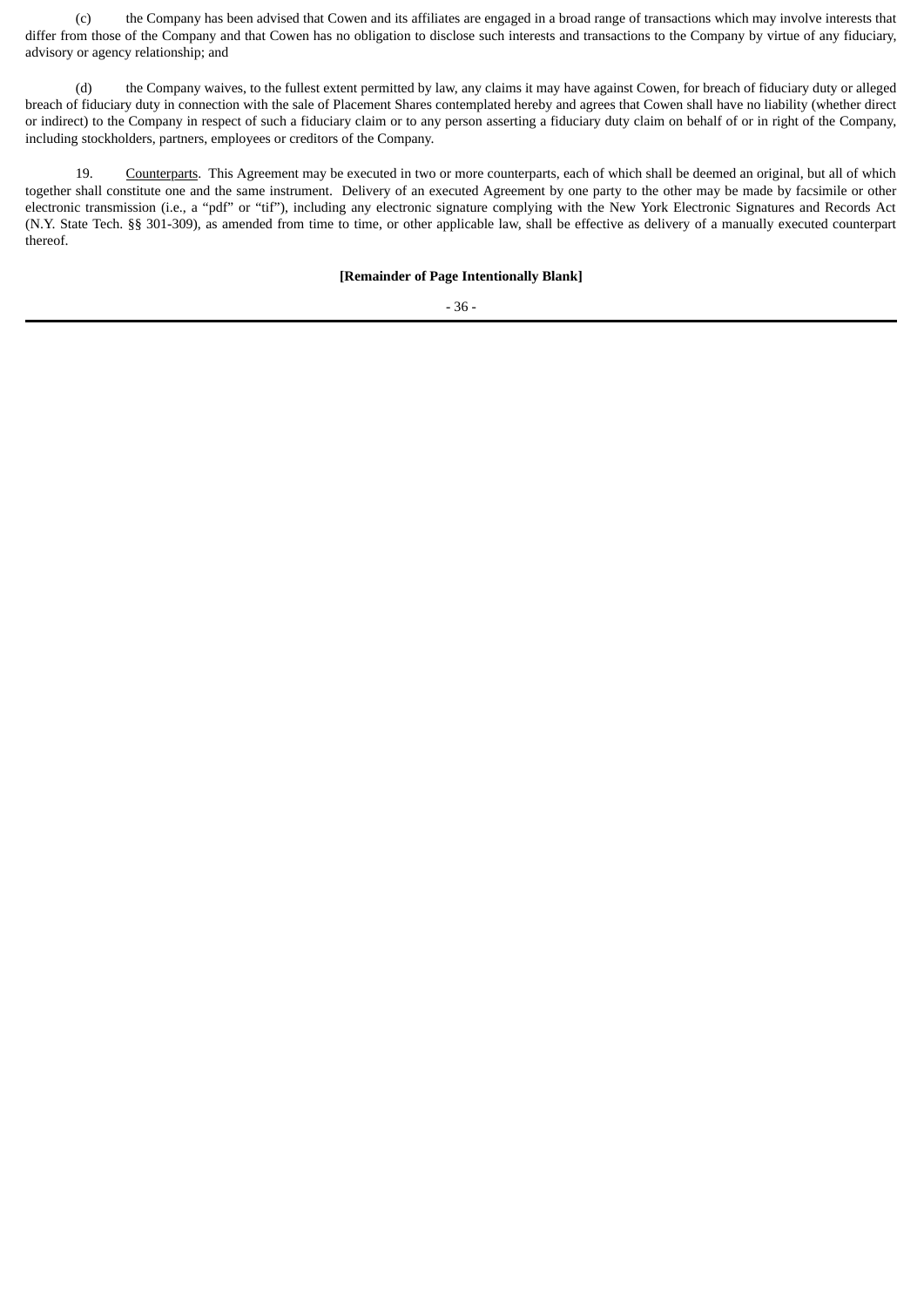(c) the Company has been advised that Cowen and its affiliates are engaged in a broad range of transactions which may involve interests that differ from those of the Company and that Cowen has no obligation to disclose such interests and transactions to the Company by virtue of any fiduciary, advisory or agency relationship; and

(d) the Company waives, to the fullest extent permitted by law, any claims it may have against Cowen, for breach of fiduciary duty or alleged breach of fiduciary duty in connection with the sale of Placement Shares contemplated hereby and agrees that Cowen shall have no liability (whether direct or indirect) to the Company in respect of such a fiduciary claim or to any person asserting a fiduciary duty claim on behalf of or in right of the Company, including stockholders, partners, employees or creditors of the Company.

19. Counterparts. This Agreement may be executed in two or more counterparts, each of which shall be deemed an original, but all of which together shall constitute one and the same instrument. Delivery of an executed Agreement by one party to the other may be made by facsimile or other electronic transmission (i.e., a "pdf" or "tif"), including any electronic signature complying with the New York Electronic Signatures and Records Act (N.Y. State Tech. §§ 301-309), as amended from time to time, or other applicable law, shall be effective as delivery of a manually executed counterpart thereof.

**[Remainder of Page Intentionally Blank]**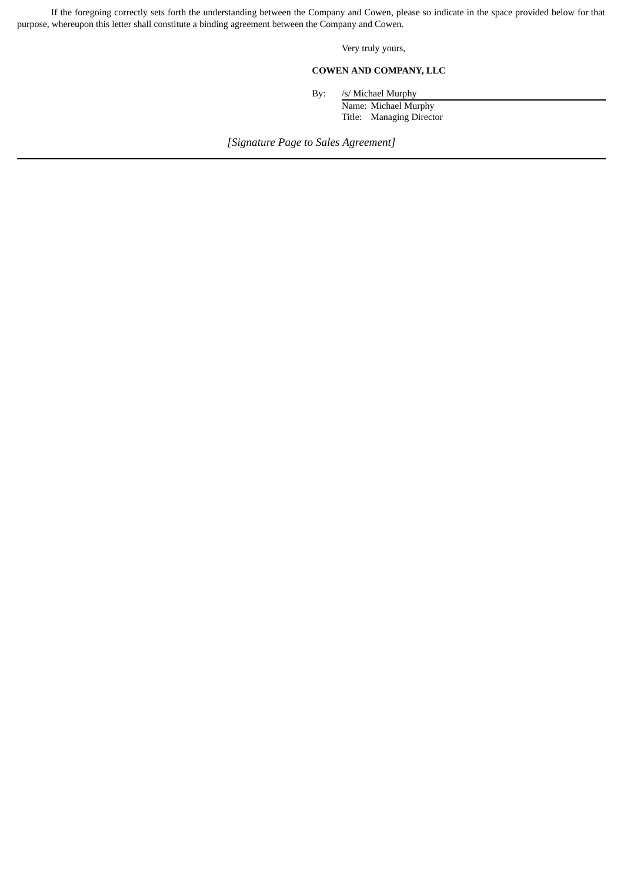If the foregoing correctly sets forth the understanding between the Company and Cowen, please so indicate in the space provided below for that purpose, whereupon this letter shall constitute a binding agreement between the Company and Cowen.

Very truly yours,

**COWEN AND COMPANY, LLC**

By: /s/ Michael Murphy
Name: Michael Murphy
Title: Managing Director

*[Signature Page to Sales Agreement]*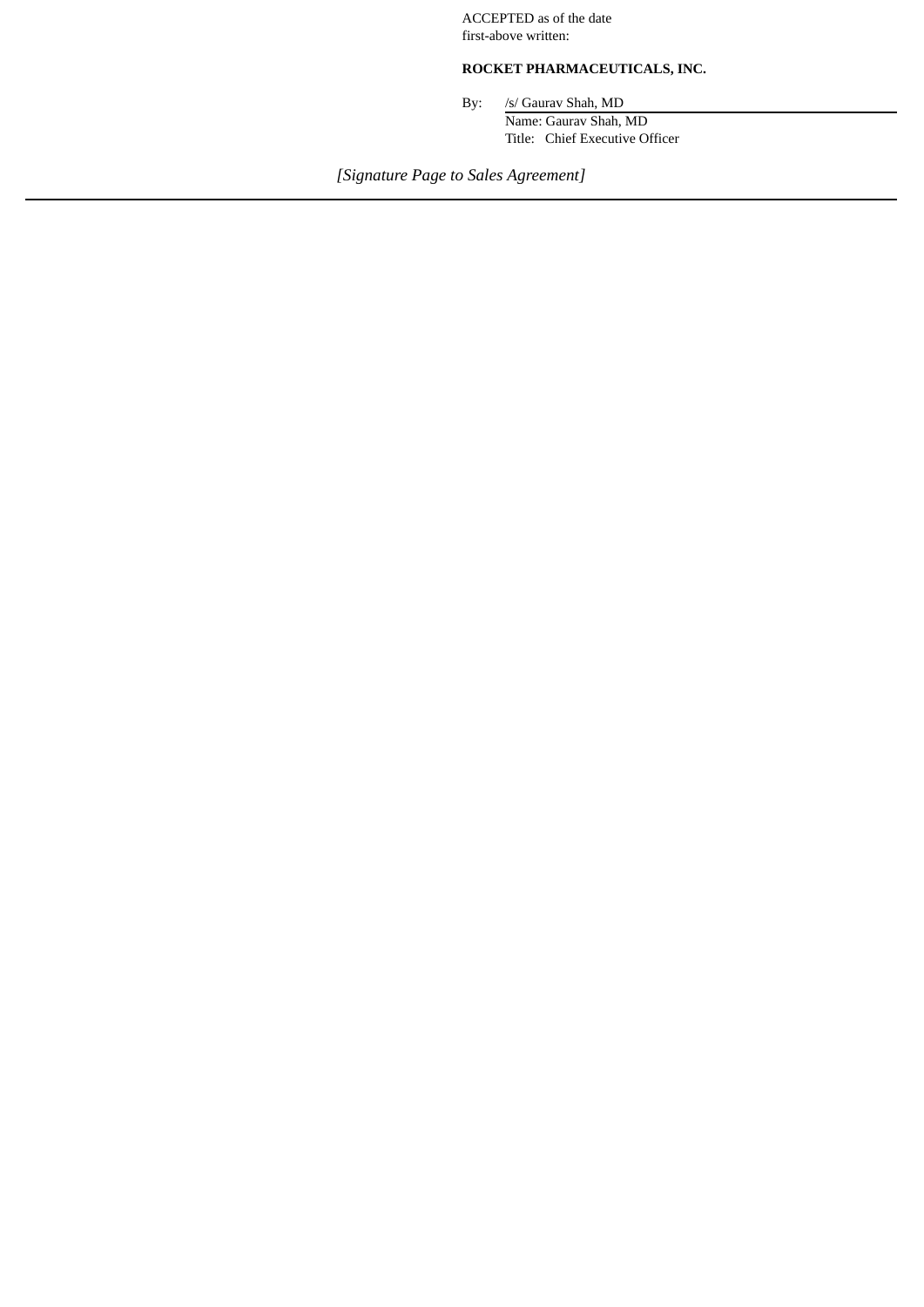ACCEPTED as of the date
first-above written:

**ROCKET PHARMACEUTICALS, INC.**

By: /s/ Gaurav Shah, MD
Name: Gaurav Shah, MD
Title: Chief Executive Officer

*[Signature Page to Sales Agreement]*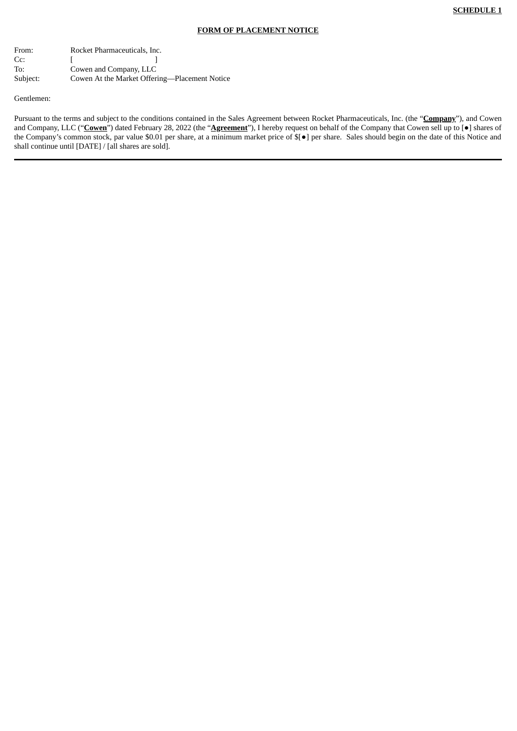**SCHEDULE 1**

**FORM OF PLACEMENT NOTICE**

From: Rocket Pharmaceuticals, Inc.
Cc: [ ]
To: Cowen and Company, LLC
Subject: Cowen At the Market Offering—Placement Notice

Gentlemen:

Pursuant to the terms and subject to the conditions contained in the Sales Agreement between Rocket Pharmaceuticals, Inc. (the "**Company**"), and Cowen and Company, LLC ("**Cowen**") dated February 28, 2022 (the "**Agreement**"), I hereby request on behalf of the Company that Cowen sell up to [●] shares of the Company's common stock, par value $0.01 per share, at a minimum market price of $[●] per share. Sales should begin on the date of this Notice and shall continue until [DATE] / [all shares are sold].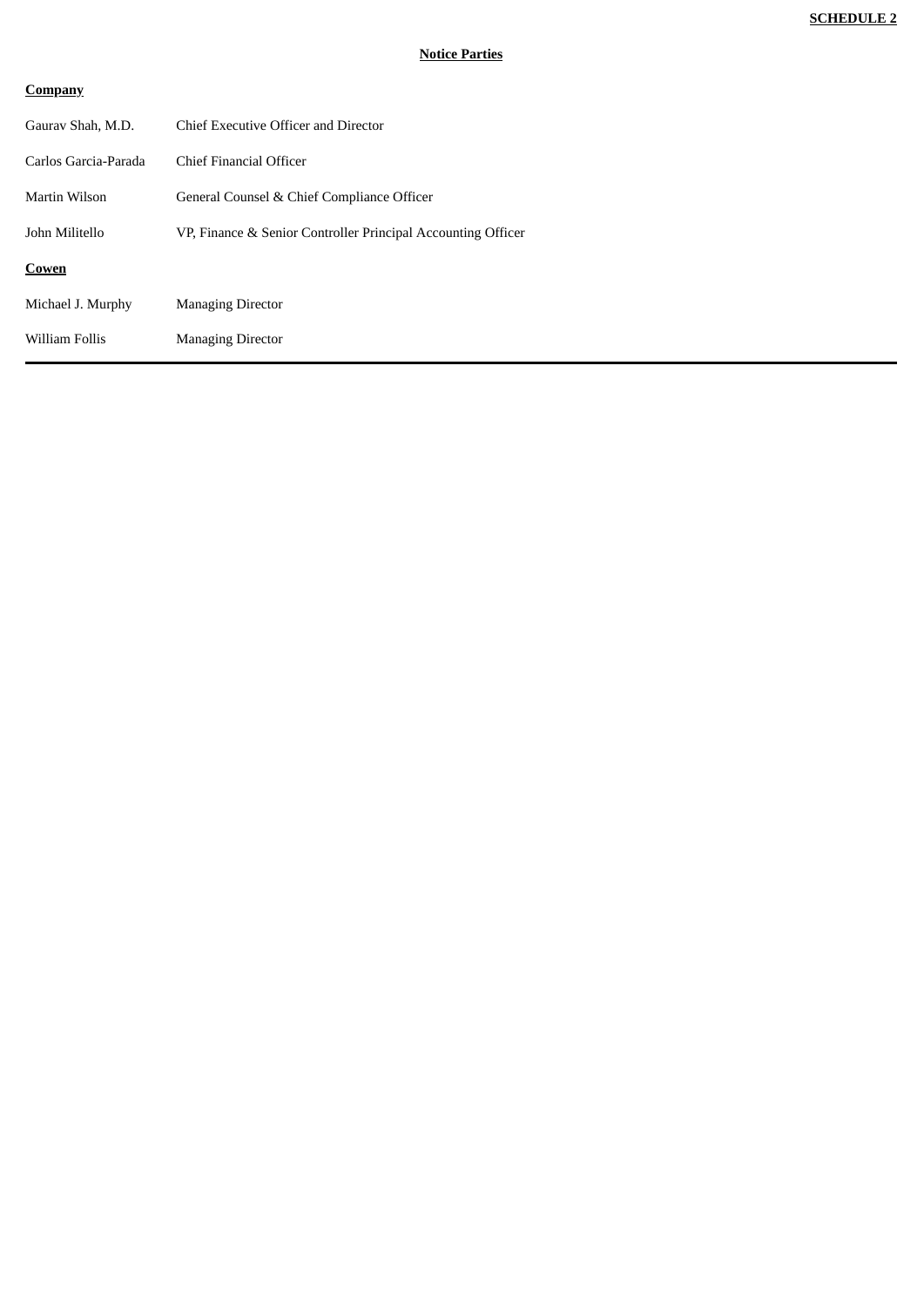**SCHEDULE 2**

**Notice Parties**

**Company**

| | |
|---|---|
| Gaurav Shah, M.D. | Chief Executive Officer and Director |
| Carlos Garcia-Parada | Chief Financial Officer |
| Martin Wilson | General Counsel & Chief Compliance Officer |
| John Militello | VP, Finance & Senior Controller Principal Accounting Officer |

**Cowen**

| | |
|---|---|
| Michael J. Murphy | Managing Director |
| William Follis | Managing Director |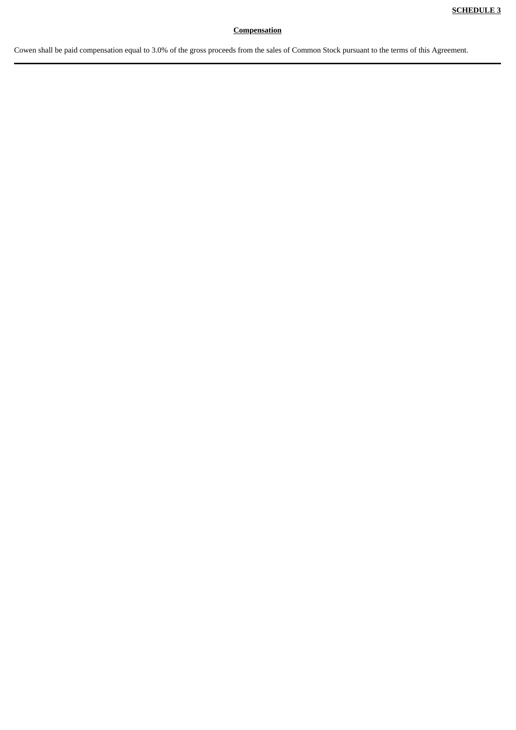**SCHEDULE 3**

## Compensation

Cowen shall be paid compensation equal to 3.0% of the gross proceeds from the sales of Common Stock pursuant to the terms of this Agreement.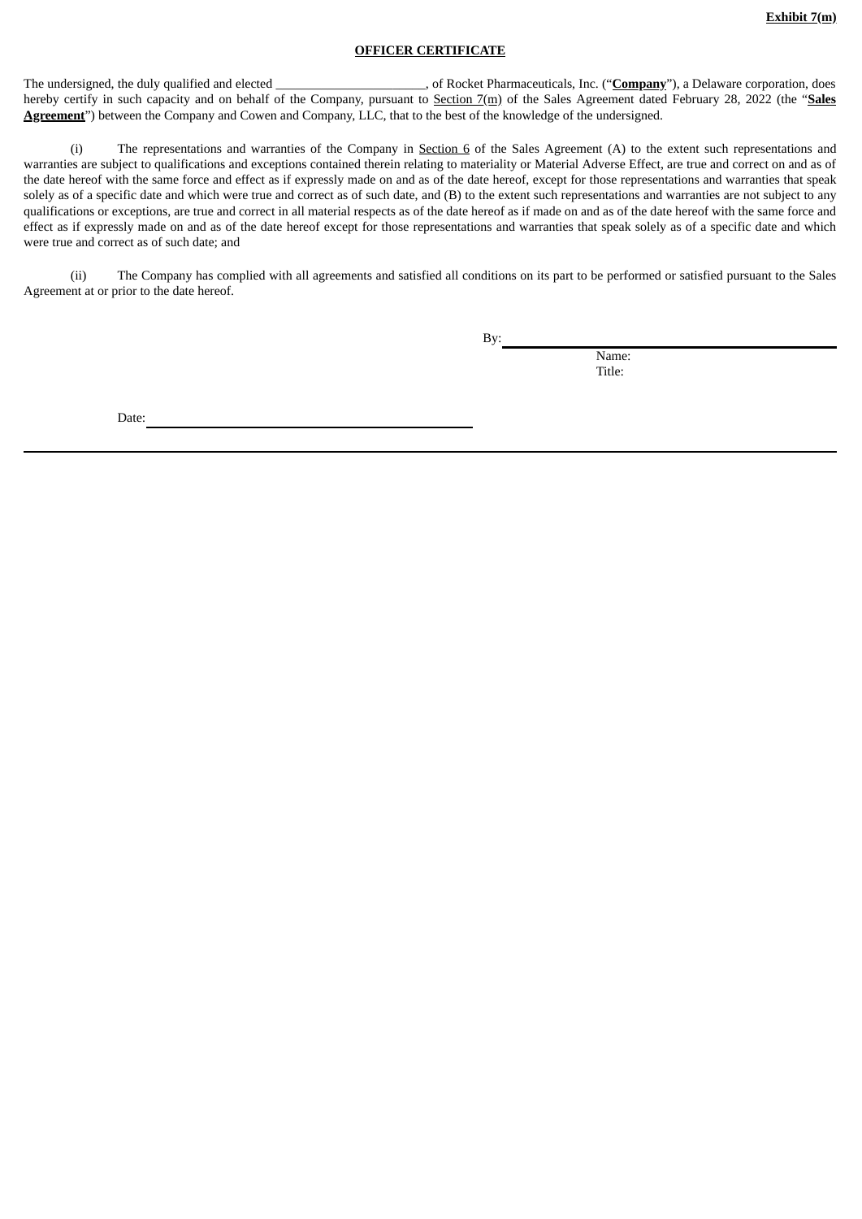**Exhibit 7(m)**

**OFFICER CERTIFICATE**

The undersigned, the duly qualified and elected _______________________, of Rocket Pharmaceuticals, Inc. ("**Company**"), a Delaware corporation, does hereby certify in such capacity and on behalf of the Company, pursuant to Section 7(m) of the Sales Agreement dated February 28, 2022 (the "**Sales Agreement**") between the Company and Cowen and Company, LLC, that to the best of the knowledge of the undersigned.

(i) The representations and warranties of the Company in Section 6 of the Sales Agreement (A) to the extent such representations and warranties are subject to qualifications and exceptions contained therein relating to materiality or Material Adverse Effect, are true and correct on and as of the date hereof with the same force and effect as if expressly made on and as of the date hereof, except for those representations and warranties that speak solely as of a specific date and which were true and correct as of such date, and (B) to the extent such representations and warranties are not subject to any qualifications or exceptions, are true and correct in all material respects as of the date hereof as if made on and as of the date hereof with the same force and effect as if expressly made on and as of the date hereof except for those representations and warranties that speak solely as of a specific date and which were true and correct as of such date; and

(ii) The Company has complied with all agreements and satisfied all conditions on its part to be performed or satisfied pursuant to the Sales Agreement at or prior to the date hereof.

By: ______________________________
Name:
Title:

Date: ______________________________